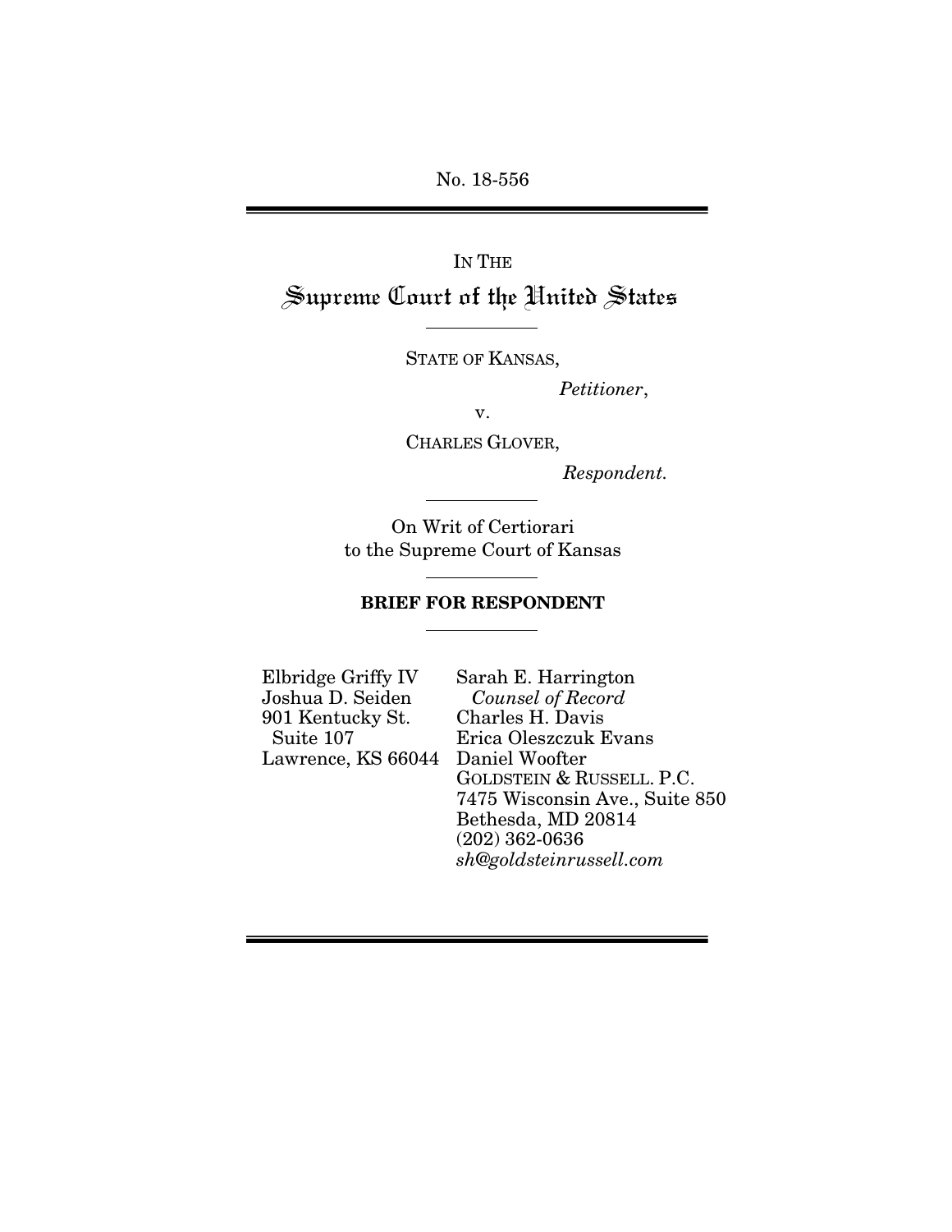No. 18-556

IN THE

# Supreme Court of the United States

STATE OF KANSAS,

*Petitioner*,

v.

CHARLES GLOVER,

*Respondent.*

On Writ of Certiorari
to the Supreme Court of Kansas

**BRIEF FOR RESPONDENT**

Elbridge Griffy IV
Joshua D. Seiden
901 Kentucky St.
Suite 107
Lawrence, KS 66044

Sarah E. Harrington
*Counsel of Record*
Charles H. Davis
Erica Oleszczuk Evans
Daniel Woofter
GOLDSTEIN & RUSSELL. P.C.
7475 Wisconsin Ave., Suite 850
Bethesda, MD 20814
(202) 362-0636
*sh@goldsteinrussell.com*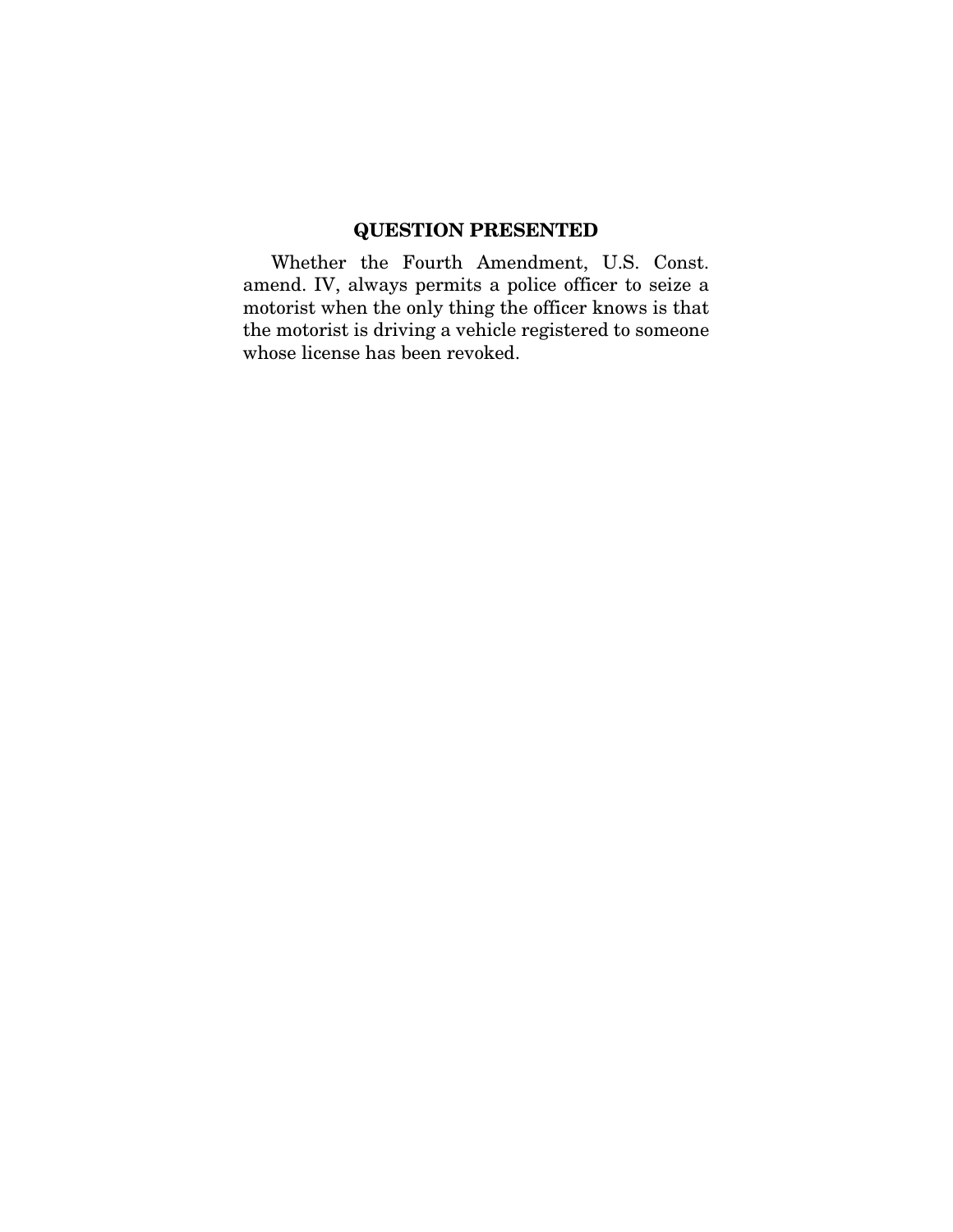## QUESTION PRESENTED

Whether the Fourth Amendment, U.S. Const. amend. IV, always permits a police officer to seize a motorist when the only thing the officer knows is that the motorist is driving a vehicle registered to someone whose license has been revoked.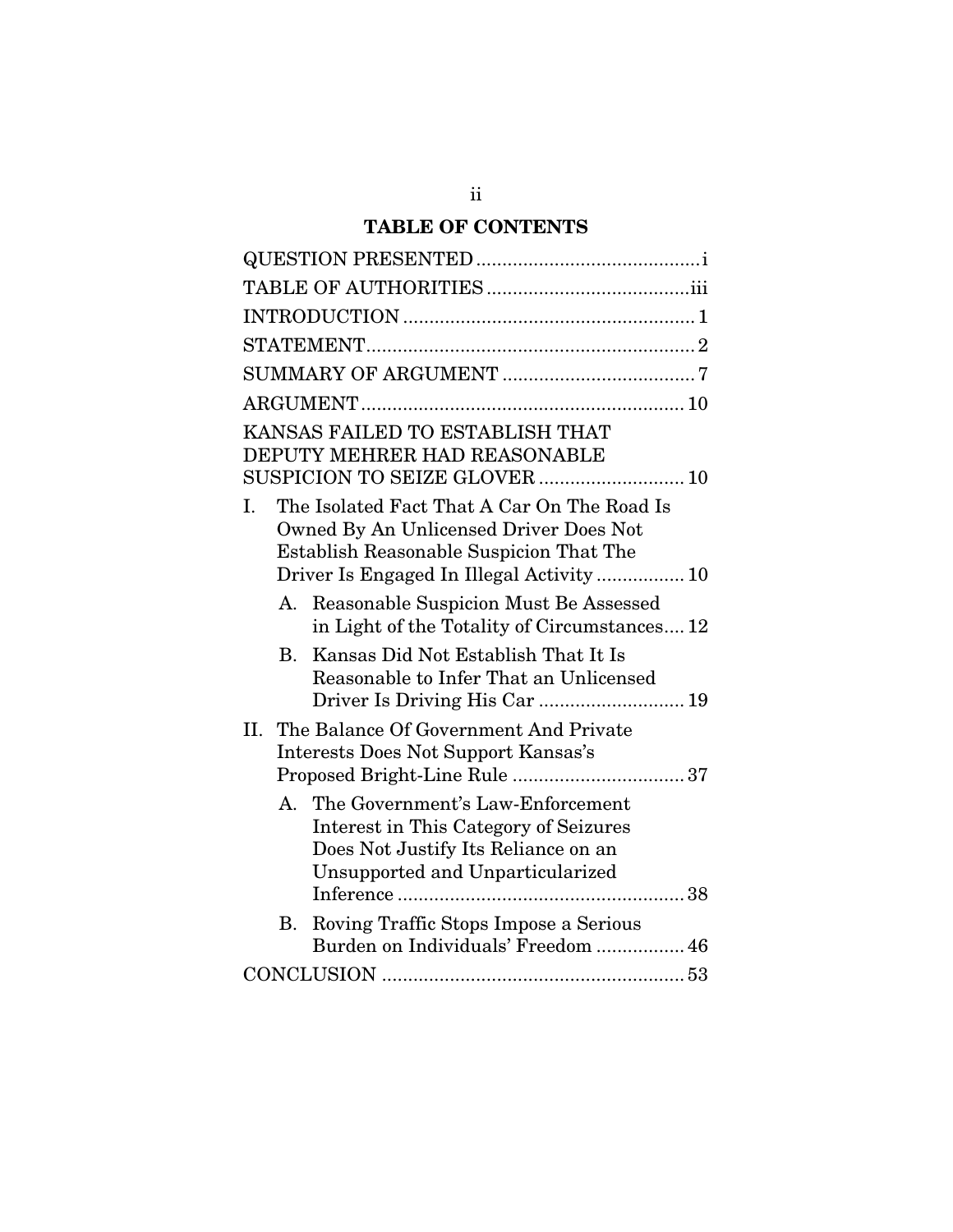## TABLE OF CONTENTS

QUESTION PRESENTED ........................................... i

TABLE OF AUTHORITIES ....................................... iii

INTRODUCTION ........................................................ 1

STATEMENT ............................................................... 2

SUMMARY OF ARGUMENT ..................................... 7

ARGUMENT ............................................................. 10

KANSAS FAILED TO ESTABLISH THAT DEPUTY MEHRER HAD REASONABLE SUSPICION TO SEIZE GLOVER ............................ 10

I. The Isolated Fact That A Car On The Road Is Owned By An Unlicensed Driver Does Not Establish Reasonable Suspicion That The Driver Is Engaged In Illegal Activity ................. 10

   A. Reasonable Suspicion Must Be Assessed in Light of the Totality of Circumstances.... 12

   B. Kansas Did Not Establish That It Is Reasonable to Infer That an Unlicensed Driver Is Driving His Car ............................ 19

II. The Balance Of Government And Private Interests Does Not Support Kansas's Proposed Bright-Line Rule ................................. 37

   A. The Government's Law-Enforcement Interest in This Category of Seizures Does Not Justify Its Reliance on an Unsupported and Unparticularized Inference ....................................................... 38

   B. Roving Traffic Stops Impose a Serious Burden on Individuals' Freedom ................. 46

CONCLUSION .......................................................... 53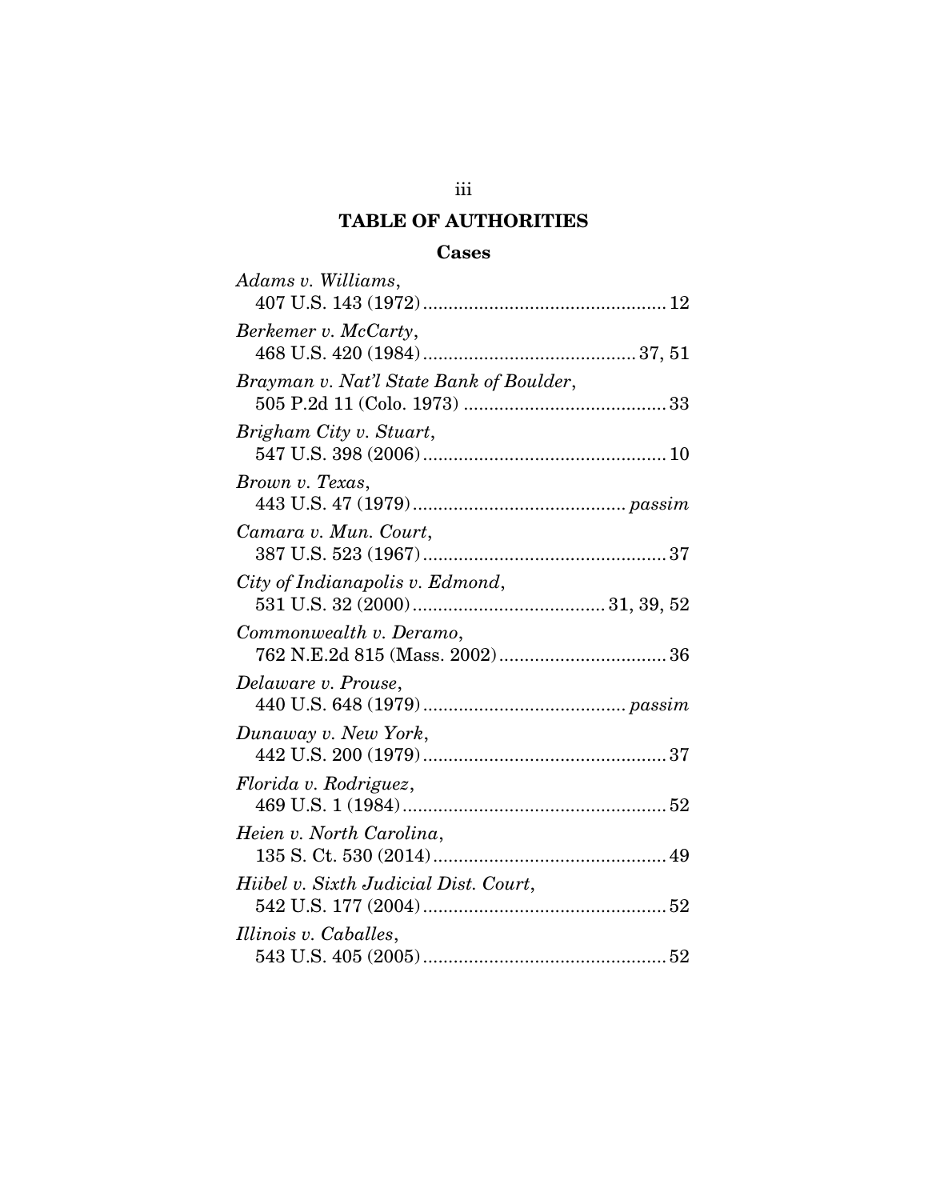## TABLE OF AUTHORITIES

### Cases

*Adams v. Williams*,
407 U.S. 143 (1972) ............................................... 12

*Berkemer v. McCarty*,
468 U.S. 420 (1984) ......................................... 37, 51

*Brayman v. Nat'l State Bank of Boulder*,
505 P.2d 11 (Colo. 1973) ....................................... 33

*Brigham City v. Stuart*,
547 U.S. 398 (2006) ............................................... 10

*Brown v. Texas*,
443 U.S. 47 (1979) ......................................... *passim*

*Camara v. Mun. Court*,
387 U.S. 523 (1967) ............................................... 37

*City of Indianapolis v. Edmond*,
531 U.S. 32 (2000) ..................................... 31, 39, 52

*Commonwealth v. Deramo*,
762 N.E.2d 815 (Mass. 2002) ................................ 36

*Delaware v. Prouse*,
440 U.S. 648 (1979) ....................................... *passim*

*Dunaway v. New York*,
442 U.S. 200 (1979) ............................................... 37

*Florida v. Rodriguez*,
469 U.S. 1 (1984) ................................................... 52

*Heien v. North Carolina*,
135 S. Ct. 530 (2014) ............................................. 49

*Hiibel v. Sixth Judicial Dist. Court*,
542 U.S. 177 (2004) ............................................... 52

*Illinois v. Caballes*,
543 U.S. 405 (2005) ............................................... 52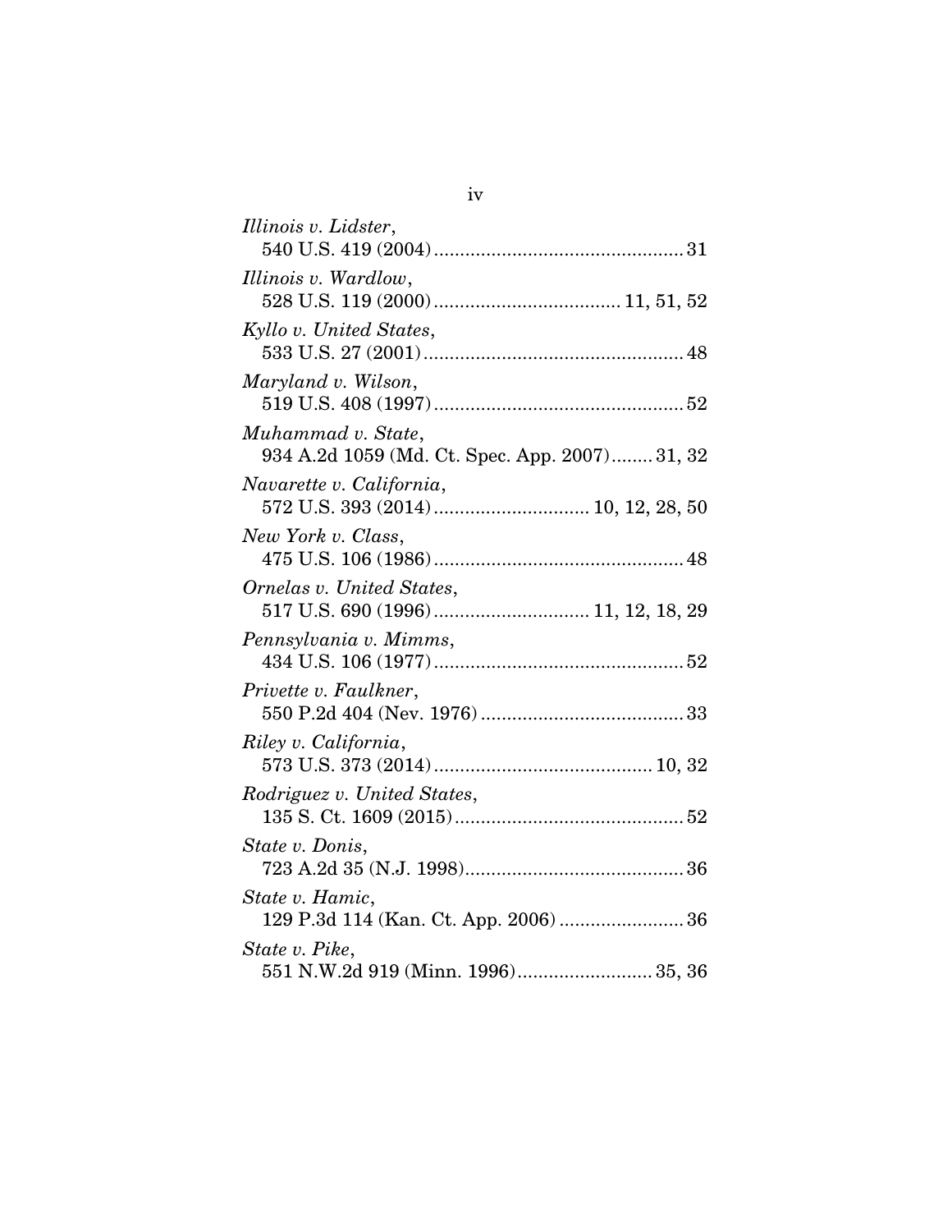*Illinois v. Lidster*,
540 U.S. 419 (2004) ................................................ 31

*Illinois v. Wardlow*,
528 U.S. 119 (2000) .................................... 11, 51, 52

*Kyllo v. United States*,
533 U.S. 27 (2001) .................................................. 48

*Maryland v. Wilson*,
519 U.S. 408 (1997) ................................................ 52

*Muhammad v. State*,
934 A.2d 1059 (Md. Ct. Spec. App. 2007) ........ 31, 32

*Navarette v. California*,
572 U.S. 393 (2014) .............................. 10, 12, 28, 50

*New York v. Class*,
475 U.S. 106 (1986) ................................................ 48

*Ornelas v. United States*,
517 U.S. 690 (1996) .............................. 11, 12, 18, 29

*Pennsylvania v. Mimms*,
434 U.S. 106 (1977) ................................................ 52

*Privette v. Faulkner*,
550 P.2d 404 (Nev. 1976) ....................................... 33

*Riley v. California*,
573 U.S. 373 (2014) .......................................... 10, 32

*Rodriguez v. United States*,
135 S. Ct. 1609 (2015) ............................................ 52

*State v. Donis*,
723 A.2d 35 (N.J. 1998) .......................................... 36

*State v. Hamic*,
129 P.3d 114 (Kan. Ct. App. 2006) ........................ 36

*State v. Pike*,
551 N.W.2d 919 (Minn. 1996) .......................... 35, 36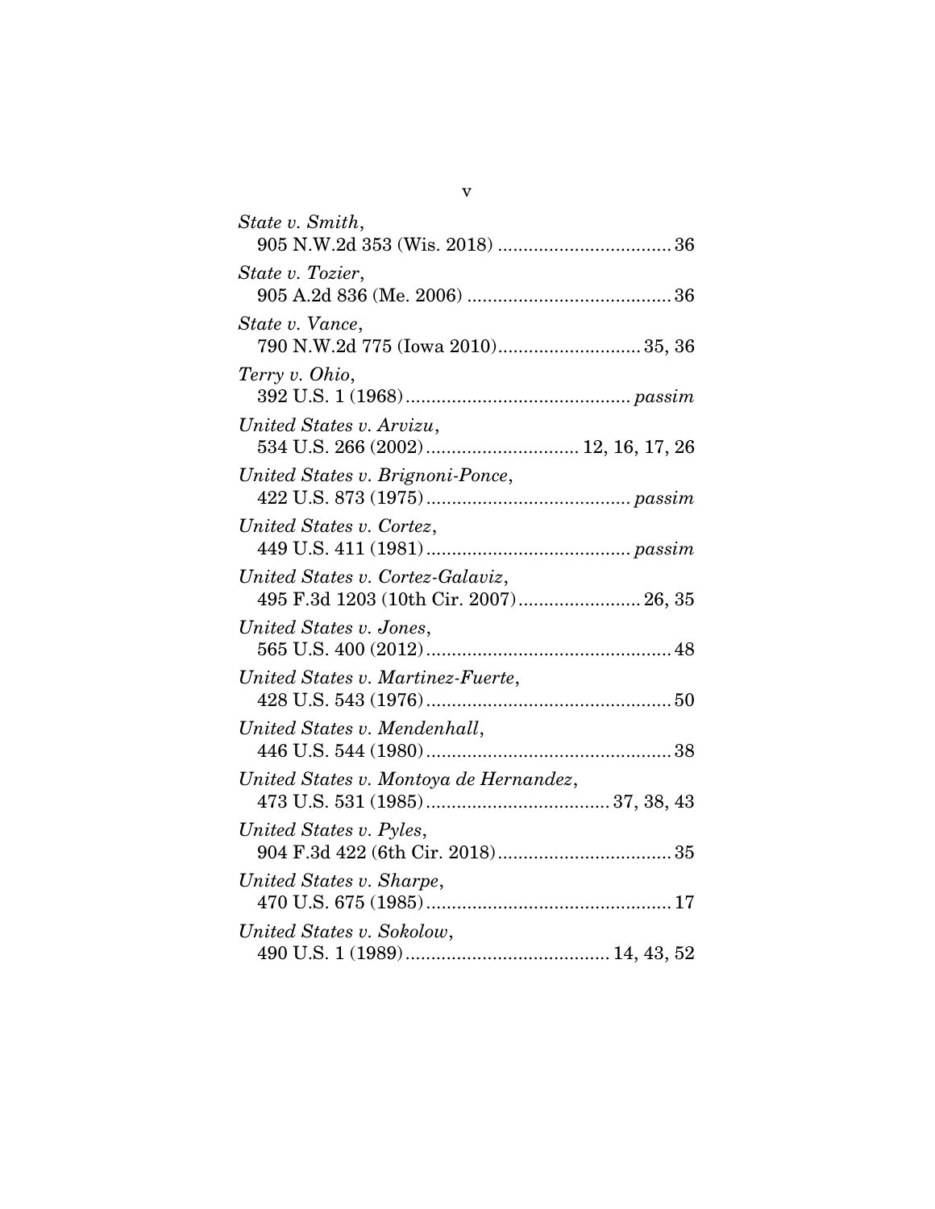*State v. Smith*,
905 N.W.2d 353 (Wis. 2018) .................................. 36

*State v. Tozier*,
905 A.2d 836 (Me. 2006) ........................................ 36

*State v. Vance*,
790 N.W.2d 775 (Iowa 2010)............................ 35, 36

*Terry v. Ohio*,
392 U.S. 1 (1968)............................................ *passim*

*United States v. Arvizu*,
534 U.S. 266 (2002).............................. 12, 16, 17, 26

*United States v. Brignoni-Ponce*,
422 U.S. 873 (1975)........................................ *passim*

*United States v. Cortez*,
449 U.S. 411 (1981)........................................ *passim*

*United States v. Cortez-Galaviz*,
495 F.3d 1203 (10th Cir. 2007)........................ 26, 35

*United States v. Jones*,
565 U.S. 400 (2012)................................................ 48

*United States v. Martinez-Fuerte*,
428 U.S. 543 (1976)................................................ 50

*United States v. Mendenhall*,
446 U.S. 544 (1980)................................................ 38

*United States v. Montoya de Hernandez*,
473 U.S. 531 (1985).................................... 37, 38, 43

*United States v. Pyles*,
904 F.3d 422 (6th Cir. 2018).................................. 35

*United States v. Sharpe*,
470 U.S. 675 (1985)................................................ 17

*United States v. Sokolow*,
490 U.S. 1 (1989)........................................ 14, 43, 52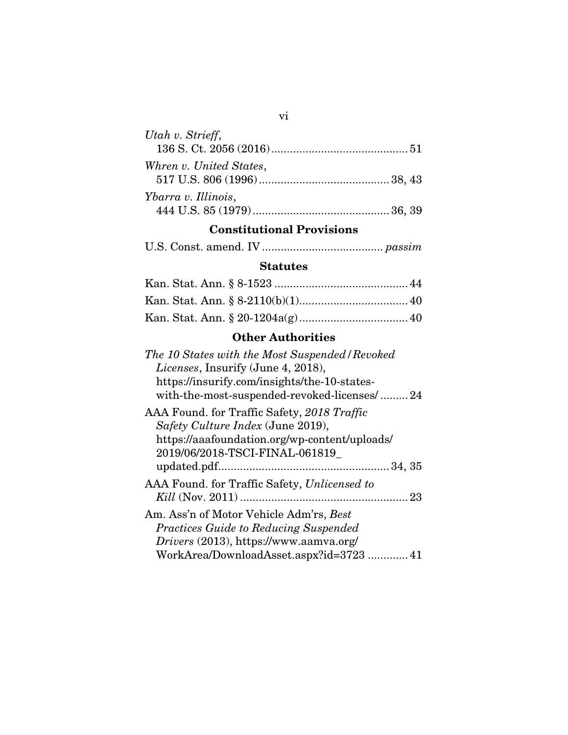*Utah v. Strieff*,
136 S. Ct. 2056 (2016) ........................................... 51

*Whren v. United States*,
517 U.S. 806 (1996) ......................................... 38, 43

*Ybarra v. Illinois*,
444 U.S. 85 (1979) ........................................... 36, 39

## Constitutional Provisions

U.S. Const. amend. IV ...................................... *passim*

## Statutes

Kan. Stat. Ann. § 8-1523 .......................................... 44

Kan. Stat. Ann. § 8-2110(b)(1).................................. 40

Kan. Stat. Ann. § 20-1204a(g) .................................. 40

## Other Authorities

*The 10 States with the Most Suspended/Revoked Licenses*, Insurify (June 4, 2018), https://insurify.com/insights/the-10-states-with-the-most-suspended-revoked-licenses/ ......... 24

AAA Found. for Traffic Safety, *2018 Traffic Safety Culture Index* (June 2019), https://aaafoundation.org/wp-content/uploads/2019/06/2018-TSCI-FINAL-061819_updated.pdf...................................................... 34, 35

AAA Found. for Traffic Safety, *Unlicensed to Kill* (Nov. 2011) ..................................................... 23

Am. Ass'n of Motor Vehicle Adm'rs, *Best Practices Guide to Reducing Suspended Drivers* (2013), https://www.aamva.org/WorkArea/DownloadAsset.aspx?id=3723 ............. 41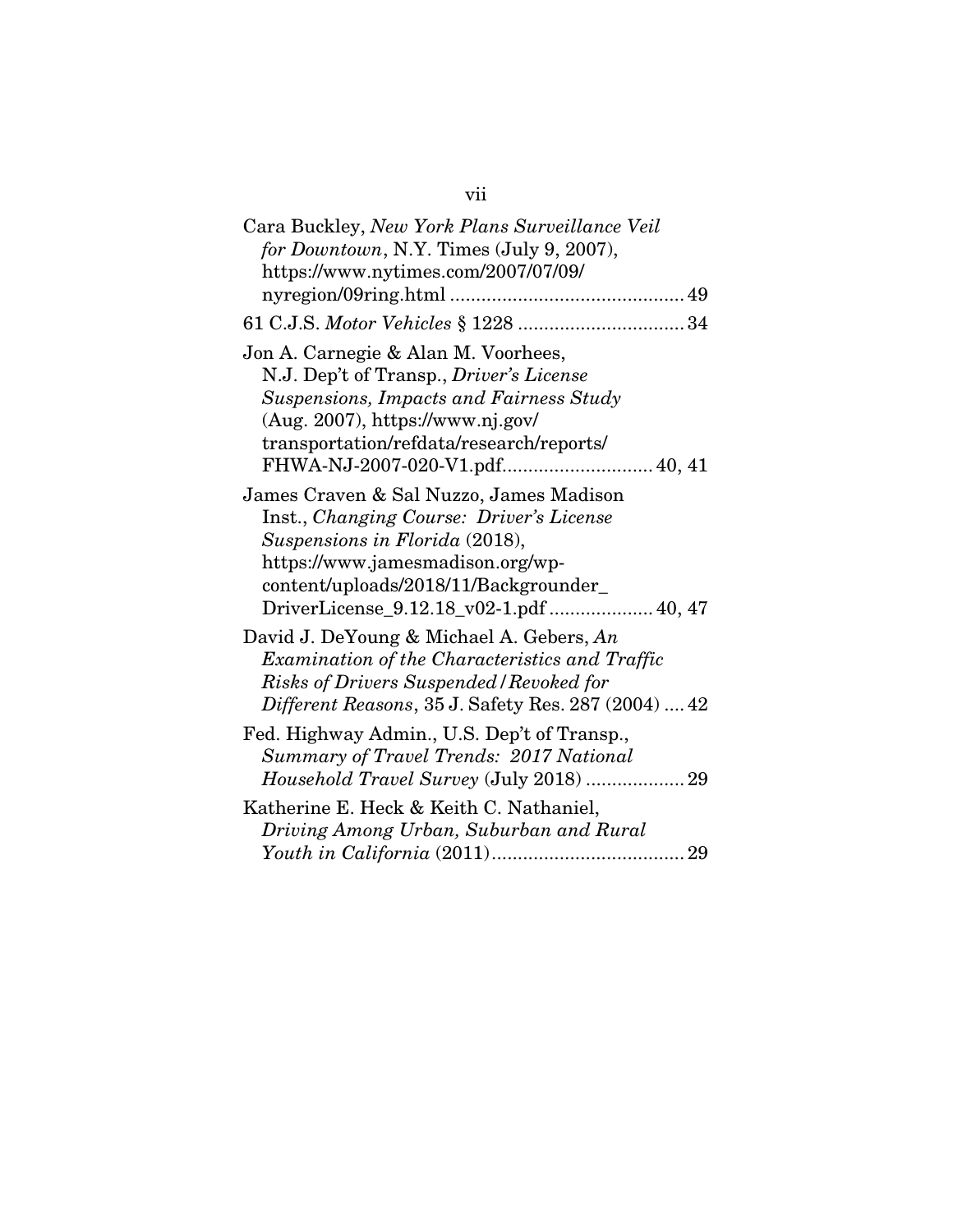Cara Buckley, *New York Plans Surveillance Veil for Downtown*, N.Y. Times (July 9, 2007), https://www.nytimes.com/2007/07/09/nyregion/09ring.html ............................................ 49

61 C.J.S. *Motor Vehicles* § 1228 ................................ 34

Jon A. Carnegie & Alan M. Voorhees, N.J. Dep't of Transp., *Driver's License Suspensions, Impacts and Fairness Study* (Aug. 2007), https://www.nj.gov/transportation/refdata/research/reports/FHWA-NJ-2007-020-V1.pdf............................ 40, 41

James Craven & Sal Nuzzo, James Madison Inst., *Changing Course: Driver's License Suspensions in Florida* (2018), https://www.jamesmadison.org/wp-content/uploads/2018/11/Backgrounder_DriverLicense_9.12.18_v02-1.pdf .................... 40, 47

David J. DeYoung & Michael A. Gebers, *An Examination of the Characteristics and Traffic Risks of Drivers Suspended/Revoked for Different Reasons*, 35 J. Safety Res. 287 (2004) .... 42

Fed. Highway Admin., U.S. Dep't of Transp., *Summary of Travel Trends: 2017 National Household Travel Survey* (July 2018) ................... 29

Katherine E. Heck & Keith C. Nathaniel, *Driving Among Urban, Suburban and Rural Youth in California* (2011)..................................... 29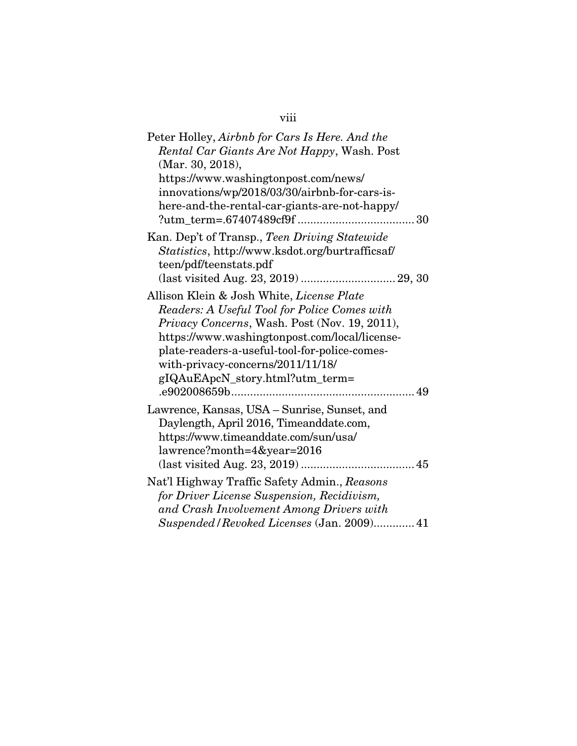Peter Holley, *Airbnb for Cars Is Here. And the Rental Car Giants Are Not Happy*, Wash. Post (Mar. 30, 2018), https://www.washingtonpost.com/news/innovations/wp/2018/03/30/airbnb-for-cars-is-here-and-the-rental-car-giants-are-not-happy/?utm_term=.67407489cf9f ..................................... 30

Kan. Dep't of Transp., *Teen Driving Statewide Statistics*, http://www.ksdot.org/burtrafficsaf/teen/pdf/teenstats.pdf (last visited Aug. 23, 2019) .............................. 29, 30

Allison Klein & Josh White, *License Plate Readers: A Useful Tool for Police Comes with Privacy Concerns*, Wash. Post (Nov. 19, 2011), https://www.washingtonpost.com/local/license-plate-readers-a-useful-tool-for-police-comes-with-privacy-concerns/2011/11/18/gIQAuEApcN_story.html?utm_term=.e902008659b......................................................... 49

Lawrence, Kansas, USA – Sunrise, Sunset, and Daylength, April 2016, Timeanddate.com, https://www.timeanddate.com/sun/usa/lawrence?month=4&year=2016 (last visited Aug. 23, 2019) .................................... 45

Nat'l Highway Traffic Safety Admin., *Reasons for Driver License Suspension, Recidivism, and Crash Involvement Among Drivers with Suspended/Revoked Licenses* (Jan. 2009)............. 41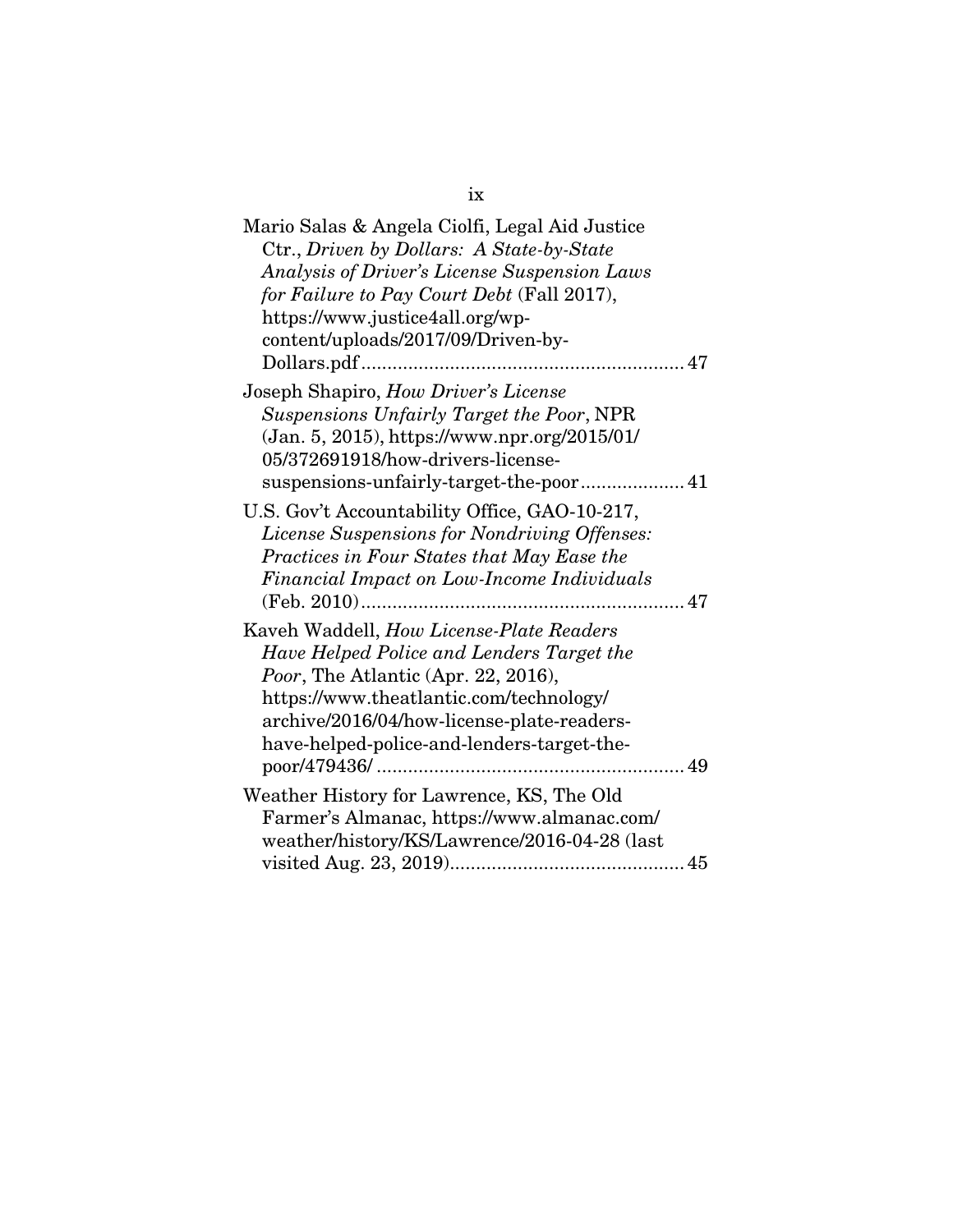Mario Salas & Angela Ciolfi, Legal Aid Justice Ctr., *Driven by Dollars: A State-by-State Analysis of Driver's License Suspension Laws for Failure to Pay Court Debt* (Fall 2017), https://www.justice4all.org/wp-content/uploads/2017/09/Driven-by-Dollars.pdf .............................................................. 47

Joseph Shapiro, *How Driver's License Suspensions Unfairly Target the Poor*, NPR (Jan. 5, 2015), https://www.npr.org/2015/01/05/372691918/how-drivers-license-suspensions-unfairly-target-the-poor.................... 41

U.S. Gov't Accountability Office, GAO-10-217, *License Suspensions for Nondriving Offenses: Practices in Four States that May Ease the Financial Impact on Low-Income Individuals* (Feb. 2010)............................................................. 47

Kaveh Waddell, *How License-Plate Readers Have Helped Police and Lenders Target the Poor*, The Atlantic (Apr. 22, 2016), https://www.theatlantic.com/technology/archive/2016/04/how-license-plate-readers-have-helped-police-and-lenders-target-the-poor/479436/ .......................................................... 49

Weather History for Lawrence, KS, The Old Farmer's Almanac, https://www.almanac.com/weather/history/KS/Lawrence/2016-04-28 (last visited Aug. 23, 2019)............................................ 45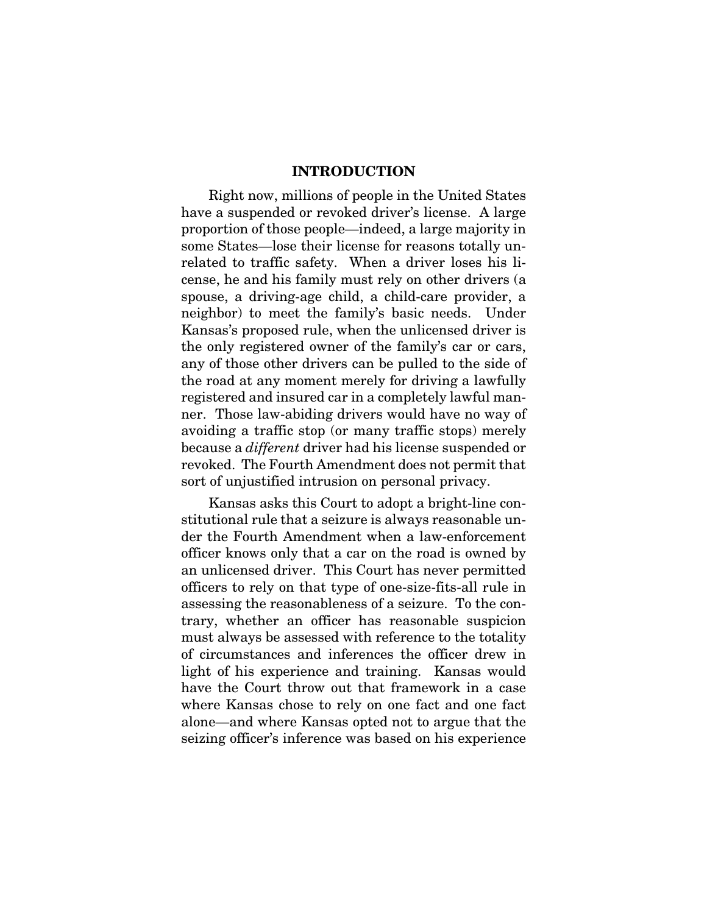## INTRODUCTION

Right now, millions of people in the United States have a suspended or revoked driver's license. A large proportion of those people—indeed, a large majority in some States—lose their license for reasons totally unrelated to traffic safety. When a driver loses his license, he and his family must rely on other drivers (a spouse, a driving-age child, a child-care provider, a neighbor) to meet the family's basic needs. Under Kansas's proposed rule, when the unlicensed driver is the only registered owner of the family's car or cars, any of those other drivers can be pulled to the side of the road at any moment merely for driving a lawfully registered and insured car in a completely lawful manner. Those law-abiding drivers would have no way of avoiding a traffic stop (or many traffic stops) merely because a *different* driver had his license suspended or revoked. The Fourth Amendment does not permit that sort of unjustified intrusion on personal privacy.

Kansas asks this Court to adopt a bright-line constitutional rule that a seizure is always reasonable under the Fourth Amendment when a law-enforcement officer knows only that a car on the road is owned by an unlicensed driver. This Court has never permitted officers to rely on that type of one-size-fits-all rule in assessing the reasonableness of a seizure. To the contrary, whether an officer has reasonable suspicion must always be assessed with reference to the totality of circumstances and inferences the officer drew in light of his experience and training. Kansas would have the Court throw out that framework in a case where Kansas chose to rely on one fact and one fact alone—and where Kansas opted not to argue that the seizing officer's inference was based on his experience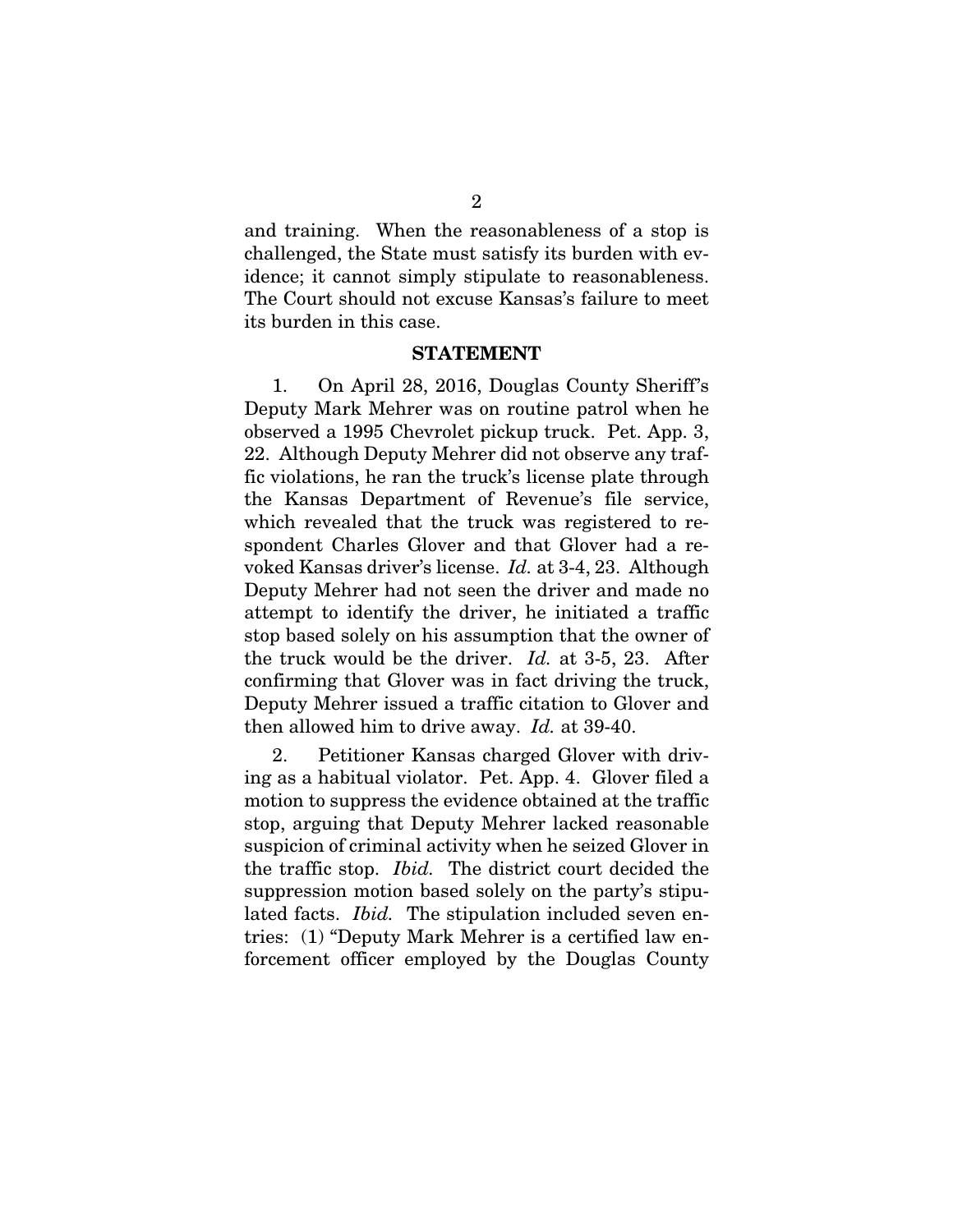and training. When the reasonableness of a stop is challenged, the State must satisfy its burden with evidence; it cannot simply stipulate to reasonableness. The Court should not excuse Kansas's failure to meet its burden in this case.

## STATEMENT

1. On April 28, 2016, Douglas County Sheriff's Deputy Mark Mehrer was on routine patrol when he observed a 1995 Chevrolet pickup truck. Pet. App. 3, 22. Although Deputy Mehrer did not observe any traffic violations, he ran the truck's license plate through the Kansas Department of Revenue's file service, which revealed that the truck was registered to respondent Charles Glover and that Glover had a revoked Kansas driver's license. *Id.* at 3-4, 23. Although Deputy Mehrer had not seen the driver and made no attempt to identify the driver, he initiated a traffic stop based solely on his assumption that the owner of the truck would be the driver. *Id.* at 3-5, 23. After confirming that Glover was in fact driving the truck, Deputy Mehrer issued a traffic citation to Glover and then allowed him to drive away. *Id.* at 39-40.

2. Petitioner Kansas charged Glover with driving as a habitual violator. Pet. App. 4. Glover filed a motion to suppress the evidence obtained at the traffic stop, arguing that Deputy Mehrer lacked reasonable suspicion of criminal activity when he seized Glover in the traffic stop. *Ibid.* The district court decided the suppression motion based solely on the party's stipulated facts. *Ibid.* The stipulation included seven entries: (1) "Deputy Mark Mehrer is a certified law enforcement officer employed by the Douglas County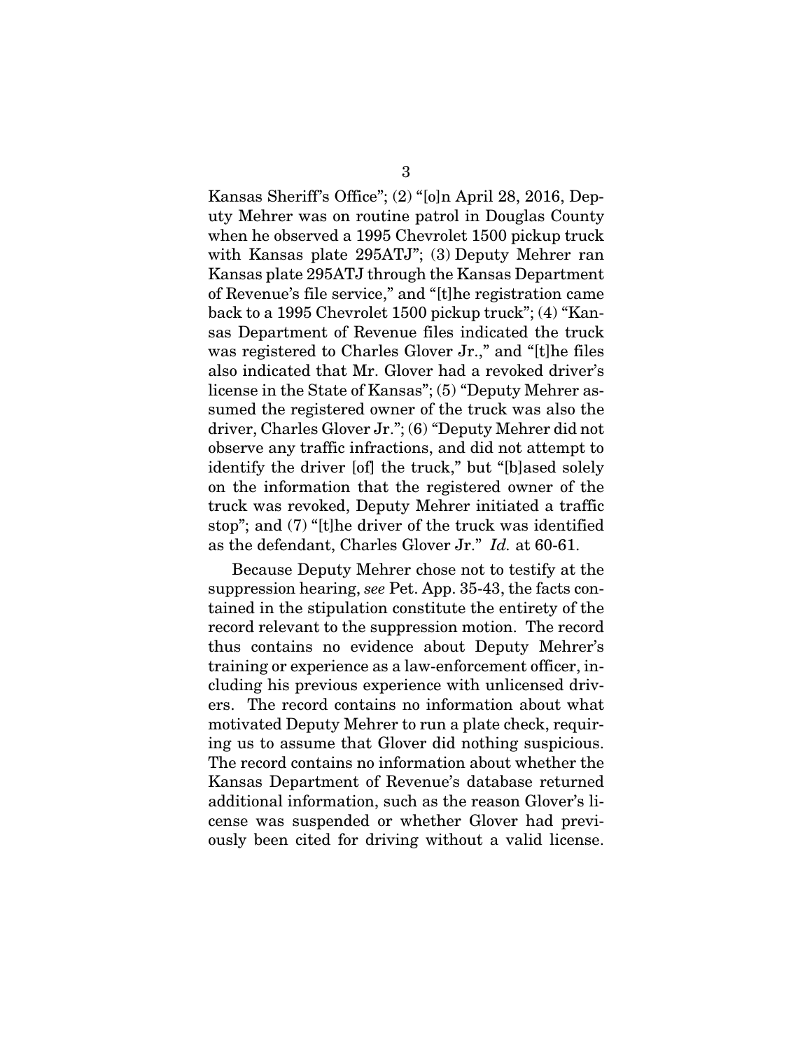Kansas Sheriff's Office"; (2) "[o]n April 28, 2016, Deputy Mehrer was on routine patrol in Douglas County when he observed a 1995 Chevrolet 1500 pickup truck with Kansas plate 295ATJ"; (3) Deputy Mehrer ran Kansas plate 295ATJ through the Kansas Department of Revenue's file service," and "[t]he registration came back to a 1995 Chevrolet 1500 pickup truck"; (4) "Kansas Department of Revenue files indicated the truck was registered to Charles Glover Jr.," and "[t]he files also indicated that Mr. Glover had a revoked driver's license in the State of Kansas"; (5) "Deputy Mehrer assumed the registered owner of the truck was also the driver, Charles Glover Jr."; (6) "Deputy Mehrer did not observe any traffic infractions, and did not attempt to identify the driver [of] the truck," but "[b]ased solely on the information that the registered owner of the truck was revoked, Deputy Mehrer initiated a traffic stop"; and (7) "[t]he driver of the truck was identified as the defendant, Charles Glover Jr." *Id.* at 60-61.

Because Deputy Mehrer chose not to testify at the suppression hearing, *see* Pet. App. 35-43, the facts contained in the stipulation constitute the entirety of the record relevant to the suppression motion. The record thus contains no evidence about Deputy Mehrer's training or experience as a law-enforcement officer, including his previous experience with unlicensed drivers. The record contains no information about what motivated Deputy Mehrer to run a plate check, requiring us to assume that Glover did nothing suspicious. The record contains no information about whether the Kansas Department of Revenue's database returned additional information, such as the reason Glover's license was suspended or whether Glover had previously been cited for driving without a valid license.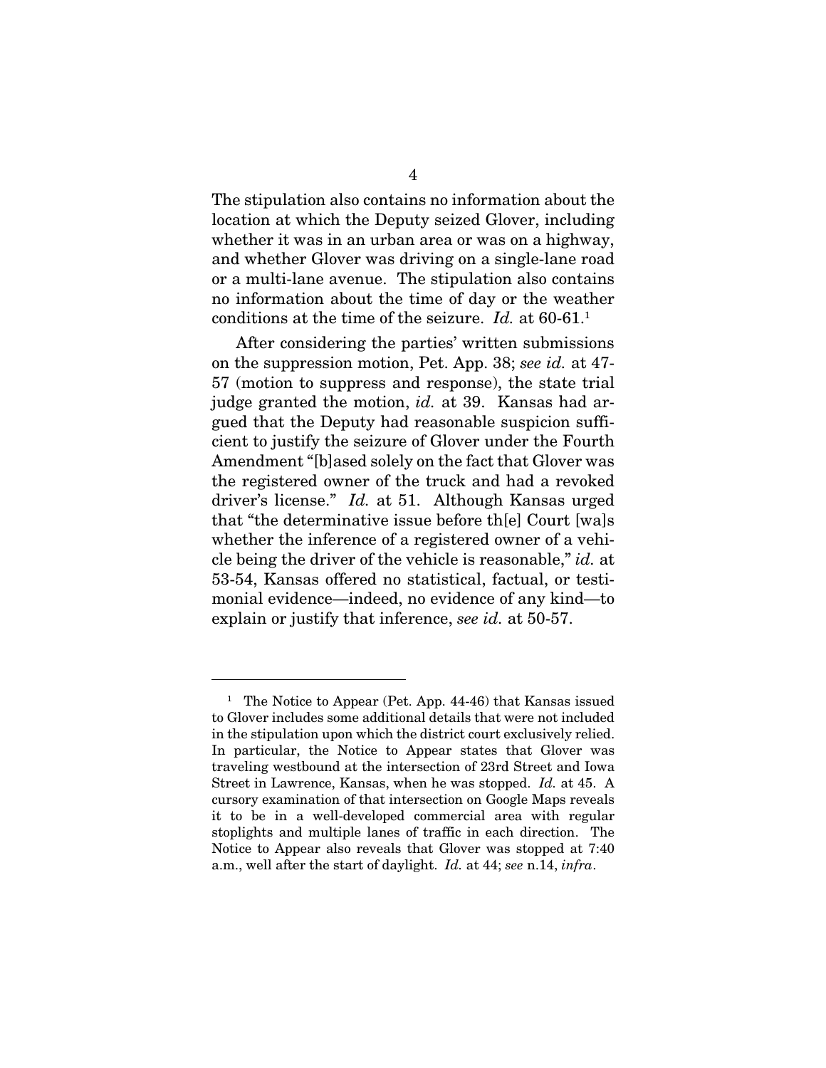The stipulation also contains no information about the location at which the Deputy seized Glover, including whether it was in an urban area or was on a highway, and whether Glover was driving on a single-lane road or a multi-lane avenue. The stipulation also contains no information about the time of day or the weather conditions at the time of the seizure. *Id.* at 60-61.[1]

After considering the parties' written submissions on the suppression motion, Pet. App. 38; *see id.* at 47-57 (motion to suppress and response), the state trial judge granted the motion, *id.* at 39. Kansas had argued that the Deputy had reasonable suspicion sufficient to justify the seizure of Glover under the Fourth Amendment "[b]ased solely on the fact that Glover was the registered owner of the truck and had a revoked driver's license." *Id.* at 51. Although Kansas urged that "the determinative issue before th[e] Court [wa]s whether the inference of a registered owner of a vehicle being the driver of the vehicle is reasonable," *id.* at 53-54, Kansas offered no statistical, factual, or testimonial evidence—indeed, no evidence of any kind—to explain or justify that inference, *see id.* at 50-57.

---

[1] The Notice to Appear (Pet. App. 44-46) that Kansas issued to Glover includes some additional details that were not included in the stipulation upon which the district court exclusively relied. In particular, the Notice to Appear states that Glover was traveling westbound at the intersection of 23rd Street and Iowa Street in Lawrence, Kansas, when he was stopped. *Id.* at 45. A cursory examination of that intersection on Google Maps reveals it to be in a well-developed commercial area with regular stoplights and multiple lanes of traffic in each direction. The Notice to Appear also reveals that Glover was stopped at 7:40 a.m., well after the start of daylight. *Id.* at 44; *see* n.14, *infra*.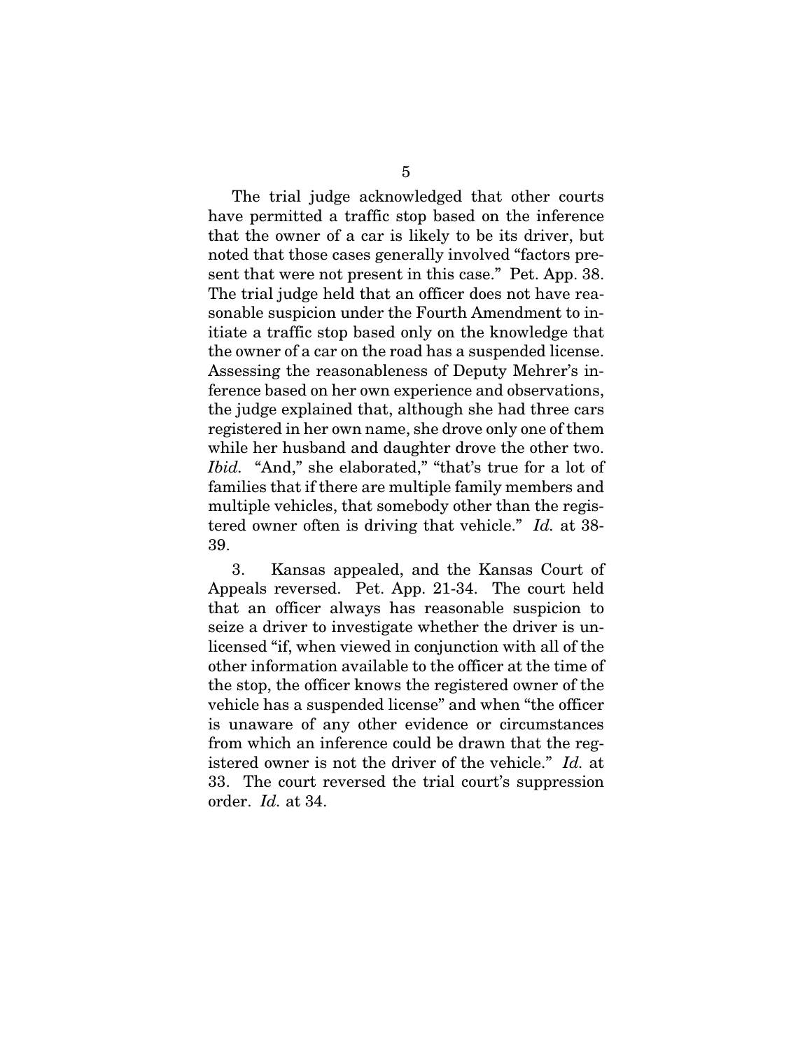The trial judge acknowledged that other courts have permitted a traffic stop based on the inference that the owner of a car is likely to be its driver, but noted that those cases generally involved "factors present that were not present in this case." Pet. App. 38. The trial judge held that an officer does not have reasonable suspicion under the Fourth Amendment to initiate a traffic stop based only on the knowledge that the owner of a car on the road has a suspended license. Assessing the reasonableness of Deputy Mehrer's inference based on her own experience and observations, the judge explained that, although she had three cars registered in her own name, she drove only one of them while her husband and daughter drove the other two. *Ibid.* "And," she elaborated," "that's true for a lot of families that if there are multiple family members and multiple vehicles, that somebody other than the registered owner often is driving that vehicle." *Id.* at 38-39.

3. Kansas appealed, and the Kansas Court of Appeals reversed. Pet. App. 21-34. The court held that an officer always has reasonable suspicion to seize a driver to investigate whether the driver is unlicensed "if, when viewed in conjunction with all of the other information available to the officer at the time of the stop, the officer knows the registered owner of the vehicle has a suspended license" and when "the officer is unaware of any other evidence or circumstances from which an inference could be drawn that the registered owner is not the driver of the vehicle." *Id.* at 33. The court reversed the trial court's suppression order. *Id.* at 34.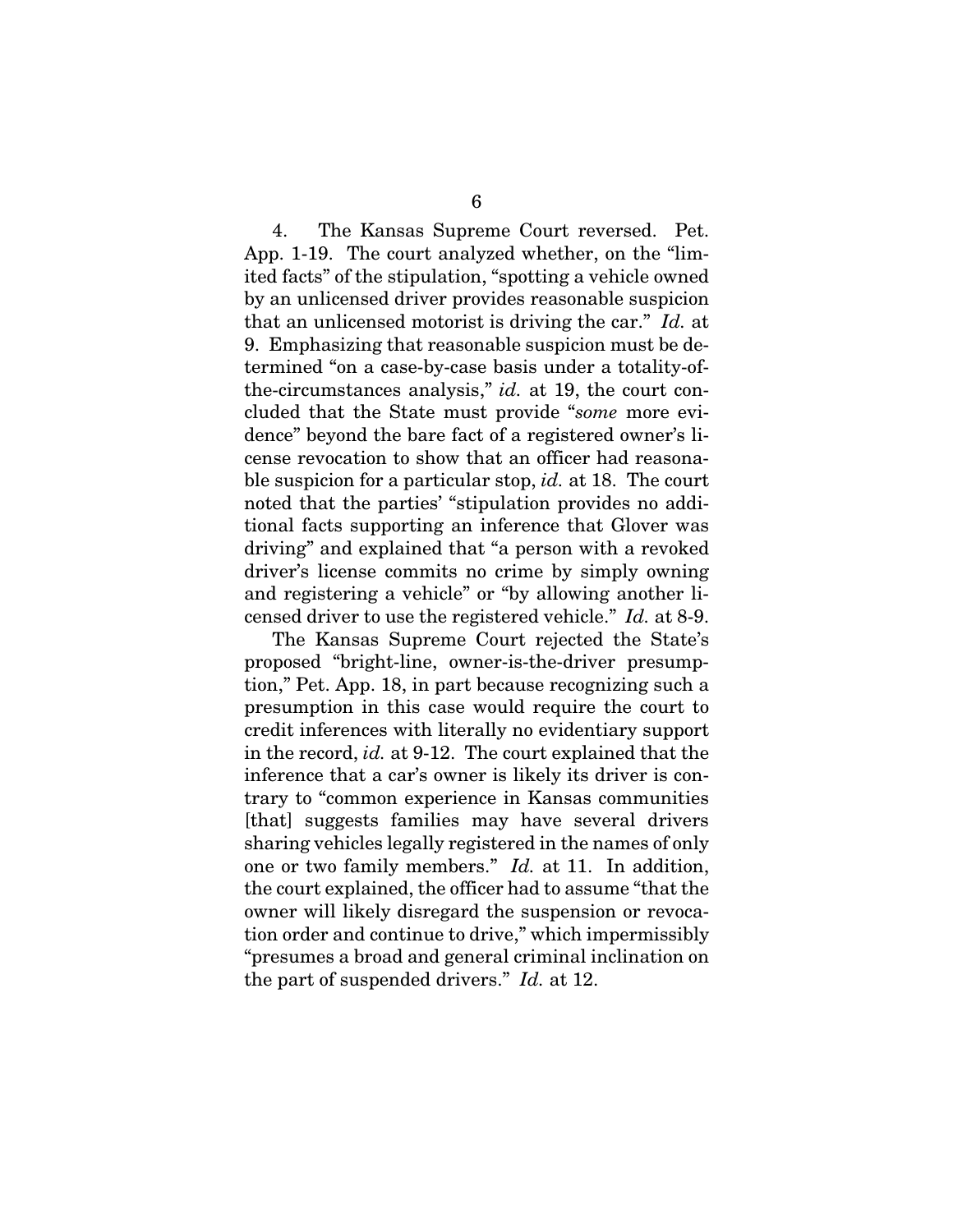4. The Kansas Supreme Court reversed. Pet. App. 1-19. The court analyzed whether, on the "limited facts" of the stipulation, "spotting a vehicle owned by an unlicensed driver provides reasonable suspicion that an unlicensed motorist is driving the car." *Id.* at 9. Emphasizing that reasonable suspicion must be determined "on a case-by-case basis under a totality-of-the-circumstances analysis," *id.* at 19, the court concluded that the State must provide "*some* more evidence" beyond the bare fact of a registered owner's license revocation to show that an officer had reasonable suspicion for a particular stop, *id.* at 18. The court noted that the parties' "stipulation provides no additional facts supporting an inference that Glover was driving" and explained that "a person with a revoked driver's license commits no crime by simply owning and registering a vehicle" or "by allowing another licensed driver to use the registered vehicle." *Id.* at 8-9.

The Kansas Supreme Court rejected the State's proposed "bright-line, owner-is-the-driver presumption," Pet. App. 18, in part because recognizing such a presumption in this case would require the court to credit inferences with literally no evidentiary support in the record, *id.* at 9-12. The court explained that the inference that a car's owner is likely its driver is contrary to "common experience in Kansas communities [that] suggests families may have several drivers sharing vehicles legally registered in the names of only one or two family members." *Id.* at 11. In addition, the court explained, the officer had to assume "that the owner will likely disregard the suspension or revocation order and continue to drive," which impermissibly "presumes a broad and general criminal inclination on the part of suspended drivers." *Id.* at 12.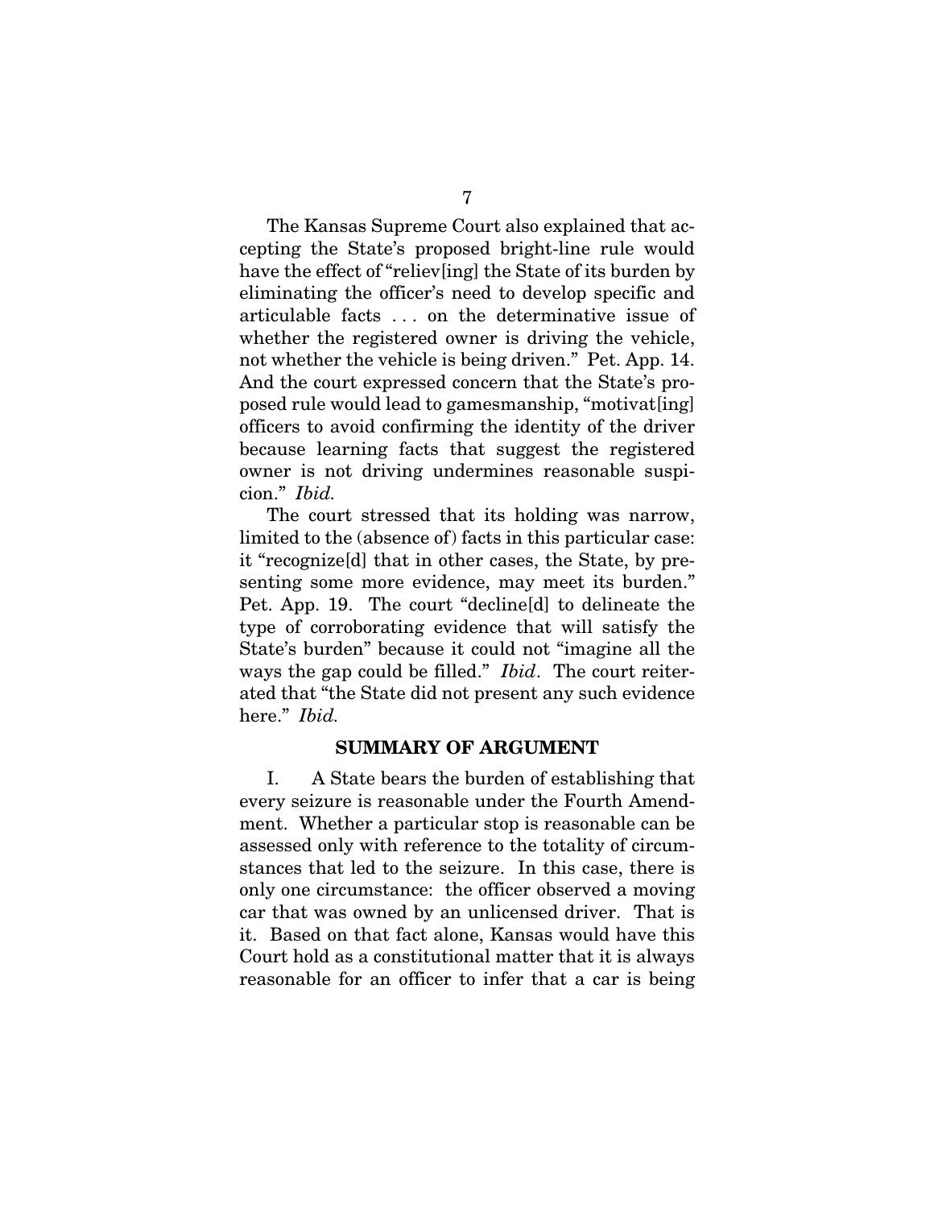The Kansas Supreme Court also explained that accepting the State's proposed bright-line rule would have the effect of "reliev[ing] the State of its burden by eliminating the officer's need to develop specific and articulable facts . . . on the determinative issue of whether the registered owner is driving the vehicle, not whether the vehicle is being driven." Pet. App. 14. And the court expressed concern that the State's proposed rule would lead to gamesmanship, "motivat[ing] officers to avoid confirming the identity of the driver because learning facts that suggest the registered owner is not driving undermines reasonable suspicion." *Ibid.*

The court stressed that its holding was narrow, limited to the (absence of) facts in this particular case: it "recognize[d] that in other cases, the State, by presenting some more evidence, may meet its burden." Pet. App. 19. The court "decline[d] to delineate the type of corroborating evidence that will satisfy the State's burden" because it could not "imagine all the ways the gap could be filled." *Ibid*. The court reiterated that "the State did not present any such evidence here." *Ibid.*

## SUMMARY OF ARGUMENT

I. A State bears the burden of establishing that every seizure is reasonable under the Fourth Amendment. Whether a particular stop is reasonable can be assessed only with reference to the totality of circumstances that led to the seizure. In this case, there is only one circumstance: the officer observed a moving car that was owned by an unlicensed driver. That is it. Based on that fact alone, Kansas would have this Court hold as a constitutional matter that it is always reasonable for an officer to infer that a car is being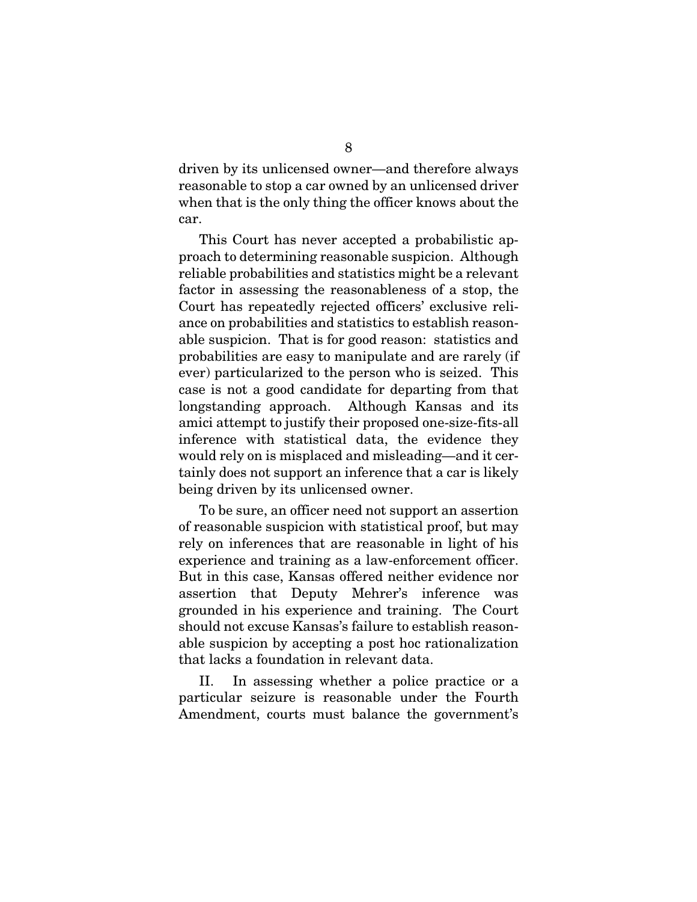driven by its unlicensed owner—and therefore always reasonable to stop a car owned by an unlicensed driver when that is the only thing the officer knows about the car.

This Court has never accepted a probabilistic approach to determining reasonable suspicion. Although reliable probabilities and statistics might be a relevant factor in assessing the reasonableness of a stop, the Court has repeatedly rejected officers' exclusive reliance on probabilities and statistics to establish reasonable suspicion. That is for good reason: statistics and probabilities are easy to manipulate and are rarely (if ever) particularized to the person who is seized. This case is not a good candidate for departing from that longstanding approach. Although Kansas and its amici attempt to justify their proposed one-size-fits-all inference with statistical data, the evidence they would rely on is misplaced and misleading—and it certainly does not support an inference that a car is likely being driven by its unlicensed owner.

To be sure, an officer need not support an assertion of reasonable suspicion with statistical proof, but may rely on inferences that are reasonable in light of his experience and training as a law-enforcement officer. But in this case, Kansas offered neither evidence nor assertion that Deputy Mehrer's inference was grounded in his experience and training. The Court should not excuse Kansas's failure to establish reasonable suspicion by accepting a post hoc rationalization that lacks a foundation in relevant data.

II. In assessing whether a police practice or a particular seizure is reasonable under the Fourth Amendment, courts must balance the government's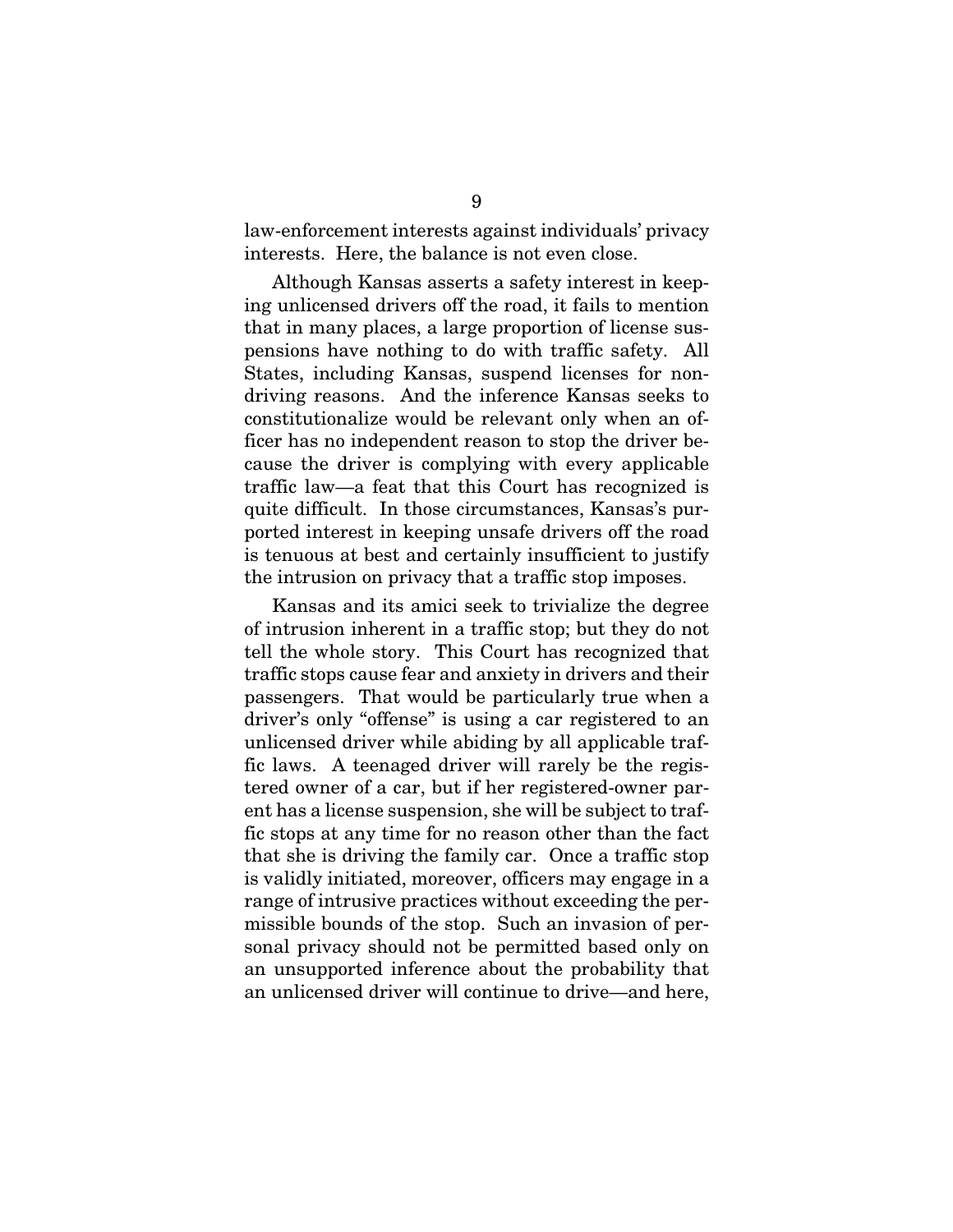law-enforcement interests against individuals' privacy interests. Here, the balance is not even close.

Although Kansas asserts a safety interest in keeping unlicensed drivers off the road, it fails to mention that in many places, a large proportion of license suspensions have nothing to do with traffic safety. All States, including Kansas, suspend licenses for non-driving reasons. And the inference Kansas seeks to constitutionalize would be relevant only when an officer has no independent reason to stop the driver because the driver is complying with every applicable traffic law—a feat that this Court has recognized is quite difficult. In those circumstances, Kansas's purported interest in keeping unsafe drivers off the road is tenuous at best and certainly insufficient to justify the intrusion on privacy that a traffic stop imposes.

Kansas and its amici seek to trivialize the degree of intrusion inherent in a traffic stop; but they do not tell the whole story. This Court has recognized that traffic stops cause fear and anxiety in drivers and their passengers. That would be particularly true when a driver's only "offense" is using a car registered to an unlicensed driver while abiding by all applicable traffic laws. A teenaged driver will rarely be the registered owner of a car, but if her registered-owner parent has a license suspension, she will be subject to traffic stops at any time for no reason other than the fact that she is driving the family car. Once a traffic stop is validly initiated, moreover, officers may engage in a range of intrusive practices without exceeding the permissible bounds of the stop. Such an invasion of personal privacy should not be permitted based only on an unsupported inference about the probability that an unlicensed driver will continue to drive—and here,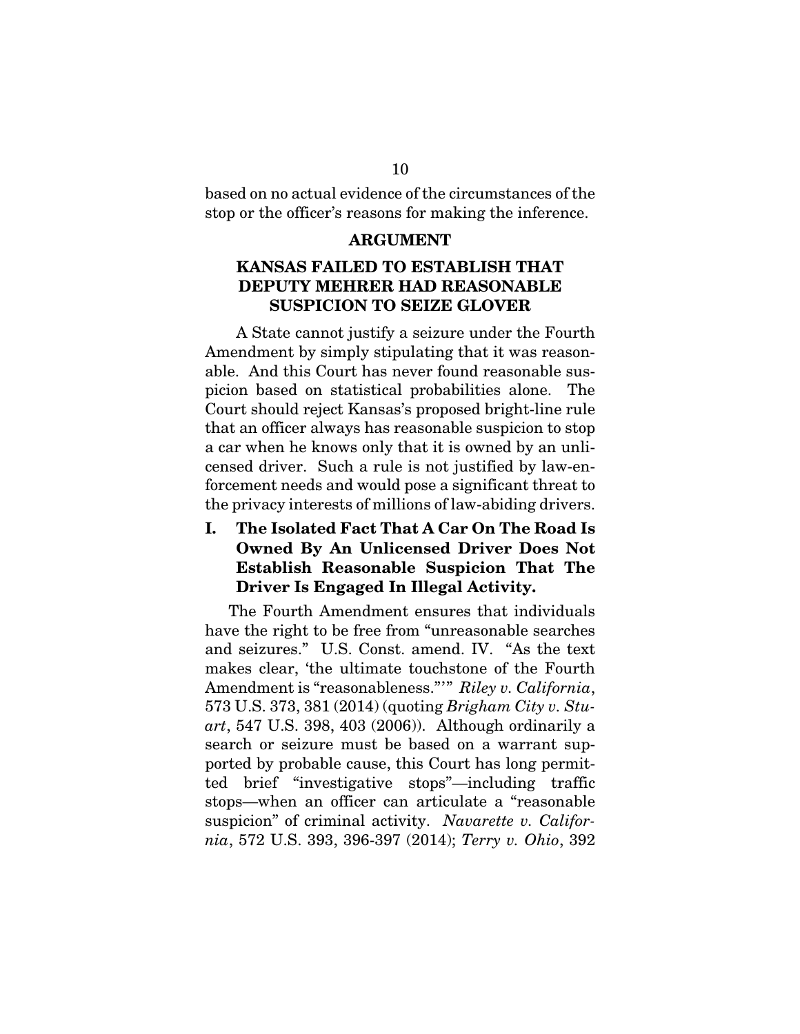based on no actual evidence of the circumstances of the stop or the officer's reasons for making the inference.

## ARGUMENT

## KANSAS FAILED TO ESTABLISH THAT DEPUTY MEHRER HAD REASONABLE SUSPICION TO SEIZE GLOVER

A State cannot justify a seizure under the Fourth Amendment by simply stipulating that it was reasonable. And this Court has never found reasonable suspicion based on statistical probabilities alone. The Court should reject Kansas's proposed bright-line rule that an officer always has reasonable suspicion to stop a car when he knows only that it is owned by an unlicensed driver. Such a rule is not justified by law-enforcement needs and would pose a significant threat to the privacy interests of millions of law-abiding drivers.

### I. The Isolated Fact That A Car On The Road Is Owned By An Unlicensed Driver Does Not Establish Reasonable Suspicion That The Driver Is Engaged In Illegal Activity.

The Fourth Amendment ensures that individuals have the right to be free from "unreasonable searches and seizures." U.S. Const. amend. IV. "As the text makes clear, 'the ultimate touchstone of the Fourth Amendment is "reasonableness."'" *Riley v. California*, 573 U.S. 373, 381 (2014) (quoting *Brigham City v. Stuart*, 547 U.S. 398, 403 (2006)). Although ordinarily a search or seizure must be based on a warrant supported by probable cause, this Court has long permitted brief "investigative stops"—including traffic stops—when an officer can articulate a "reasonable suspicion" of criminal activity. *Navarette v. California*, 572 U.S. 393, 396-397 (2014); *Terry v. Ohio*, 392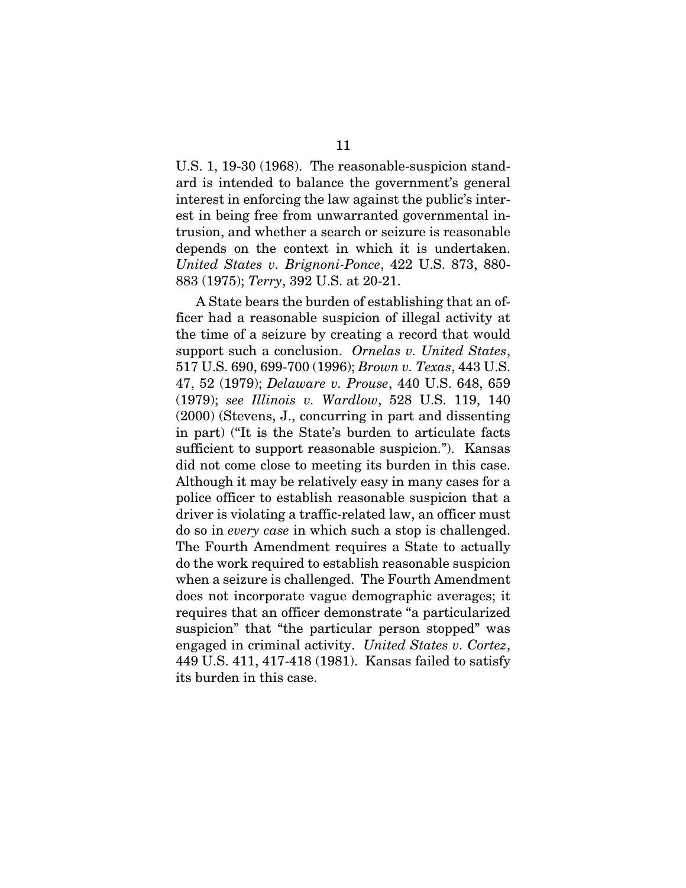U.S. 1, 19-30 (1968). The reasonable-suspicion standard is intended to balance the government's general interest in enforcing the law against the public's interest in being free from unwarranted governmental intrusion, and whether a search or seizure is reasonable depends on the context in which it is undertaken. *United States v. Brignoni-Ponce*, 422 U.S. 873, 880-883 (1975); *Terry*, 392 U.S. at 20-21.

A State bears the burden of establishing that an officer had a reasonable suspicion of illegal activity at the time of a seizure by creating a record that would support such a conclusion. *Ornelas v. United States*, 517 U.S. 690, 699-700 (1996); *Brown v. Texas*, 443 U.S. 47, 52 (1979); *Delaware v. Prouse*, 440 U.S. 648, 659 (1979); *see Illinois v. Wardlow*, 528 U.S. 119, 140 (2000) (Stevens, J., concurring in part and dissenting in part) ("It is the State's burden to articulate facts sufficient to support reasonable suspicion."). Kansas did not come close to meeting its burden in this case. Although it may be relatively easy in many cases for a police officer to establish reasonable suspicion that a driver is violating a traffic-related law, an officer must do so in *every case* in which such a stop is challenged. The Fourth Amendment requires a State to actually do the work required to establish reasonable suspicion when a seizure is challenged. The Fourth Amendment does not incorporate vague demographic averages; it requires that an officer demonstrate "a particularized suspicion" that "the particular person stopped" was engaged in criminal activity. *United States v. Cortez*, 449 U.S. 411, 417-418 (1981). Kansas failed to satisfy its burden in this case.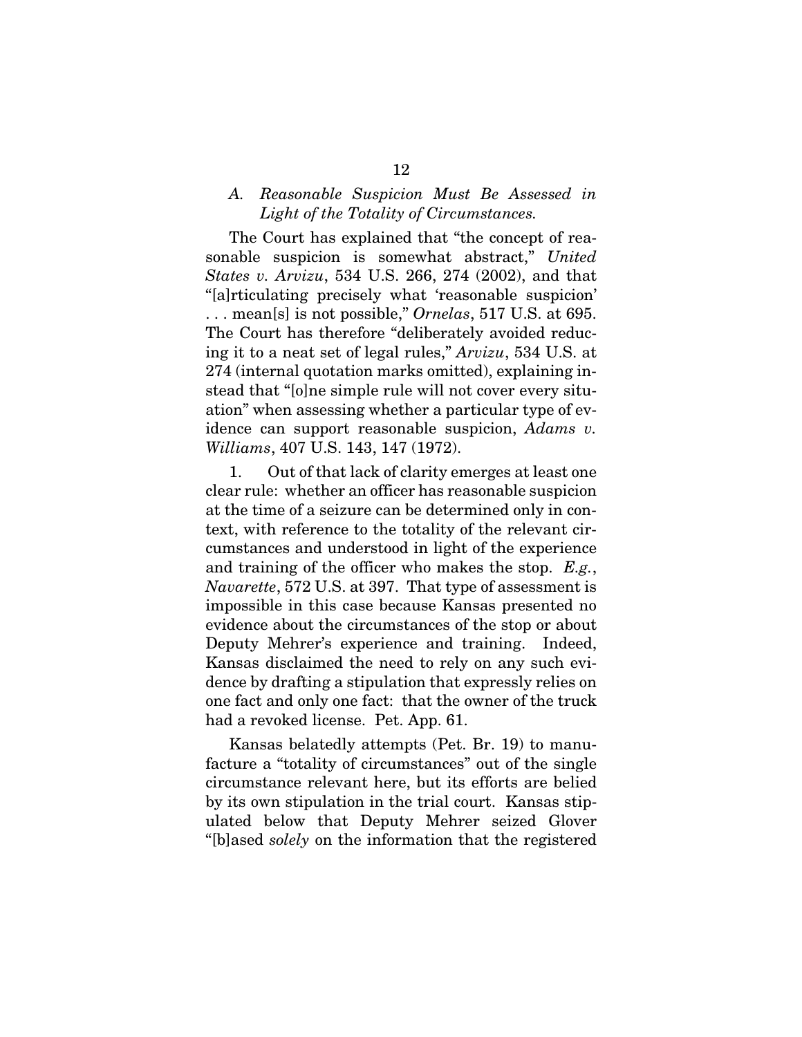### *A. Reasonable Suspicion Must Be Assessed in Light of the Totality of Circumstances.*

The Court has explained that "the concept of reasonable suspicion is somewhat abstract," *United States v. Arvizu*, 534 U.S. 266, 274 (2002), and that "[a]rticulating precisely what 'reasonable suspicion' . . . mean[s] is not possible," *Ornelas*, 517 U.S. at 695. The Court has therefore "deliberately avoided reducing it to a neat set of legal rules," *Arvizu*, 534 U.S. at 274 (internal quotation marks omitted), explaining instead that "[o]ne simple rule will not cover every situation" when assessing whether a particular type of evidence can support reasonable suspicion, *Adams v. Williams*, 407 U.S. 143, 147 (1972).

1. Out of that lack of clarity emerges at least one clear rule: whether an officer has reasonable suspicion at the time of a seizure can be determined only in context, with reference to the totality of the relevant circumstances and understood in light of the experience and training of the officer who makes the stop. *E.g.*, *Navarette*, 572 U.S. at 397. That type of assessment is impossible in this case because Kansas presented no evidence about the circumstances of the stop or about Deputy Mehrer's experience and training. Indeed, Kansas disclaimed the need to rely on any such evidence by drafting a stipulation that expressly relies on one fact and only one fact: that the owner of the truck had a revoked license. Pet. App. 61.

Kansas belatedly attempts (Pet. Br. 19) to manufacture a "totality of circumstances" out of the single circumstance relevant here, but its efforts are belied by its own stipulation in the trial court. Kansas stipulated below that Deputy Mehrer seized Glover "[b]ased *solely* on the information that the registered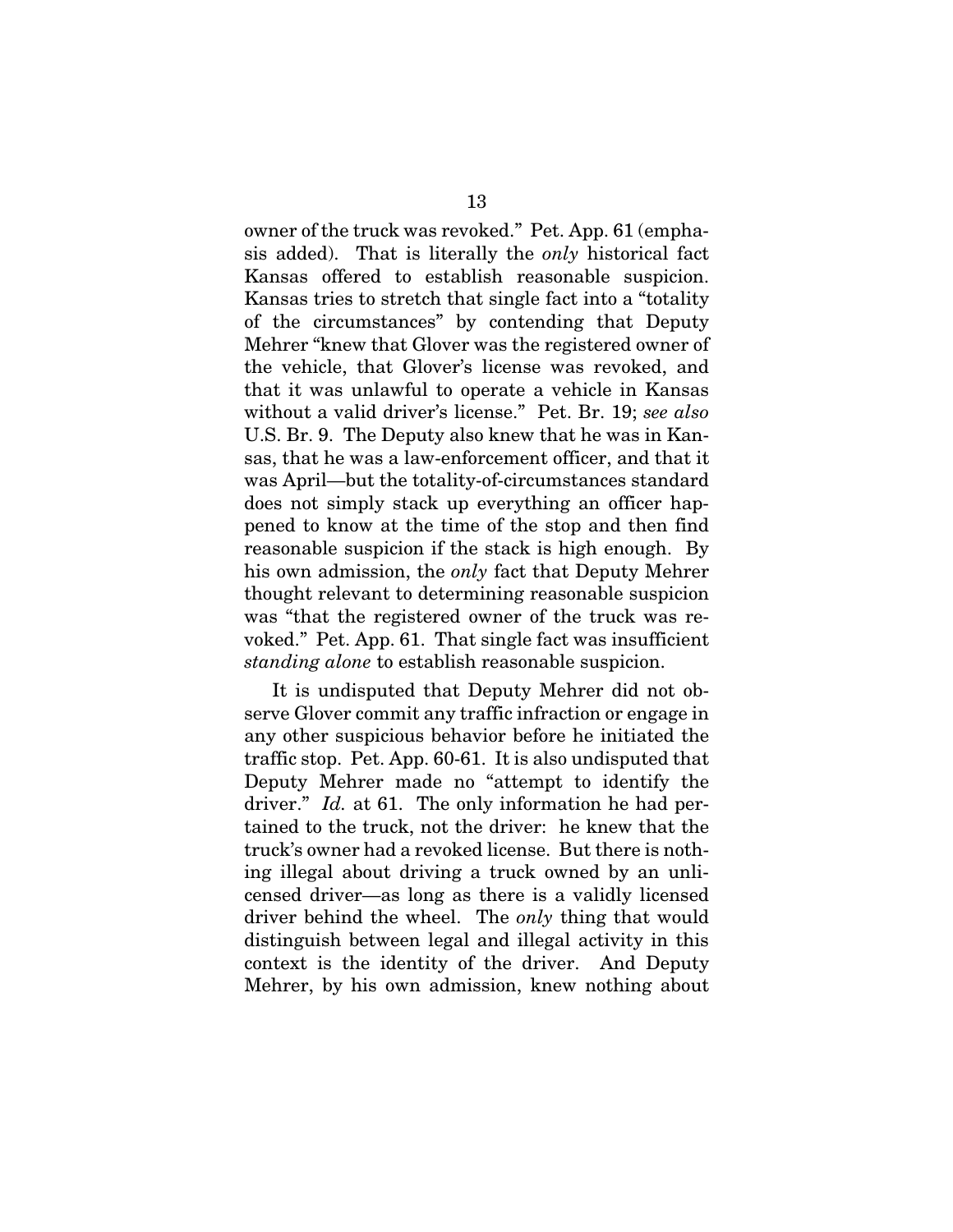owner of the truck was revoked." Pet. App. 61 (emphasis added). That is literally the *only* historical fact Kansas offered to establish reasonable suspicion. Kansas tries to stretch that single fact into a "totality of the circumstances" by contending that Deputy Mehrer "knew that Glover was the registered owner of the vehicle, that Glover's license was revoked, and that it was unlawful to operate a vehicle in Kansas without a valid driver's license." Pet. Br. 19; *see also* U.S. Br. 9. The Deputy also knew that he was in Kansas, that he was a law-enforcement officer, and that it was April—but the totality-of-circumstances standard does not simply stack up everything an officer happened to know at the time of the stop and then find reasonable suspicion if the stack is high enough. By his own admission, the *only* fact that Deputy Mehrer thought relevant to determining reasonable suspicion was "that the registered owner of the truck was revoked." Pet. App. 61. That single fact was insufficient *standing alone* to establish reasonable suspicion.

It is undisputed that Deputy Mehrer did not observe Glover commit any traffic infraction or engage in any other suspicious behavior before he initiated the traffic stop. Pet. App. 60-61. It is also undisputed that Deputy Mehrer made no "attempt to identify the driver." *Id.* at 61. The only information he had pertained to the truck, not the driver: he knew that the truck's owner had a revoked license. But there is nothing illegal about driving a truck owned by an unlicensed driver—as long as there is a validly licensed driver behind the wheel. The *only* thing that would distinguish between legal and illegal activity in this context is the identity of the driver. And Deputy Mehrer, by his own admission, knew nothing about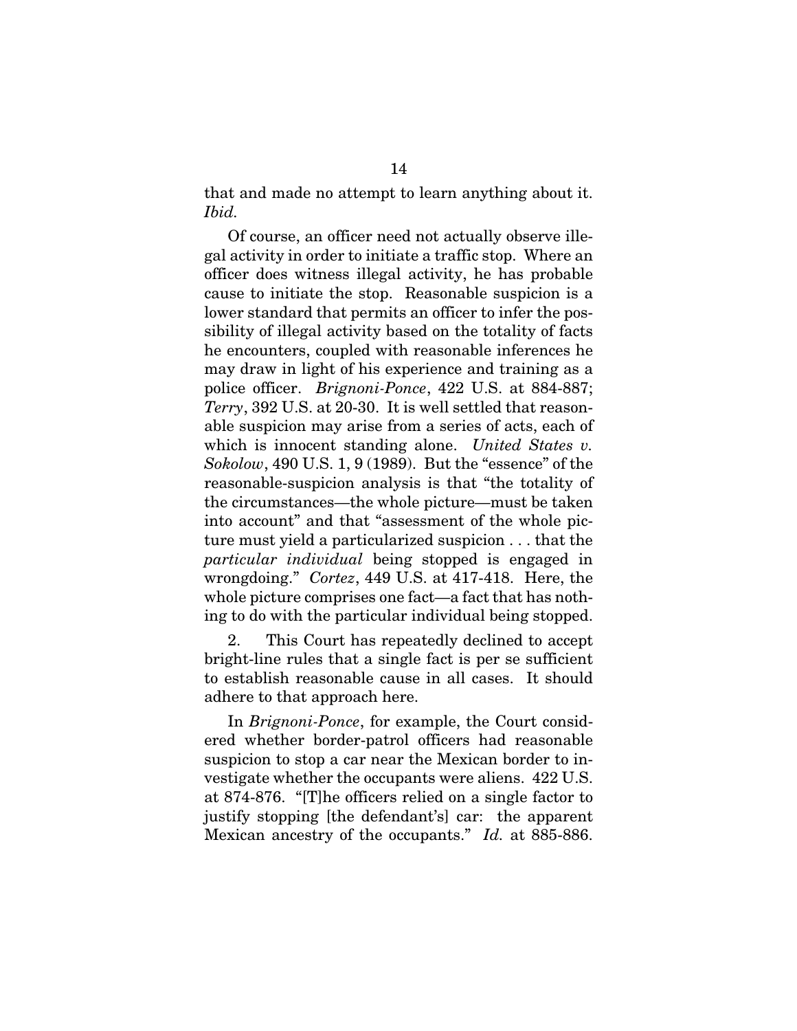that and made no attempt to learn anything about it. *Ibid.*

Of course, an officer need not actually observe illegal activity in order to initiate a traffic stop. Where an officer does witness illegal activity, he has probable cause to initiate the stop. Reasonable suspicion is a lower standard that permits an officer to infer the possibility of illegal activity based on the totality of facts he encounters, coupled with reasonable inferences he may draw in light of his experience and training as a police officer. *Brignoni-Ponce*, 422 U.S. at 884-887; *Terry*, 392 U.S. at 20-30. It is well settled that reasonable suspicion may arise from a series of acts, each of which is innocent standing alone. *United States v. Sokolow*, 490 U.S. 1, 9 (1989). But the "essence" of the reasonable-suspicion analysis is that "the totality of the circumstances—the whole picture—must be taken into account" and that "assessment of the whole picture must yield a particularized suspicion . . . that the *particular individual* being stopped is engaged in wrongdoing." *Cortez*, 449 U.S. at 417-418. Here, the whole picture comprises one fact—a fact that has nothing to do with the particular individual being stopped.

2. This Court has repeatedly declined to accept bright-line rules that a single fact is per se sufficient to establish reasonable cause in all cases. It should adhere to that approach here.

In *Brignoni-Ponce*, for example, the Court considered whether border-patrol officers had reasonable suspicion to stop a car near the Mexican border to investigate whether the occupants were aliens. 422 U.S. at 874-876. "[T]he officers relied on a single factor to justify stopping [the defendant's] car: the apparent Mexican ancestry of the occupants." *Id.* at 885-886.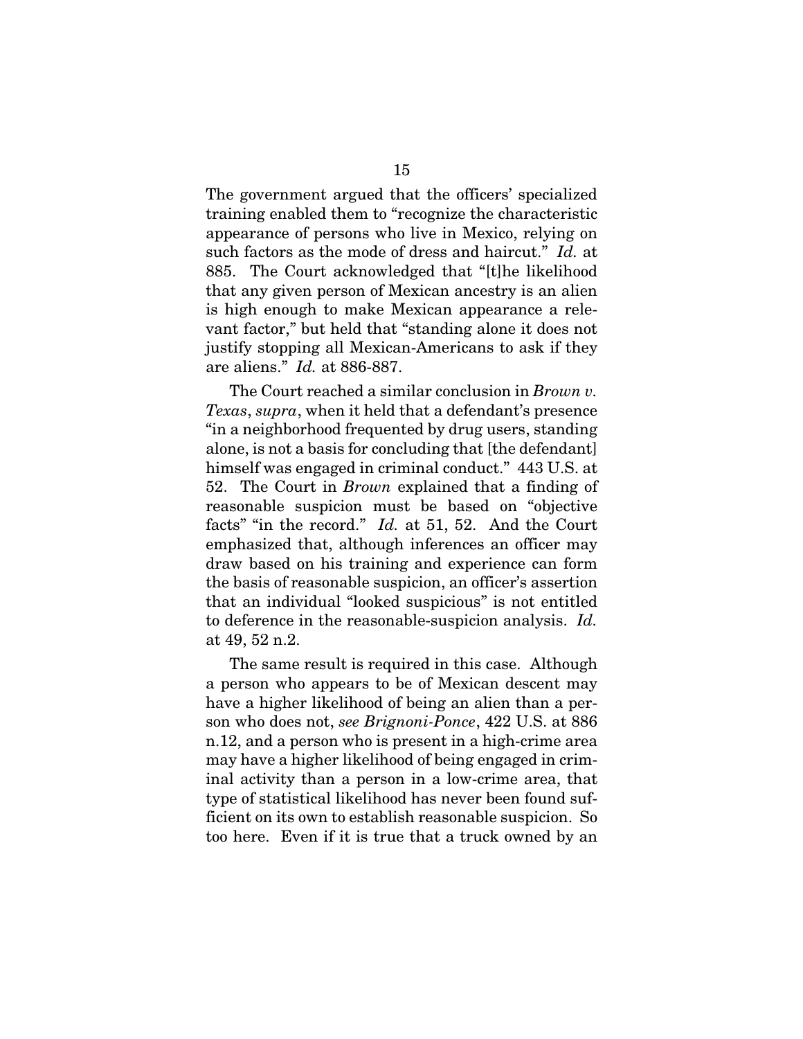The government argued that the officers' specialized training enabled them to "recognize the characteristic appearance of persons who live in Mexico, relying on such factors as the mode of dress and haircut." *Id.* at 885. The Court acknowledged that "[t]he likelihood that any given person of Mexican ancestry is an alien is high enough to make Mexican appearance a relevant factor," but held that "standing alone it does not justify stopping all Mexican-Americans to ask if they are aliens." *Id.* at 886-887.

The Court reached a similar conclusion in *Brown v. Texas*, *supra*, when it held that a defendant's presence "in a neighborhood frequented by drug users, standing alone, is not a basis for concluding that [the defendant] himself was engaged in criminal conduct." 443 U.S. at 52. The Court in *Brown* explained that a finding of reasonable suspicion must be based on "objective facts" "in the record." *Id.* at 51, 52. And the Court emphasized that, although inferences an officer may draw based on his training and experience can form the basis of reasonable suspicion, an officer's assertion that an individual "looked suspicious" is not entitled to deference in the reasonable-suspicion analysis. *Id.* at 49, 52 n.2.

The same result is required in this case. Although a person who appears to be of Mexican descent may have a higher likelihood of being an alien than a person who does not, *see Brignoni-Ponce*, 422 U.S. at 886 n.12, and a person who is present in a high-crime area may have a higher likelihood of being engaged in criminal activity than a person in a low-crime area, that type of statistical likelihood has never been found sufficient on its own to establish reasonable suspicion. So too here. Even if it is true that a truck owned by an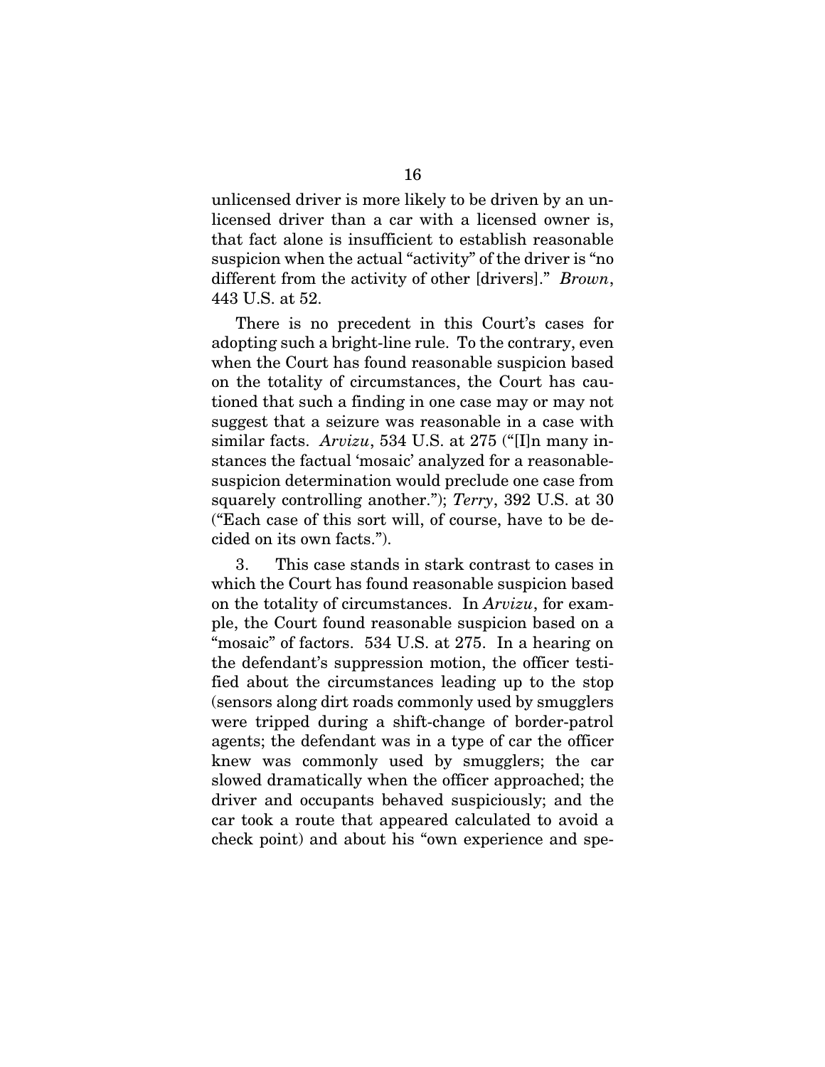unlicensed driver is more likely to be driven by an unlicensed driver than a car with a licensed owner is, that fact alone is insufficient to establish reasonable suspicion when the actual "activity" of the driver is "no different from the activity of other [drivers]." *Brown*, 443 U.S. at 52.

There is no precedent in this Court's cases for adopting such a bright-line rule. To the contrary, even when the Court has found reasonable suspicion based on the totality of circumstances, the Court has cautioned that such a finding in one case may or may not suggest that a seizure was reasonable in a case with similar facts. *Arvizu*, 534 U.S. at 275 ("[I]n many instances the factual 'mosaic' analyzed for a reasonable-suspicion determination would preclude one case from squarely controlling another."); *Terry*, 392 U.S. at 30 ("Each case of this sort will, of course, have to be decided on its own facts.").

3. This case stands in stark contrast to cases in which the Court has found reasonable suspicion based on the totality of circumstances. In *Arvizu*, for example, the Court found reasonable suspicion based on a "mosaic" of factors. 534 U.S. at 275. In a hearing on the defendant's suppression motion, the officer testified about the circumstances leading up to the stop (sensors along dirt roads commonly used by smugglers were tripped during a shift-change of border-patrol agents; the defendant was in a type of car the officer knew was commonly used by smugglers; the car slowed dramatically when the officer approached; the driver and occupants behaved suspiciously; and the car took a route that appeared calculated to avoid a check point) and about his "own experience and spe-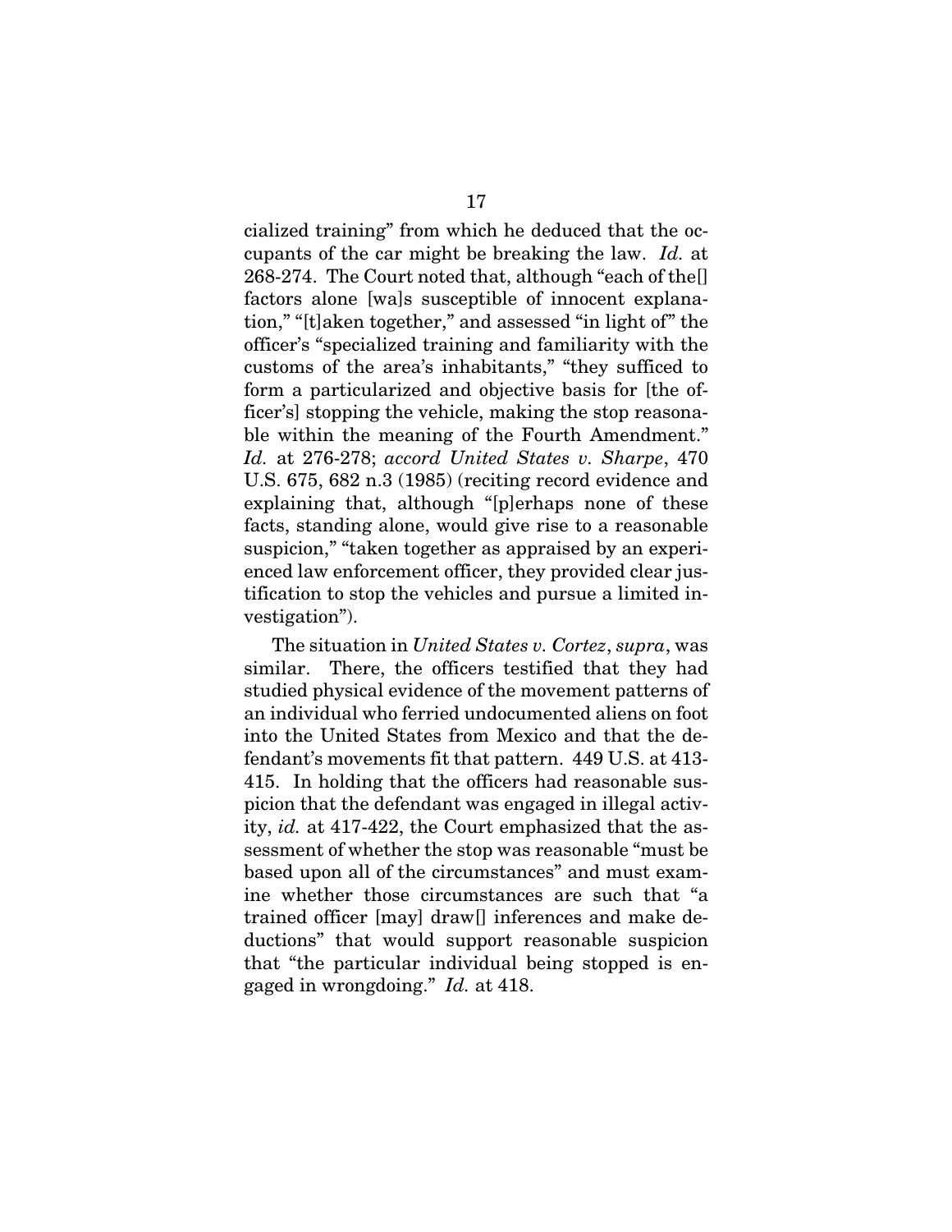cialized training" from which he deduced that the occupants of the car might be breaking the law. *Id.* at 268-274. The Court noted that, although "each of the[] factors alone [wa]s susceptible of innocent explanation," "[t]aken together," and assessed "in light of" the officer's "specialized training and familiarity with the customs of the area's inhabitants," "they sufficed to form a particularized and objective basis for [the officer's] stopping the vehicle, making the stop reasonable within the meaning of the Fourth Amendment." *Id.* at 276-278; *accord United States v. Sharpe*, 470 U.S. 675, 682 n.3 (1985) (reciting record evidence and explaining that, although "[p]erhaps none of these facts, standing alone, would give rise to a reasonable suspicion," "taken together as appraised by an experienced law enforcement officer, they provided clear justification to stop the vehicles and pursue a limited investigation").

The situation in *United States v. Cortez*, *supra*, was similar. There, the officers testified that they had studied physical evidence of the movement patterns of an individual who ferried undocumented aliens on foot into the United States from Mexico and that the defendant's movements fit that pattern. 449 U.S. at 413-415. In holding that the officers had reasonable suspicion that the defendant was engaged in illegal activity, *id.* at 417-422, the Court emphasized that the assessment of whether the stop was reasonable "must be based upon all of the circumstances" and must examine whether those circumstances are such that "a trained officer [may] draw[] inferences and make deductions" that would support reasonable suspicion that "the particular individual being stopped is engaged in wrongdoing." *Id.* at 418.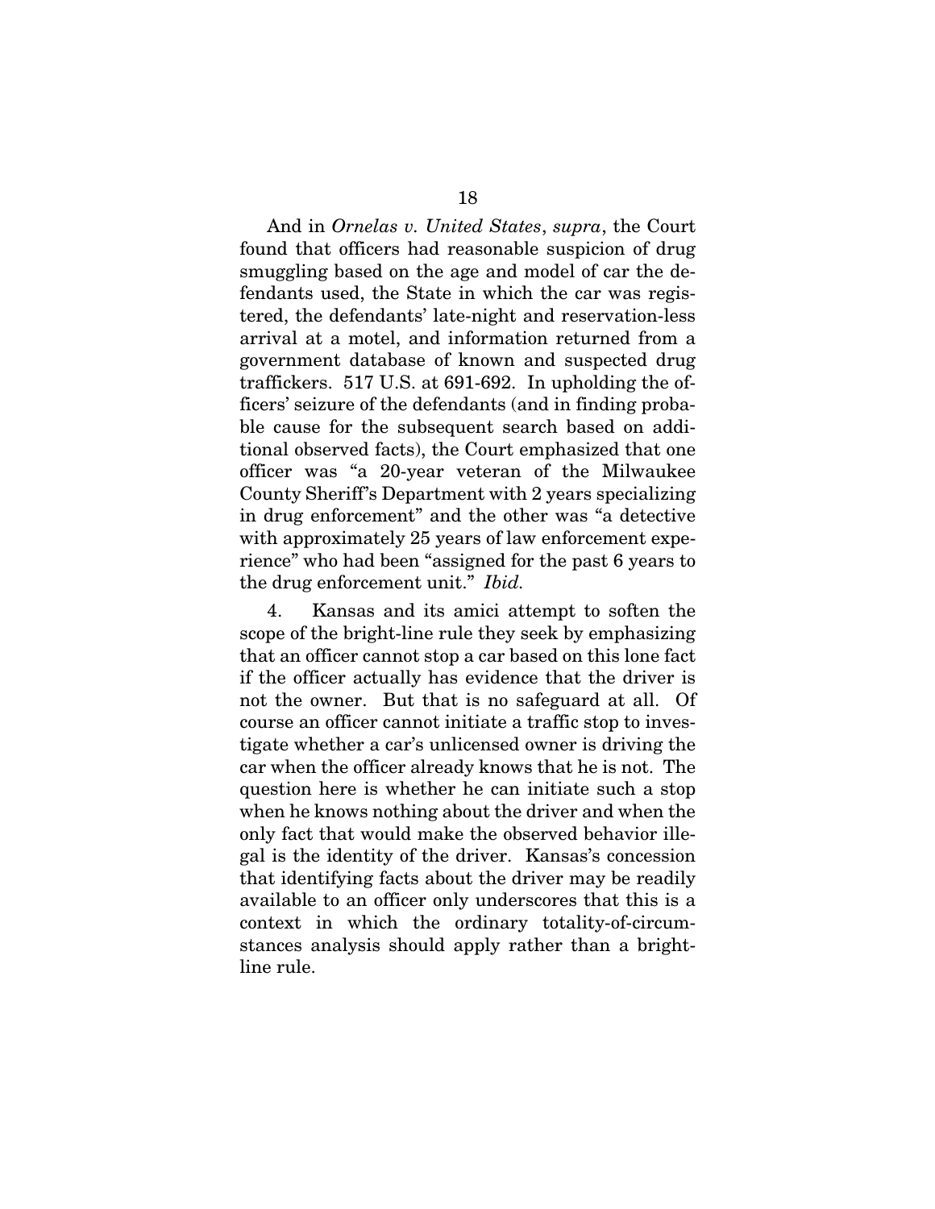And in *Ornelas v. United States*, *supra*, the Court found that officers had reasonable suspicion of drug smuggling based on the age and model of car the defendants used, the State in which the car was registered, the defendants' late-night and reservation-less arrival at a motel, and information returned from a government database of known and suspected drug traffickers. 517 U.S. at 691-692. In upholding the officers' seizure of the defendants (and in finding probable cause for the subsequent search based on additional observed facts), the Court emphasized that one officer was "a 20-year veteran of the Milwaukee County Sheriff's Department with 2 years specializing in drug enforcement" and the other was "a detective with approximately 25 years of law enforcement experience" who had been "assigned for the past 6 years to the drug enforcement unit." *Ibid.*

4. Kansas and its amici attempt to soften the scope of the bright-line rule they seek by emphasizing that an officer cannot stop a car based on this lone fact if the officer actually has evidence that the driver is not the owner. But that is no safeguard at all. Of course an officer cannot initiate a traffic stop to investigate whether a car's unlicensed owner is driving the car when the officer already knows that he is not. The question here is whether he can initiate such a stop when he knows nothing about the driver and when the only fact that would make the observed behavior illegal is the identity of the driver. Kansas's concession that identifying facts about the driver may be readily available to an officer only underscores that this is a context in which the ordinary totality-of-circumstances analysis should apply rather than a bright-line rule.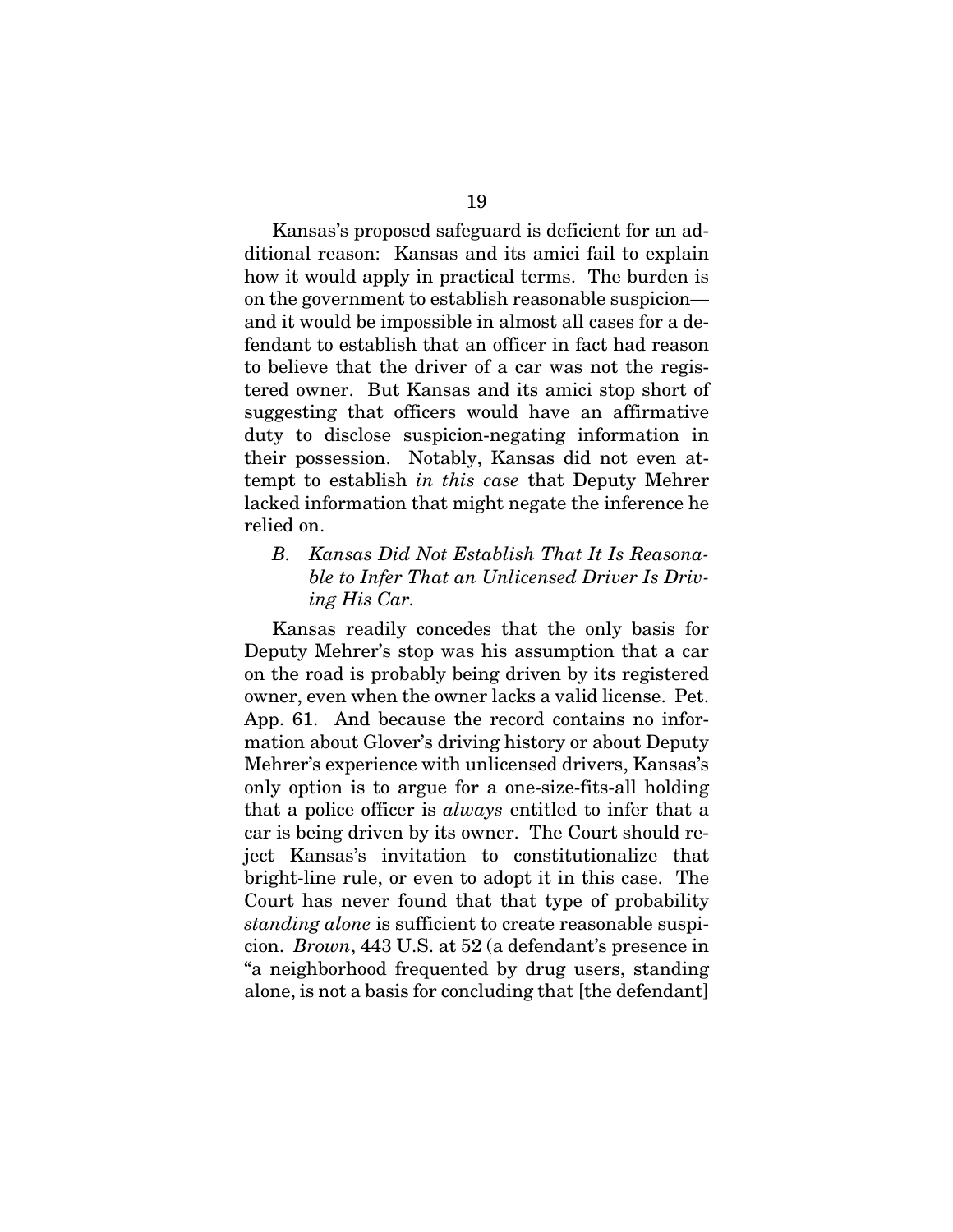Kansas's proposed safeguard is deficient for an additional reason: Kansas and its amici fail to explain how it would apply in practical terms. The burden is on the government to establish reasonable suspicion—and it would be impossible in almost all cases for a defendant to establish that an officer in fact had reason to believe that the driver of a car was not the registered owner. But Kansas and its amici stop short of suggesting that officers would have an affirmative duty to disclose suspicion-negating information in their possession. Notably, Kansas did not even attempt to establish *in this case* that Deputy Mehrer lacked information that might negate the inference he relied on.

### *B. Kansas Did Not Establish That It Is Reasonable to Infer That an Unlicensed Driver Is Driving His Car.*

Kansas readily concedes that the only basis for Deputy Mehrer's stop was his assumption that a car on the road is probably being driven by its registered owner, even when the owner lacks a valid license. Pet. App. 61. And because the record contains no information about Glover's driving history or about Deputy Mehrer's experience with unlicensed drivers, Kansas's only option is to argue for a one-size-fits-all holding that a police officer is *always* entitled to infer that a car is being driven by its owner. The Court should reject Kansas's invitation to constitutionalize that bright-line rule, or even to adopt it in this case. The Court has never found that that type of probability *standing alone* is sufficient to create reasonable suspicion. *Brown*, 443 U.S. at 52 (a defendant's presence in "a neighborhood frequented by drug users, standing alone, is not a basis for concluding that [the defendant]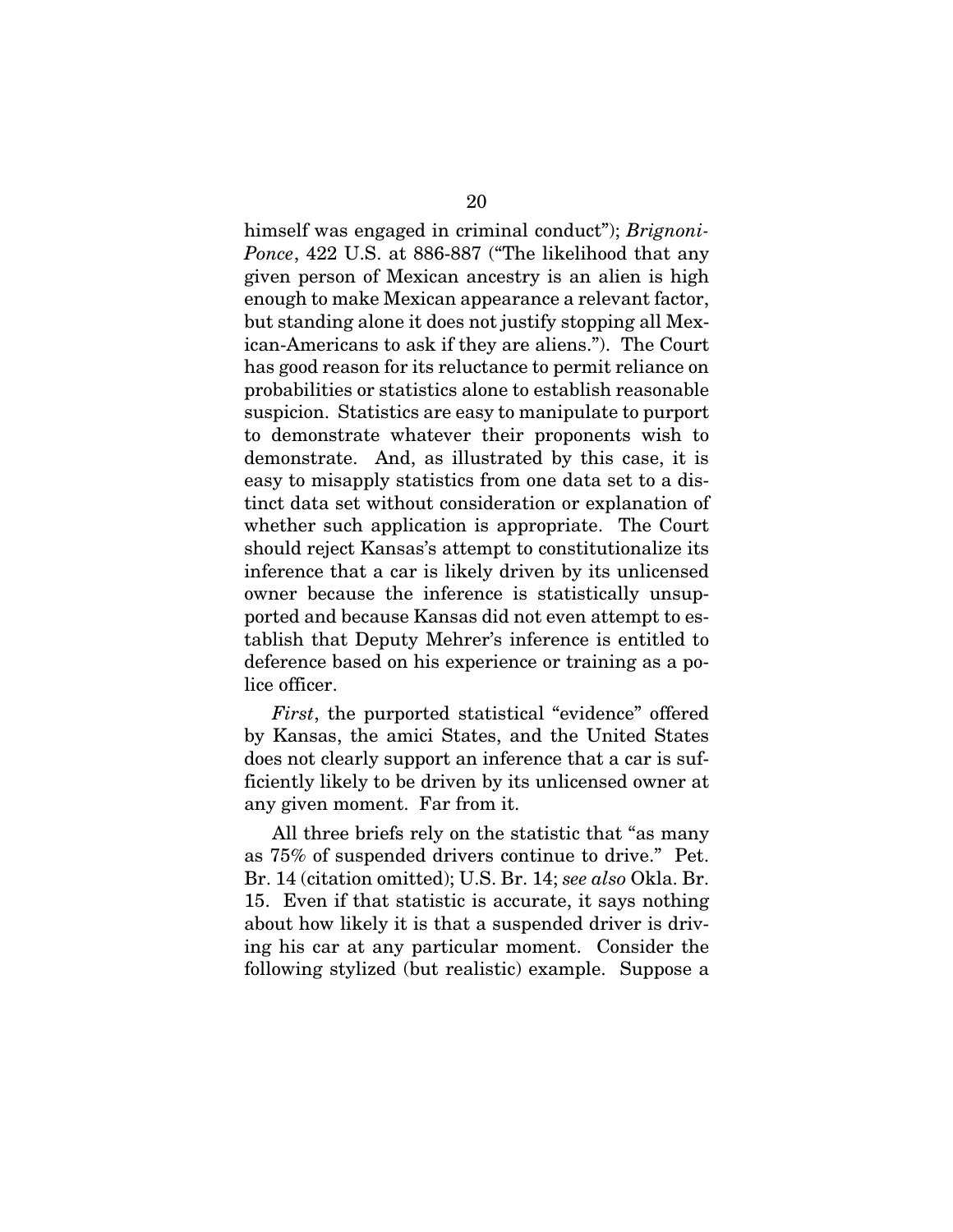himself was engaged in criminal conduct"); *Brignoni-Ponce*, 422 U.S. at 886-887 ("The likelihood that any given person of Mexican ancestry is an alien is high enough to make Mexican appearance a relevant factor, but standing alone it does not justify stopping all Mexican-Americans to ask if they are aliens."). The Court has good reason for its reluctance to permit reliance on probabilities or statistics alone to establish reasonable suspicion. Statistics are easy to manipulate to purport to demonstrate whatever their proponents wish to demonstrate. And, as illustrated by this case, it is easy to misapply statistics from one data set to a distinct data set without consideration or explanation of whether such application is appropriate. The Court should reject Kansas's attempt to constitutionalize its inference that a car is likely driven by its unlicensed owner because the inference is statistically unsupported and because Kansas did not even attempt to establish that Deputy Mehrer's inference is entitled to deference based on his experience or training as a police officer.

*First*, the purported statistical "evidence" offered by Kansas, the amici States, and the United States does not clearly support an inference that a car is sufficiently likely to be driven by its unlicensed owner at any given moment. Far from it.

All three briefs rely on the statistic that "as many as 75% of suspended drivers continue to drive." Pet. Br. 14 (citation omitted); U.S. Br. 14; *see also* Okla. Br. 15. Even if that statistic is accurate, it says nothing about how likely it is that a suspended driver is driving his car at any particular moment. Consider the following stylized (but realistic) example. Suppose a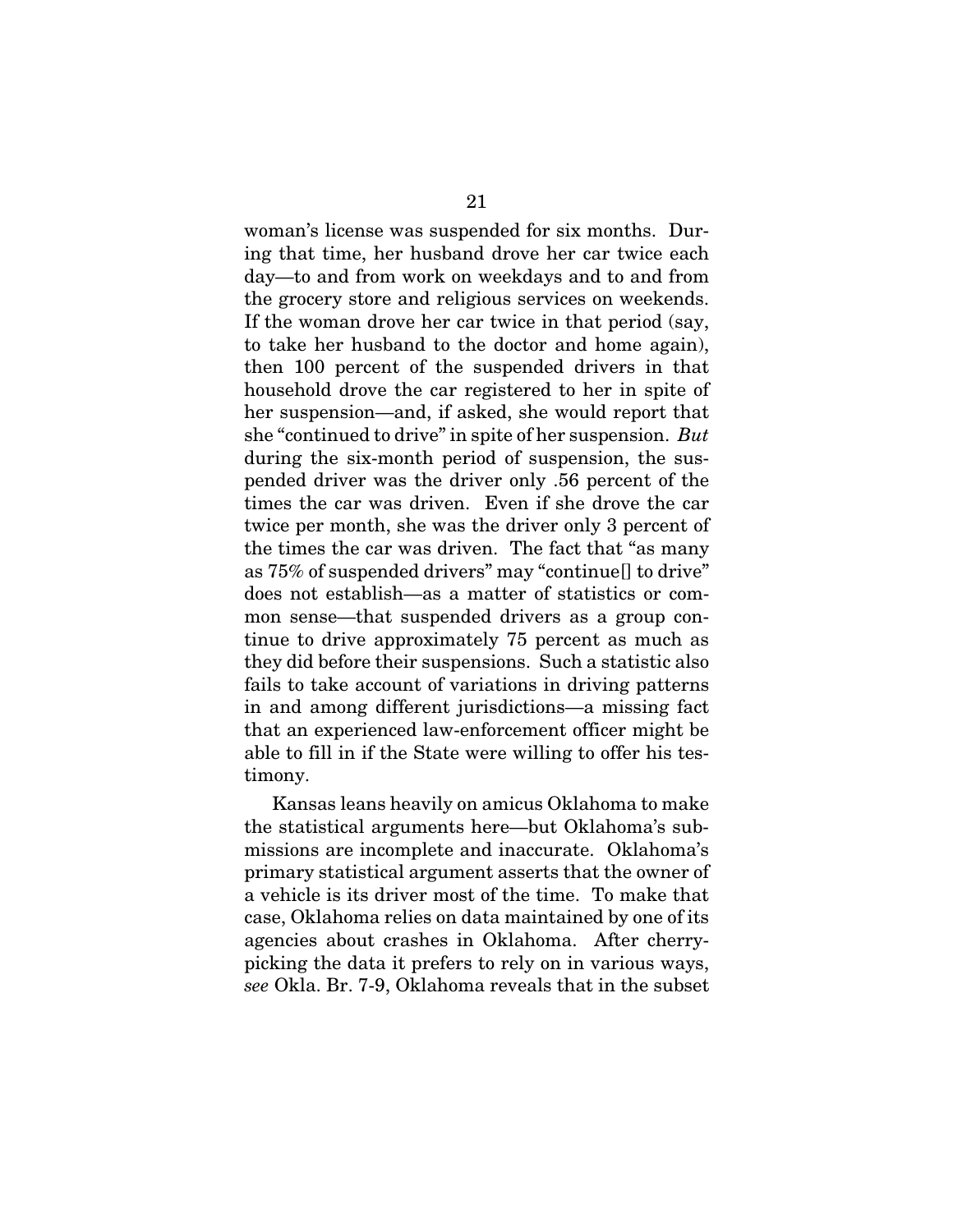woman's license was suspended for six months. During that time, her husband drove her car twice each day—to and from work on weekdays and to and from the grocery store and religious services on weekends. If the woman drove her car twice in that period (say, to take her husband to the doctor and home again), then 100 percent of the suspended drivers in that household drove the car registered to her in spite of her suspension—and, if asked, she would report that she "continued to drive" in spite of her suspension. *But* during the six-month period of suspension, the suspended driver was the driver only .56 percent of the times the car was driven. Even if she drove the car twice per month, she was the driver only 3 percent of the times the car was driven. The fact that "as many as 75% of suspended drivers" may "continue[] to drive" does not establish—as a matter of statistics or common sense—that suspended drivers as a group continue to drive approximately 75 percent as much as they did before their suspensions. Such a statistic also fails to take account of variations in driving patterns in and among different jurisdictions—a missing fact that an experienced law-enforcement officer might be able to fill in if the State were willing to offer his testimony.

Kansas leans heavily on amicus Oklahoma to make the statistical arguments here—but Oklahoma's submissions are incomplete and inaccurate. Oklahoma's primary statistical argument asserts that the owner of a vehicle is its driver most of the time. To make that case, Oklahoma relies on data maintained by one of its agencies about crashes in Oklahoma. After cherry-picking the data it prefers to rely on in various ways, *see* Okla. Br. 7-9, Oklahoma reveals that in the subset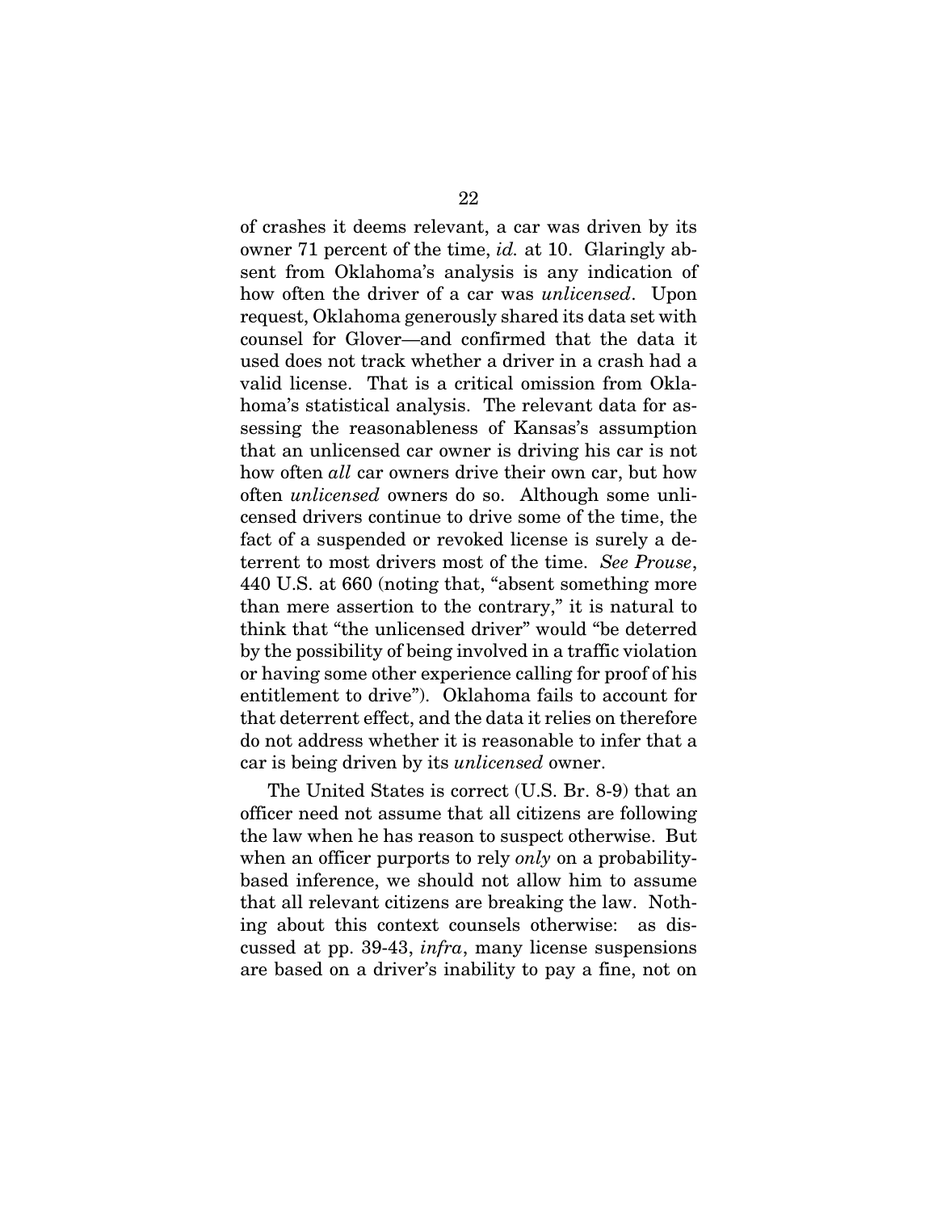of crashes it deems relevant, a car was driven by its owner 71 percent of the time, *id.* at 10. Glaringly absent from Oklahoma's analysis is any indication of how often the driver of a car was *unlicensed*. Upon request, Oklahoma generously shared its data set with counsel for Glover—and confirmed that the data it used does not track whether a driver in a crash had a valid license. That is a critical omission from Oklahoma's statistical analysis. The relevant data for assessing the reasonableness of Kansas's assumption that an unlicensed car owner is driving his car is not how often *all* car owners drive their own car, but how often *unlicensed* owners do so. Although some unlicensed drivers continue to drive some of the time, the fact of a suspended or revoked license is surely a deterrent to most drivers most of the time. *See Prouse*, 440 U.S. at 660 (noting that, "absent something more than mere assertion to the contrary," it is natural to think that "the unlicensed driver" would "be deterred by the possibility of being involved in a traffic violation or having some other experience calling for proof of his entitlement to drive"). Oklahoma fails to account for that deterrent effect, and the data it relies on therefore do not address whether it is reasonable to infer that a car is being driven by its *unlicensed* owner.

The United States is correct (U.S. Br. 8-9) that an officer need not assume that all citizens are following the law when he has reason to suspect otherwise. But when an officer purports to rely *only* on a probability-based inference, we should not allow him to assume that all relevant citizens are breaking the law. Nothing about this context counsels otherwise: as discussed at pp. 39-43, *infra*, many license suspensions are based on a driver's inability to pay a fine, not on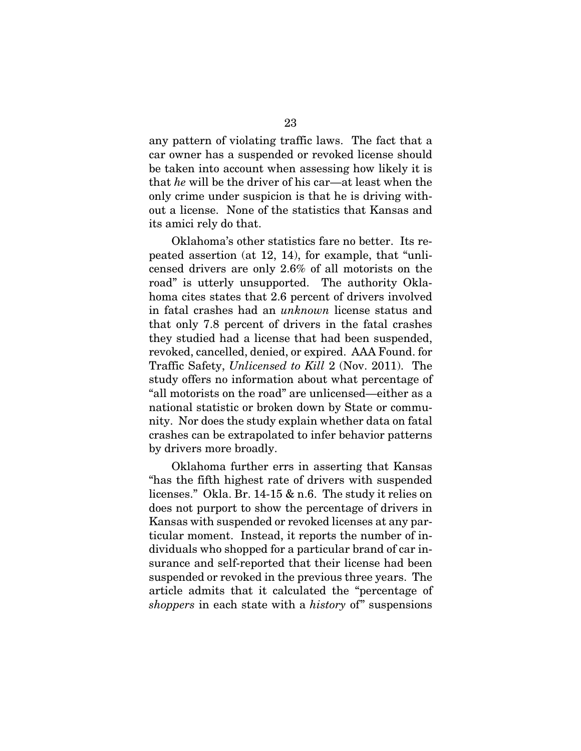any pattern of violating traffic laws. The fact that a car owner has a suspended or revoked license should be taken into account when assessing how likely it is that *he* will be the driver of his car—at least when the only crime under suspicion is that he is driving without a license. None of the statistics that Kansas and its amici rely do that.

Oklahoma's other statistics fare no better. Its repeated assertion (at 12, 14), for example, that "unlicensed drivers are only 2.6% of all motorists on the road" is utterly unsupported. The authority Oklahoma cites states that 2.6 percent of drivers involved in fatal crashes had an *unknown* license status and that only 7.8 percent of drivers in the fatal crashes they studied had a license that had been suspended, revoked, cancelled, denied, or expired. AAA Found. for Traffic Safety, *Unlicensed to Kill* 2 (Nov. 2011). The study offers no information about what percentage of "all motorists on the road" are unlicensed—either as a national statistic or broken down by State or community. Nor does the study explain whether data on fatal crashes can be extrapolated to infer behavior patterns by drivers more broadly.

Oklahoma further errs in asserting that Kansas "has the fifth highest rate of drivers with suspended licenses." Okla. Br. 14-15 & n.6. The study it relies on does not purport to show the percentage of drivers in Kansas with suspended or revoked licenses at any particular moment. Instead, it reports the number of individuals who shopped for a particular brand of car insurance and self-reported that their license had been suspended or revoked in the previous three years. The article admits that it calculated the "percentage of *shoppers* in each state with a *history* of" suspensions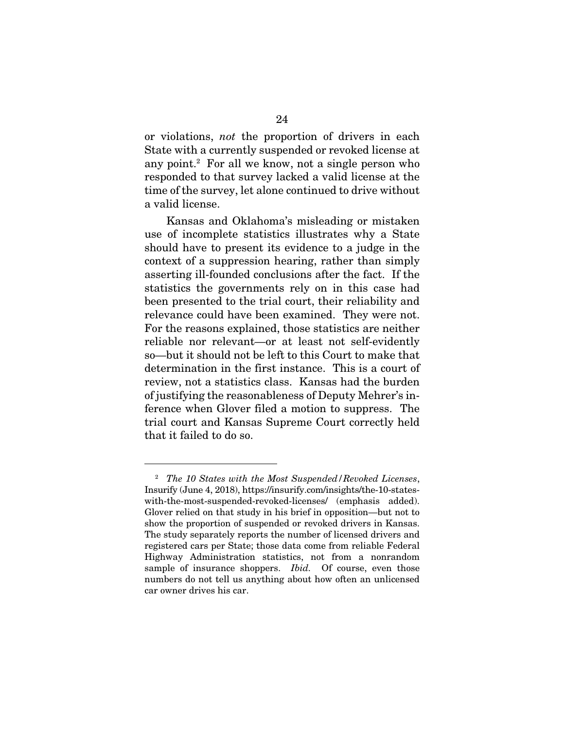or violations, *not* the proportion of drivers in each State with a currently suspended or revoked license at any point.[2] For all we know, not a single person who responded to that survey lacked a valid license at the time of the survey, let alone continued to drive without a valid license.

Kansas and Oklahoma's misleading or mistaken use of incomplete statistics illustrates why a State should have to present its evidence to a judge in the context of a suppression hearing, rather than simply asserting ill-founded conclusions after the fact. If the statistics the governments rely on in this case had been presented to the trial court, their reliability and relevance could have been examined. They were not. For the reasons explained, those statistics are neither reliable nor relevant—or at least not self-evidently so—but it should not be left to this Court to make that determination in the first instance. This is a court of review, not a statistics class. Kansas had the burden of justifying the reasonableness of Deputy Mehrer's inference when Glover filed a motion to suppress. The trial court and Kansas Supreme Court correctly held that it failed to do so.

---

[2] *The 10 States with the Most Suspended/Revoked Licenses*, Insurify (June 4, 2018), https://insurify.com/insights/the-10-states-with-the-most-suspended-revoked-licenses/ (emphasis added). Glover relied on that study in his brief in opposition—but not to show the proportion of suspended or revoked drivers in Kansas. The study separately reports the number of licensed drivers and registered cars per State; those data come from reliable Federal Highway Administration statistics, not from a nonrandom sample of insurance shoppers. *Ibid.* Of course, even those numbers do not tell us anything about how often an unlicensed car owner drives his car.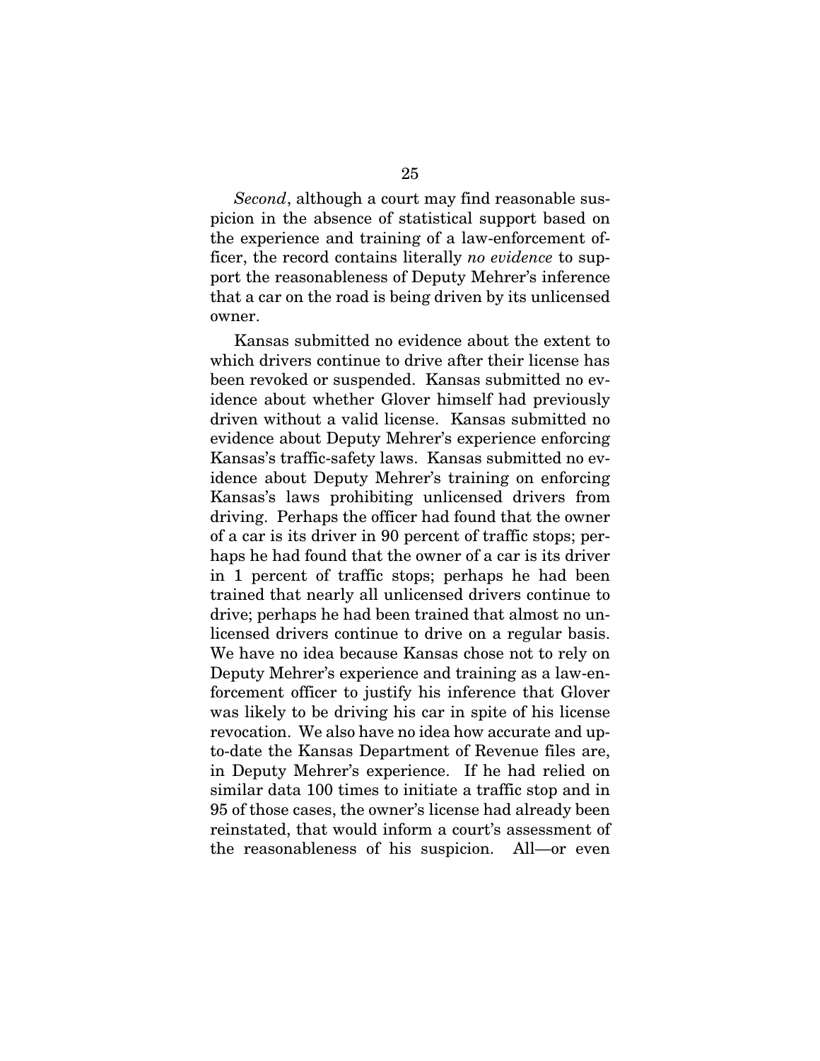*Second*, although a court may find reasonable suspicion in the absence of statistical support based on the experience and training of a law-enforcement officer, the record contains literally *no evidence* to support the reasonableness of Deputy Mehrer's inference that a car on the road is being driven by its unlicensed owner.

Kansas submitted no evidence about the extent to which drivers continue to drive after their license has been revoked or suspended. Kansas submitted no evidence about whether Glover himself had previously driven without a valid license. Kansas submitted no evidence about Deputy Mehrer's experience enforcing Kansas's traffic-safety laws. Kansas submitted no evidence about Deputy Mehrer's training on enforcing Kansas's laws prohibiting unlicensed drivers from driving. Perhaps the officer had found that the owner of a car is its driver in 90 percent of traffic stops; perhaps he had found that the owner of a car is its driver in 1 percent of traffic stops; perhaps he had been trained that nearly all unlicensed drivers continue to drive; perhaps he had been trained that almost no unlicensed drivers continue to drive on a regular basis. We have no idea because Kansas chose not to rely on Deputy Mehrer's experience and training as a law-enforcement officer to justify his inference that Glover was likely to be driving his car in spite of his license revocation. We also have no idea how accurate and up-to-date the Kansas Department of Revenue files are, in Deputy Mehrer's experience. If he had relied on similar data 100 times to initiate a traffic stop and in 95 of those cases, the owner's license had already been reinstated, that would inform a court's assessment of the reasonableness of his suspicion. All—or even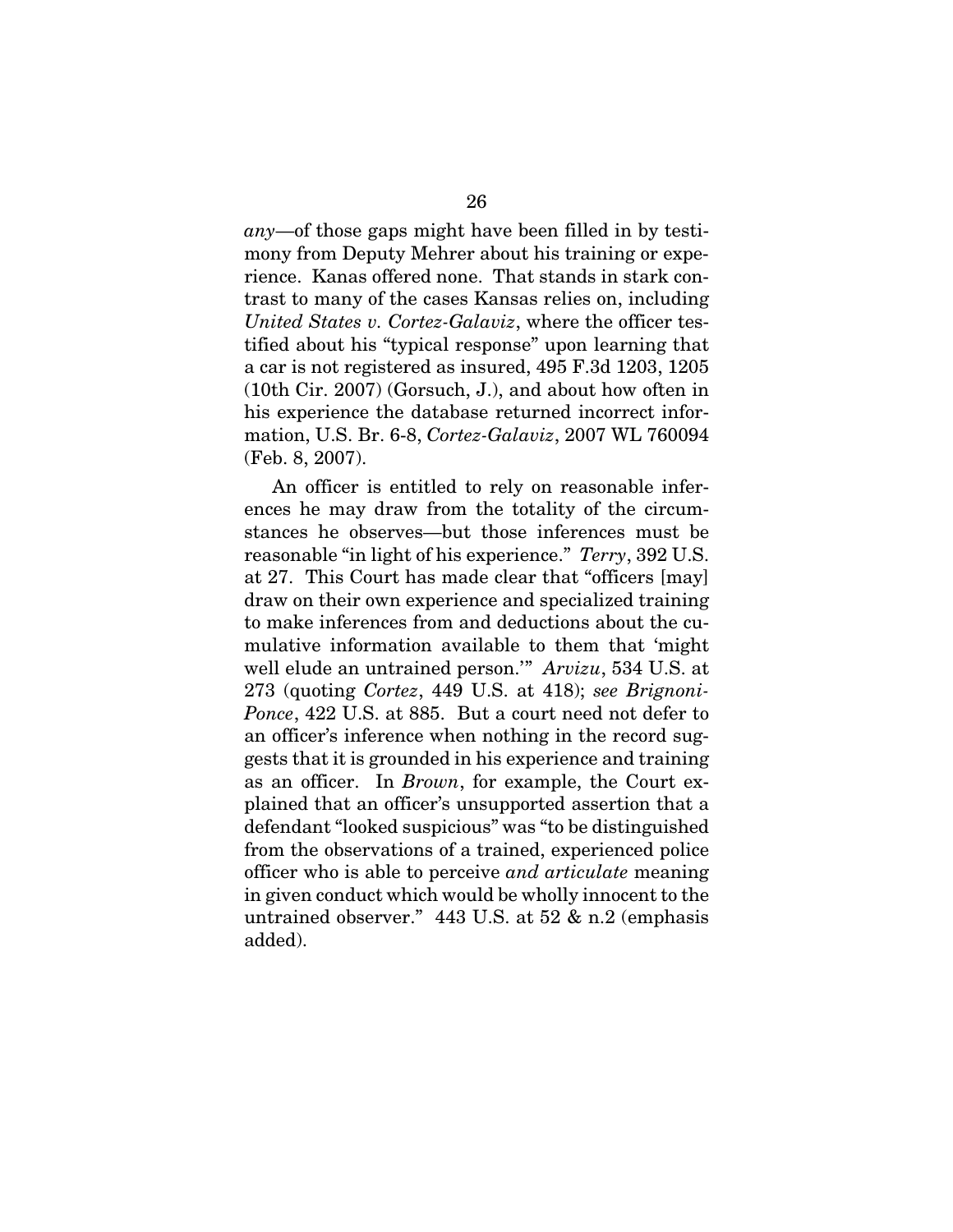*any*—of those gaps might have been filled in by testimony from Deputy Mehrer about his training or experience. Kanas offered none. That stands in stark contrast to many of the cases Kansas relies on, including *United States v. Cortez-Galaviz*, where the officer testified about his "typical response" upon learning that a car is not registered as insured, 495 F.3d 1203, 1205 (10th Cir. 2007) (Gorsuch, J.), and about how often in his experience the database returned incorrect information, U.S. Br. 6-8, *Cortez-Galaviz*, 2007 WL 760094 (Feb. 8, 2007).

An officer is entitled to rely on reasonable inferences he may draw from the totality of the circumstances he observes—but those inferences must be reasonable "in light of his experience." *Terry*, 392 U.S. at 27. This Court has made clear that "officers [may] draw on their own experience and specialized training to make inferences from and deductions about the cumulative information available to them that 'might well elude an untrained person.'" *Arvizu*, 534 U.S. at 273 (quoting *Cortez*, 449 U.S. at 418); *see Brignoni-Ponce*, 422 U.S. at 885. But a court need not defer to an officer's inference when nothing in the record suggests that it is grounded in his experience and training as an officer. In *Brown*, for example, the Court explained that an officer's unsupported assertion that a defendant "looked suspicious" was "to be distinguished from the observations of a trained, experienced police officer who is able to perceive *and articulate* meaning in given conduct which would be wholly innocent to the untrained observer." 443 U.S. at 52 & n.2 (emphasis added).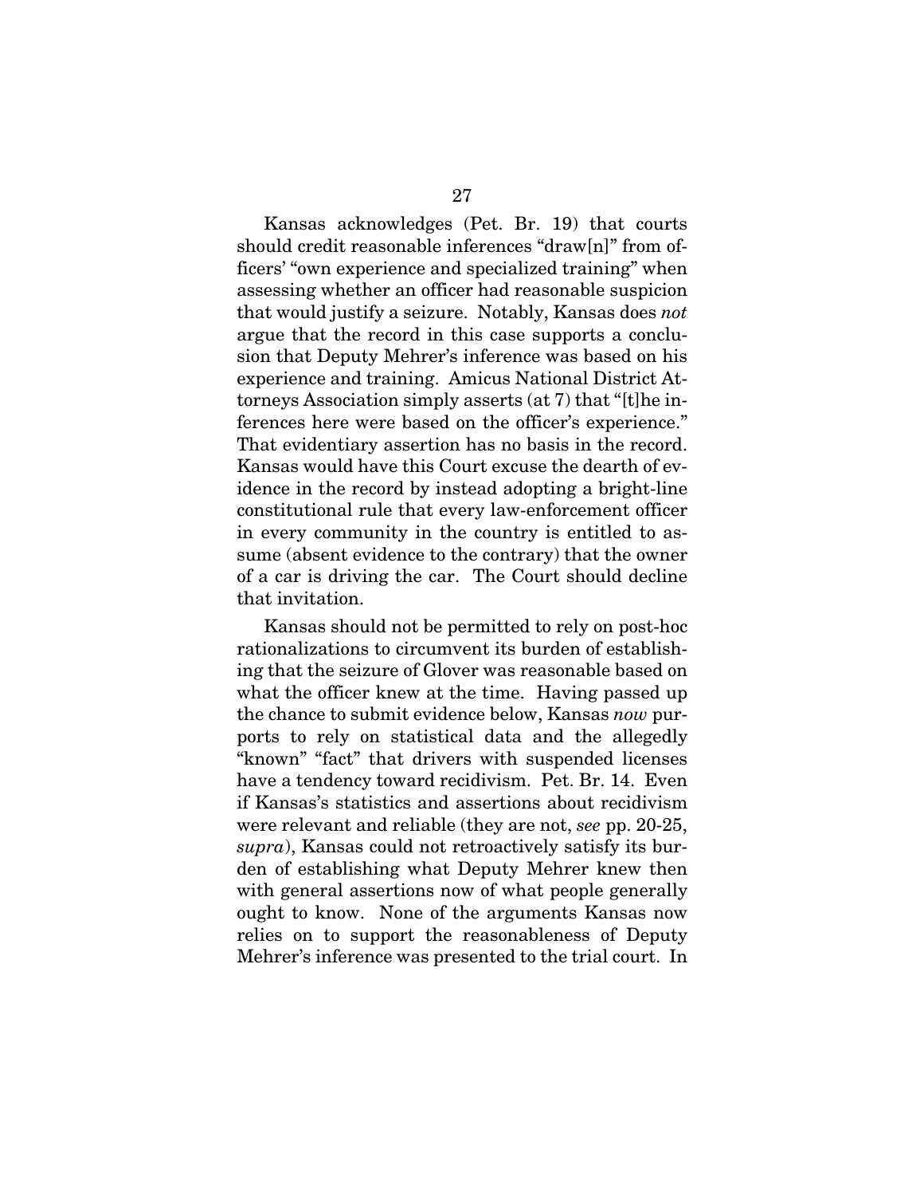Kansas acknowledges (Pet. Br. 19) that courts should credit reasonable inferences "draw[n]" from officers' "own experience and specialized training" when assessing whether an officer had reasonable suspicion that would justify a seizure. Notably, Kansas does *not* argue that the record in this case supports a conclusion that Deputy Mehrer's inference was based on his experience and training. Amicus National District Attorneys Association simply asserts (at 7) that "[t]he inferences here were based on the officer's experience." That evidentiary assertion has no basis in the record. Kansas would have this Court excuse the dearth of evidence in the record by instead adopting a bright-line constitutional rule that every law-enforcement officer in every community in the country is entitled to assume (absent evidence to the contrary) that the owner of a car is driving the car. The Court should decline that invitation.

Kansas should not be permitted to rely on post-hoc rationalizations to circumvent its burden of establishing that the seizure of Glover was reasonable based on what the officer knew at the time. Having passed up the chance to submit evidence below, Kansas *now* purports to rely on statistical data and the allegedly "known" "fact" that drivers with suspended licenses have a tendency toward recidivism. Pet. Br. 14. Even if Kansas's statistics and assertions about recidivism were relevant and reliable (they are not, *see* pp. 20-25, *supra*), Kansas could not retroactively satisfy its burden of establishing what Deputy Mehrer knew then with general assertions now of what people generally ought to know. None of the arguments Kansas now relies on to support the reasonableness of Deputy Mehrer's inference was presented to the trial court. In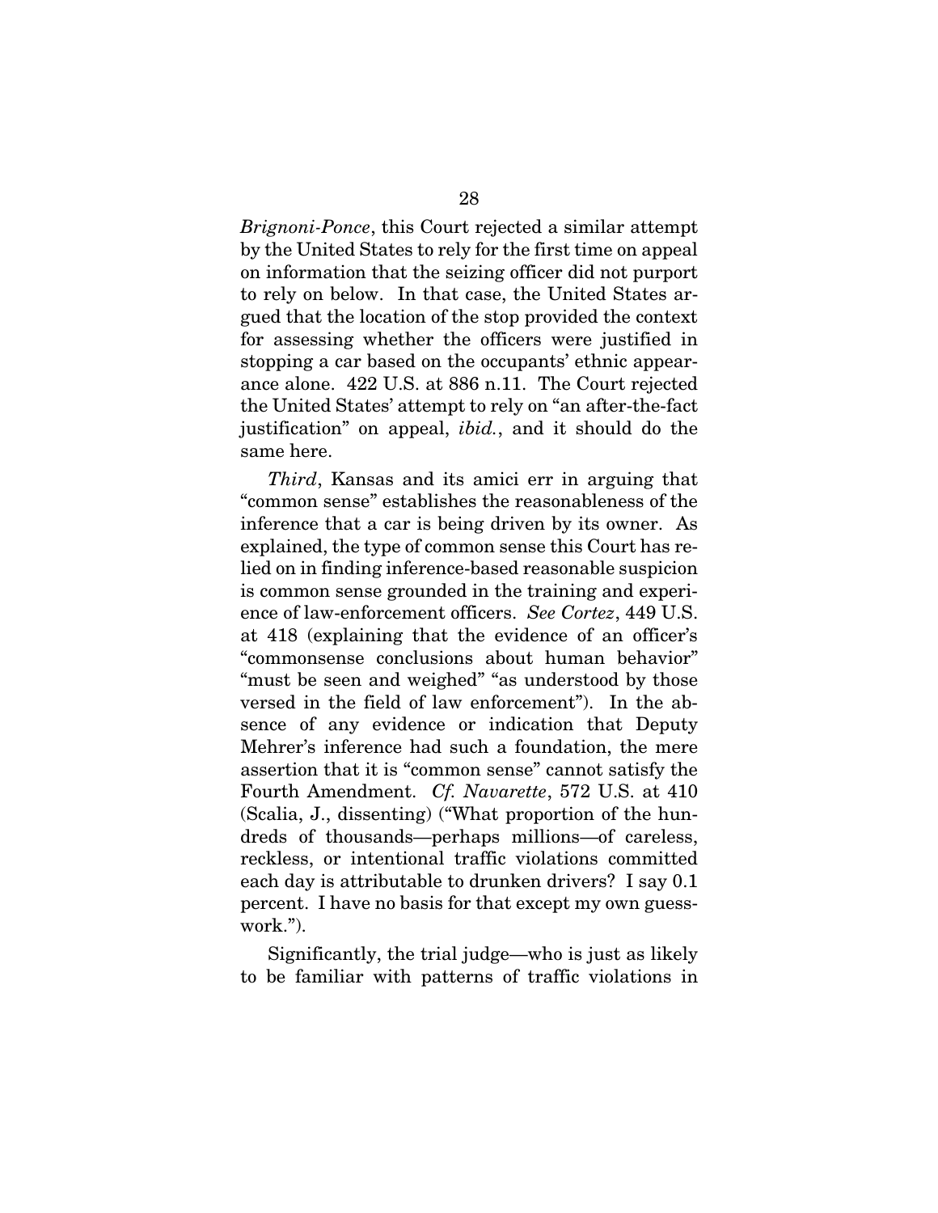*Brignoni-Ponce*, this Court rejected a similar attempt by the United States to rely for the first time on appeal on information that the seizing officer did not purport to rely on below. In that case, the United States argued that the location of the stop provided the context for assessing whether the officers were justified in stopping a car based on the occupants' ethnic appearance alone. 422 U.S. at 886 n.11. The Court rejected the United States' attempt to rely on "an after-the-fact justification" on appeal, *ibid.*, and it should do the same here.

*Third*, Kansas and its amici err in arguing that "common sense" establishes the reasonableness of the inference that a car is being driven by its owner. As explained, the type of common sense this Court has relied on in finding inference-based reasonable suspicion is common sense grounded in the training and experience of law-enforcement officers. *See Cortez*, 449 U.S. at 418 (explaining that the evidence of an officer's "commonsense conclusions about human behavior" "must be seen and weighed" "as understood by those versed in the field of law enforcement"). In the absence of any evidence or indication that Deputy Mehrer's inference had such a foundation, the mere assertion that it is "common sense" cannot satisfy the Fourth Amendment. *Cf. Navarette*, 572 U.S. at 410 (Scalia, J., dissenting) ("What proportion of the hundreds of thousands—perhaps millions—of careless, reckless, or intentional traffic violations committed each day is attributable to drunken drivers? I say 0.1 percent. I have no basis for that except my own guesswork.").

Significantly, the trial judge—who is just as likely to be familiar with patterns of traffic violations in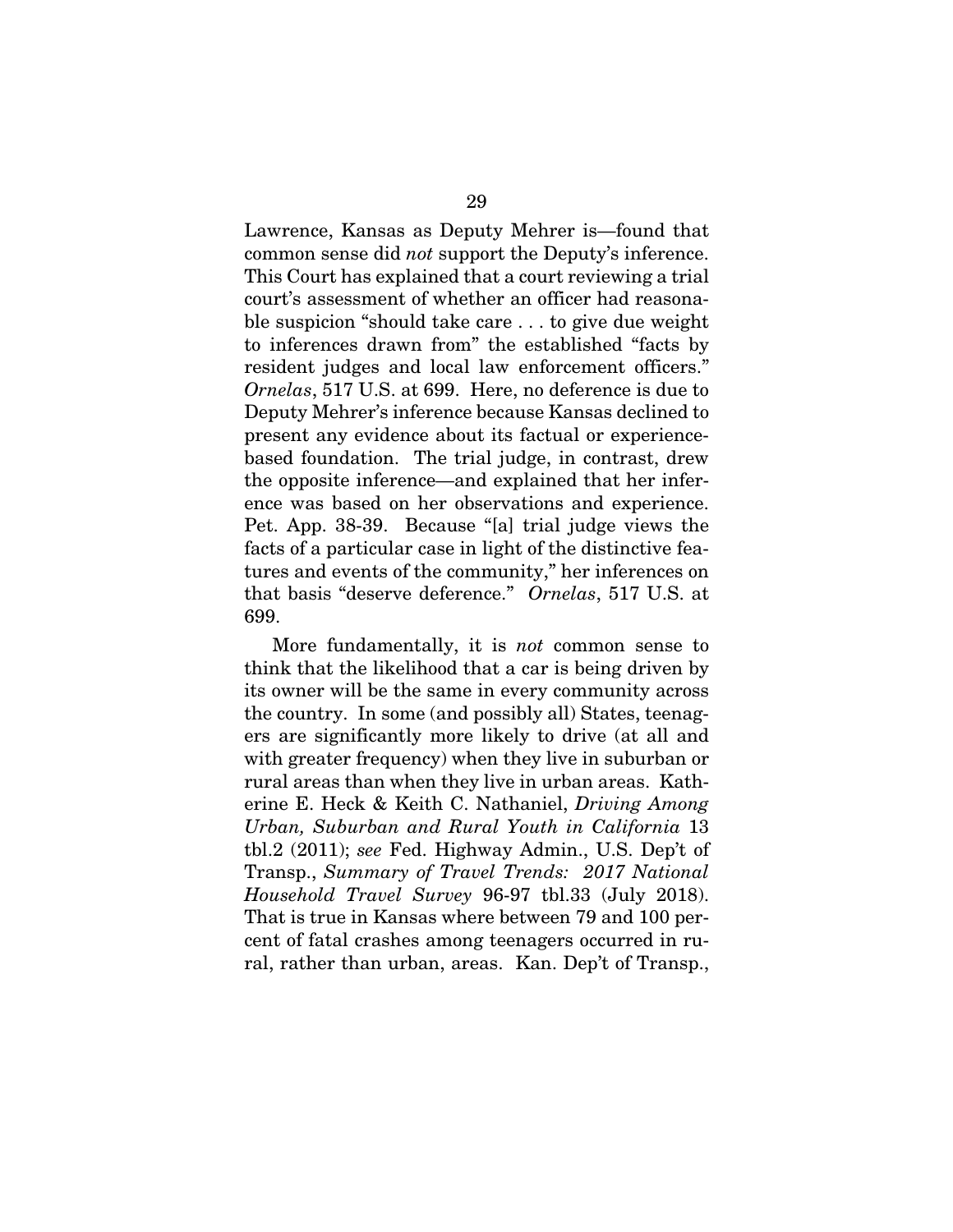Lawrence, Kansas as Deputy Mehrer is—found that common sense did *not* support the Deputy's inference. This Court has explained that a court reviewing a trial court's assessment of whether an officer had reasonable suspicion "should take care . . . to give due weight to inferences drawn from" the established "facts by resident judges and local law enforcement officers." *Ornelas*, 517 U.S. at 699. Here, no deference is due to Deputy Mehrer's inference because Kansas declined to present any evidence about its factual or experience-based foundation. The trial judge, in contrast, drew the opposite inference—and explained that her inference was based on her observations and experience. Pet. App. 38-39. Because "[a] trial judge views the facts of a particular case in light of the distinctive features and events of the community," her inferences on that basis "deserve deference." *Ornelas*, 517 U.S. at 699.

More fundamentally, it is *not* common sense to think that the likelihood that a car is being driven by its owner will be the same in every community across the country. In some (and possibly all) States, teenagers are significantly more likely to drive (at all and with greater frequency) when they live in suburban or rural areas than when they live in urban areas. Katherine E. Heck & Keith C. Nathaniel, *Driving Among Urban, Suburban and Rural Youth in California* 13 tbl.2 (2011); *see* Fed. Highway Admin., U.S. Dep't of Transp., *Summary of Travel Trends: 2017 National Household Travel Survey* 96-97 tbl.33 (July 2018). That is true in Kansas where between 79 and 100 percent of fatal crashes among teenagers occurred in rural, rather than urban, areas. Kan. Dep't of Transp.,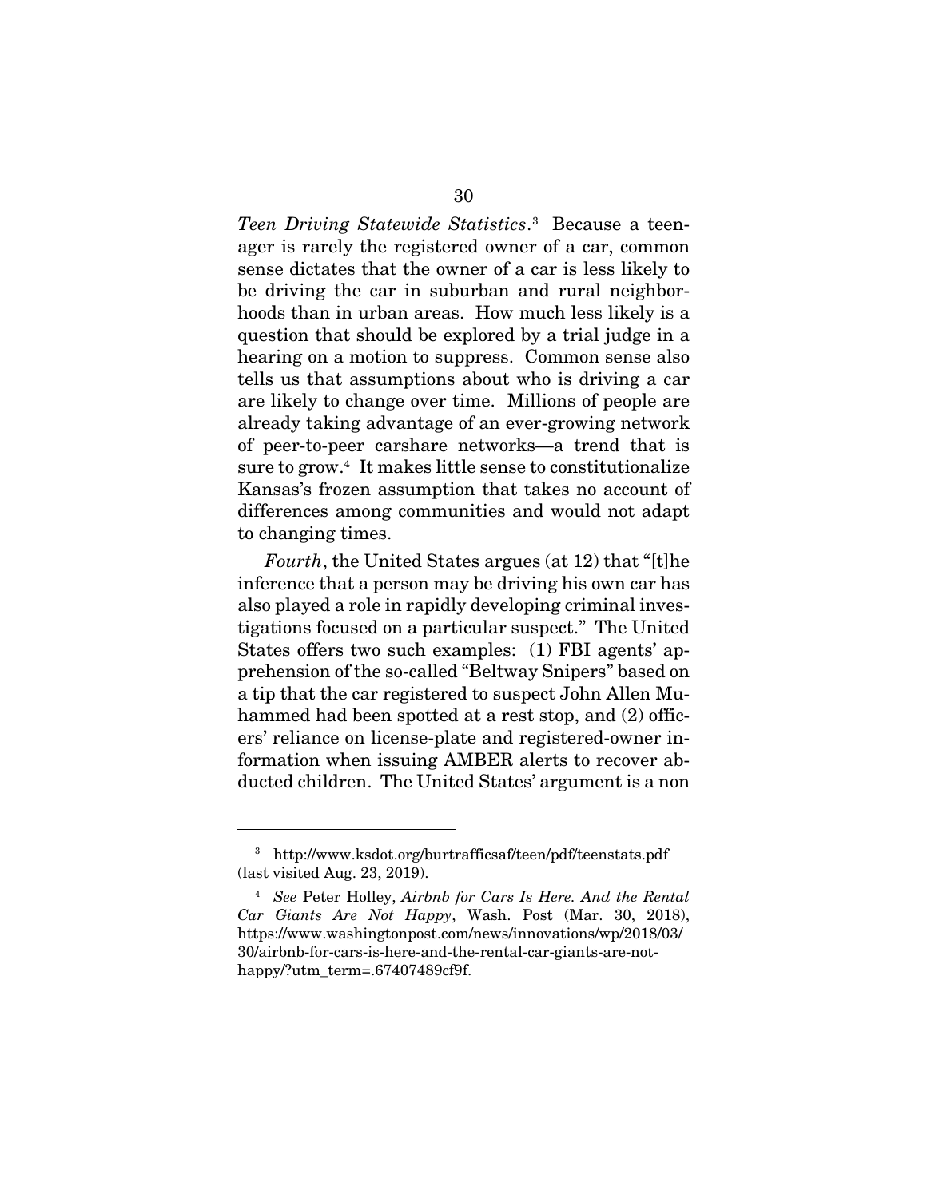*Teen Driving Statewide Statistics*.[3] Because a teenager is rarely the registered owner of a car, common sense dictates that the owner of a car is less likely to be driving the car in suburban and rural neighborhoods than in urban areas. How much less likely is a question that should be explored by a trial judge in a hearing on a motion to suppress. Common sense also tells us that assumptions about who is driving a car are likely to change over time. Millions of people are already taking advantage of an ever-growing network of peer-to-peer carshare networks—a trend that is sure to grow.[4] It makes little sense to constitutionalize Kansas's frozen assumption that takes no account of differences among communities and would not adapt to changing times.

*Fourth*, the United States argues (at 12) that "[t]he inference that a person may be driving his own car has also played a role in rapidly developing criminal investigations focused on a particular suspect." The United States offers two such examples: (1) FBI agents' apprehension of the so-called "Beltway Snipers" based on a tip that the car registered to suspect John Allen Muhammed had been spotted at a rest stop, and (2) officers' reliance on license-plate and registered-owner information when issuing AMBER alerts to recover abducted children. The United States' argument is a non

---

[3] http://www.ksdot.org/burtrafficsaf/teen/pdf/teenstats.pdf (last visited Aug. 23, 2019).

[4] *See* Peter Holley, *Airbnb for Cars Is Here. And the Rental Car Giants Are Not Happy*, Wash. Post (Mar. 30, 2018), https://www.washingtonpost.com/news/innovations/wp/2018/03/30/airbnb-for-cars-is-here-and-the-rental-car-giants-are-not-happy/?utm_term=.67407489cf9f.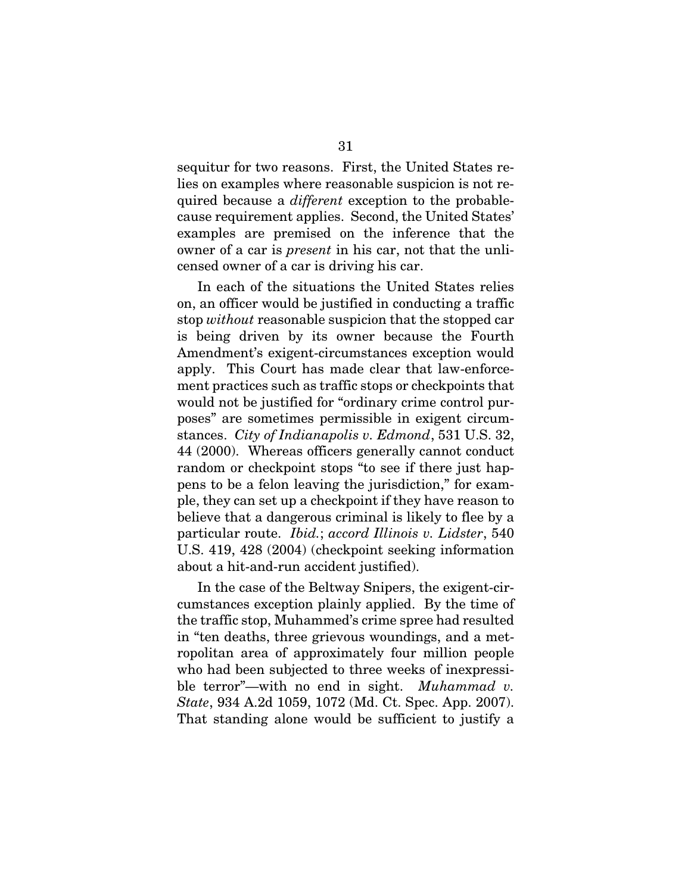sequitur for two reasons. First, the United States relies on examples where reasonable suspicion is not required because a *different* exception to the probable-cause requirement applies. Second, the United States' examples are premised on the inference that the owner of a car is *present* in his car, not that the unlicensed owner of a car is driving his car.

In each of the situations the United States relies on, an officer would be justified in conducting a traffic stop *without* reasonable suspicion that the stopped car is being driven by its owner because the Fourth Amendment's exigent-circumstances exception would apply. This Court has made clear that law-enforcement practices such as traffic stops or checkpoints that would not be justified for "ordinary crime control purposes" are sometimes permissible in exigent circumstances. *City of Indianapolis v. Edmond*, 531 U.S. 32, 44 (2000). Whereas officers generally cannot conduct random or checkpoint stops "to see if there just happens to be a felon leaving the jurisdiction," for example, they can set up a checkpoint if they have reason to believe that a dangerous criminal is likely to flee by a particular route. *Ibid.*; *accord Illinois v. Lidster*, 540 U.S. 419, 428 (2004) (checkpoint seeking information about a hit-and-run accident justified).

In the case of the Beltway Snipers, the exigent-circumstances exception plainly applied. By the time of the traffic stop, Muhammed's crime spree had resulted in "ten deaths, three grievous woundings, and a metropolitan area of approximately four million people who had been subjected to three weeks of inexpressible terror"—with no end in sight. *Muhammad v. State*, 934 A.2d 1059, 1072 (Md. Ct. Spec. App. 2007). That standing alone would be sufficient to justify a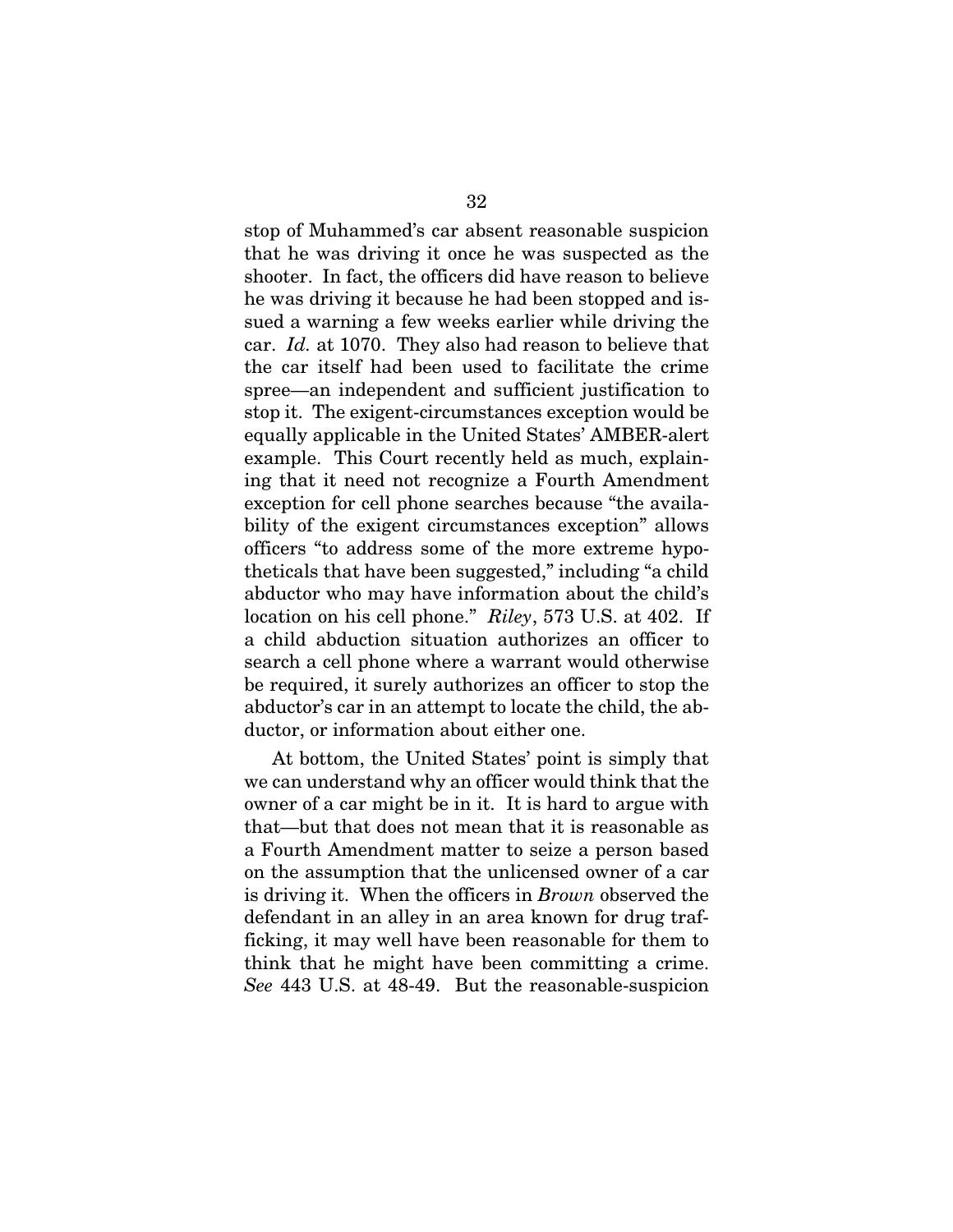stop of Muhammed's car absent reasonable suspicion that he was driving it once he was suspected as the shooter. In fact, the officers did have reason to believe he was driving it because he had been stopped and issued a warning a few weeks earlier while driving the car. *Id.* at 1070. They also had reason to believe that the car itself had been used to facilitate the crime spree—an independent and sufficient justification to stop it. The exigent-circumstances exception would be equally applicable in the United States' AMBER-alert example. This Court recently held as much, explaining that it need not recognize a Fourth Amendment exception for cell phone searches because "the availability of the exigent circumstances exception" allows officers "to address some of the more extreme hypotheticals that have been suggested," including "a child abductor who may have information about the child's location on his cell phone." *Riley*, 573 U.S. at 402. If a child abduction situation authorizes an officer to search a cell phone where a warrant would otherwise be required, it surely authorizes an officer to stop the abductor's car in an attempt to locate the child, the abductor, or information about either one.

At bottom, the United States' point is simply that we can understand why an officer would think that the owner of a car might be in it. It is hard to argue with that—but that does not mean that it is reasonable as a Fourth Amendment matter to seize a person based on the assumption that the unlicensed owner of a car is driving it. When the officers in *Brown* observed the defendant in an alley in an area known for drug trafficking, it may well have been reasonable for them to think that he might have been committing a crime. *See* 443 U.S. at 48-49. But the reasonable-suspicion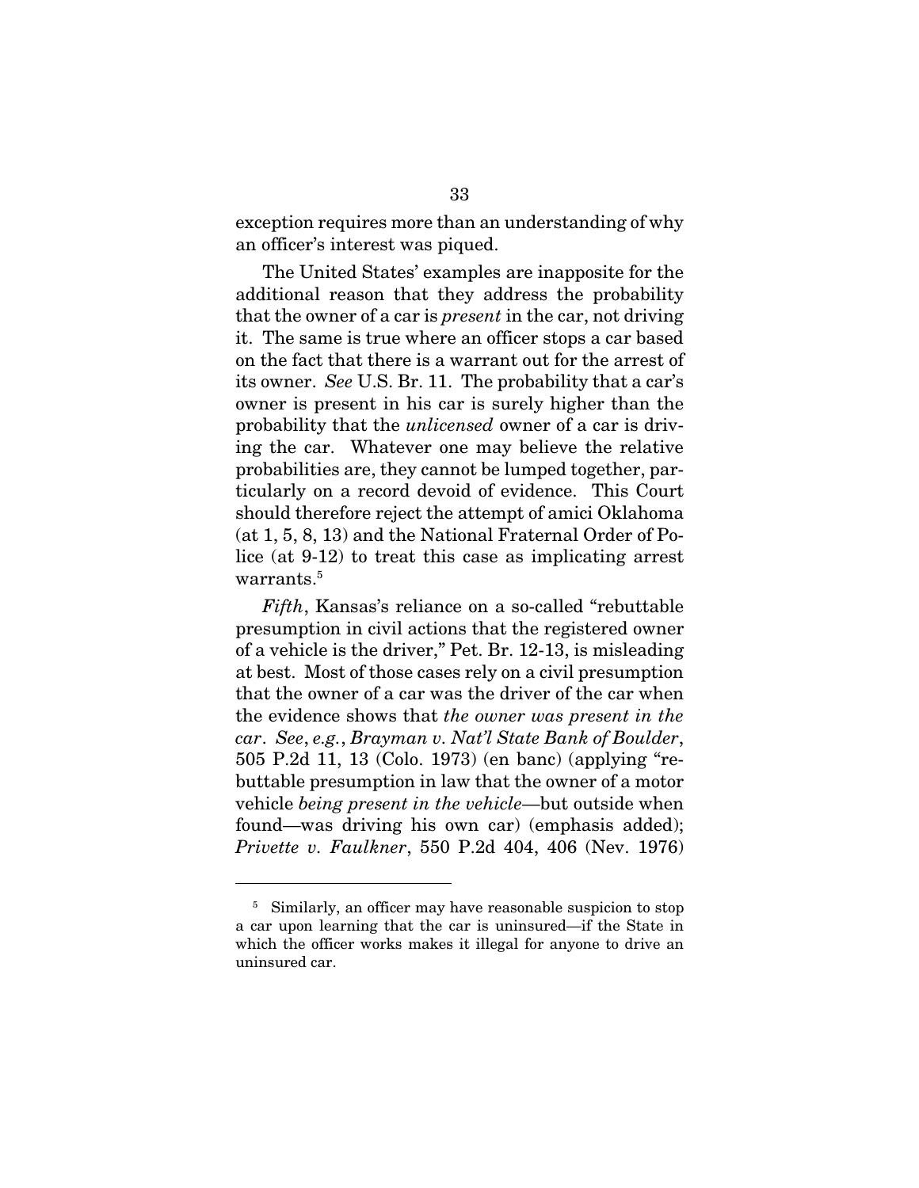exception requires more than an understanding of why an officer's interest was piqued.

The United States' examples are inapposite for the additional reason that they address the probability that the owner of a car is *present* in the car, not driving it. The same is true where an officer stops a car based on the fact that there is a warrant out for the arrest of its owner. *See* U.S. Br. 11. The probability that a car's owner is present in his car is surely higher than the probability that the *unlicensed* owner of a car is driving the car. Whatever one may believe the relative probabilities are, they cannot be lumped together, particularly on a record devoid of evidence. This Court should therefore reject the attempt of amici Oklahoma (at 1, 5, 8, 13) and the National Fraternal Order of Police (at 9-12) to treat this case as implicating arrest warrants.[5]

*Fifth*, Kansas's reliance on a so-called "rebuttable presumption in civil actions that the registered owner of a vehicle is the driver," Pet. Br. 12-13, is misleading at best. Most of those cases rely on a civil presumption that the owner of a car was the driver of the car when the evidence shows that *the owner was present in the car*. *See*, *e.g.*, *Brayman v. Nat'l State Bank of Boulder*, 505 P.2d 11, 13 (Colo. 1973) (en banc) (applying "rebuttable presumption in law that the owner of a motor vehicle *being present in the vehicle*—but outside when found—was driving his own car) (emphasis added); *Privette v. Faulkner*, 550 P.2d 404, 406 (Nev. 1976)

---

[5] Similarly, an officer may have reasonable suspicion to stop a car upon learning that the car is uninsured—if the State in which the officer works makes it illegal for anyone to drive an uninsured car.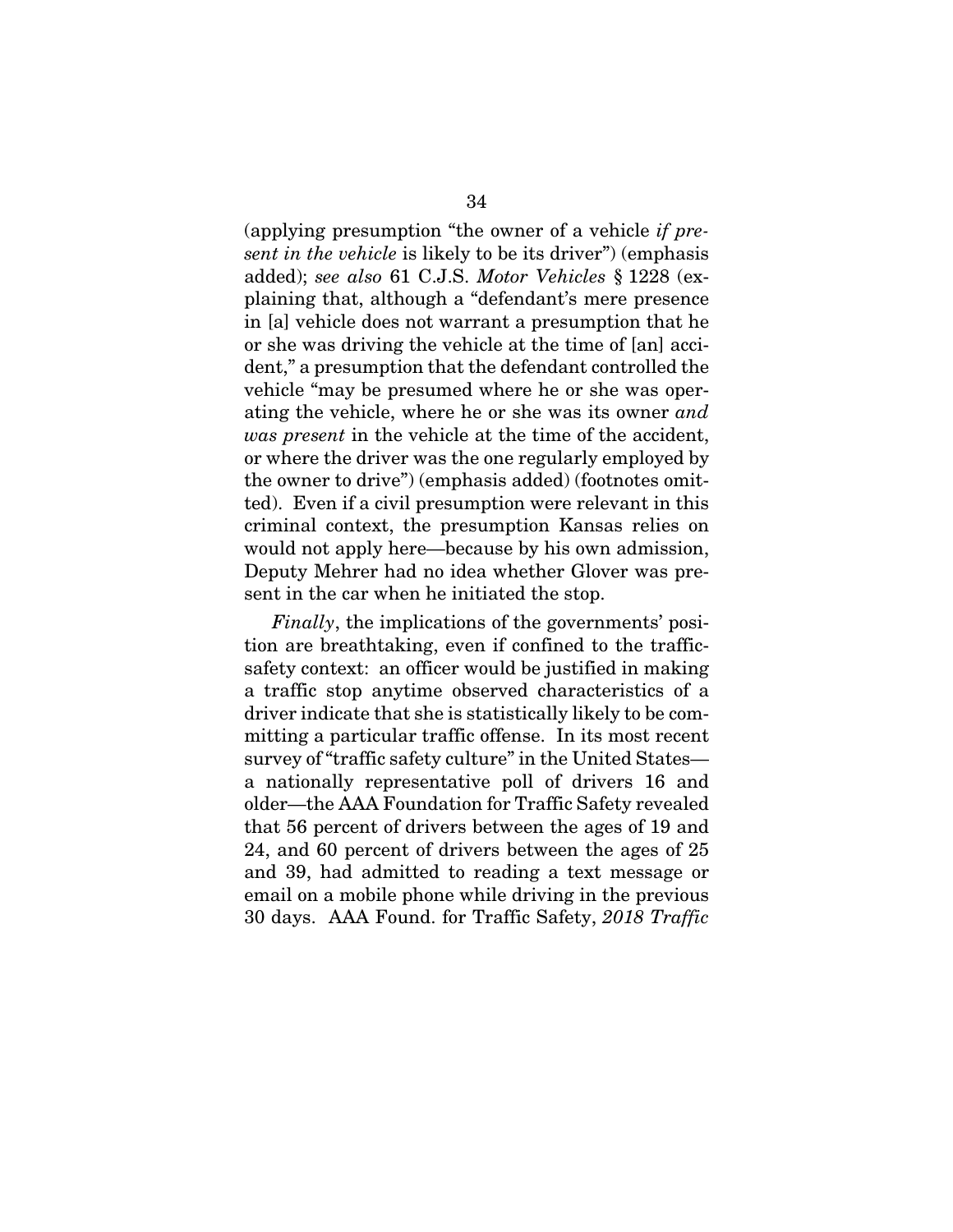(applying presumption "the owner of a vehicle *if present in the vehicle* is likely to be its driver") (emphasis added); *see also* 61 C.J.S. *Motor Vehicles* § 1228 (explaining that, although a "defendant's mere presence in [a] vehicle does not warrant a presumption that he or she was driving the vehicle at the time of [an] accident," a presumption that the defendant controlled the vehicle "may be presumed where he or she was operating the vehicle, where he or she was its owner *and was present* in the vehicle at the time of the accident, or where the driver was the one regularly employed by the owner to drive") (emphasis added) (footnotes omitted). Even if a civil presumption were relevant in this criminal context, the presumption Kansas relies on would not apply here—because by his own admission, Deputy Mehrer had no idea whether Glover was present in the car when he initiated the stop.

*Finally*, the implications of the governments' position are breathtaking, even if confined to the traffic-safety context: an officer would be justified in making a traffic stop anytime observed characteristics of a driver indicate that she is statistically likely to be committing a particular traffic offense. In its most recent survey of "traffic safety culture" in the United States—a nationally representative poll of drivers 16 and older—the AAA Foundation for Traffic Safety revealed that 56 percent of drivers between the ages of 19 and 24, and 60 percent of drivers between the ages of 25 and 39, had admitted to reading a text message or email on a mobile phone while driving in the previous 30 days. AAA Found. for Traffic Safety, *2018 Traffic*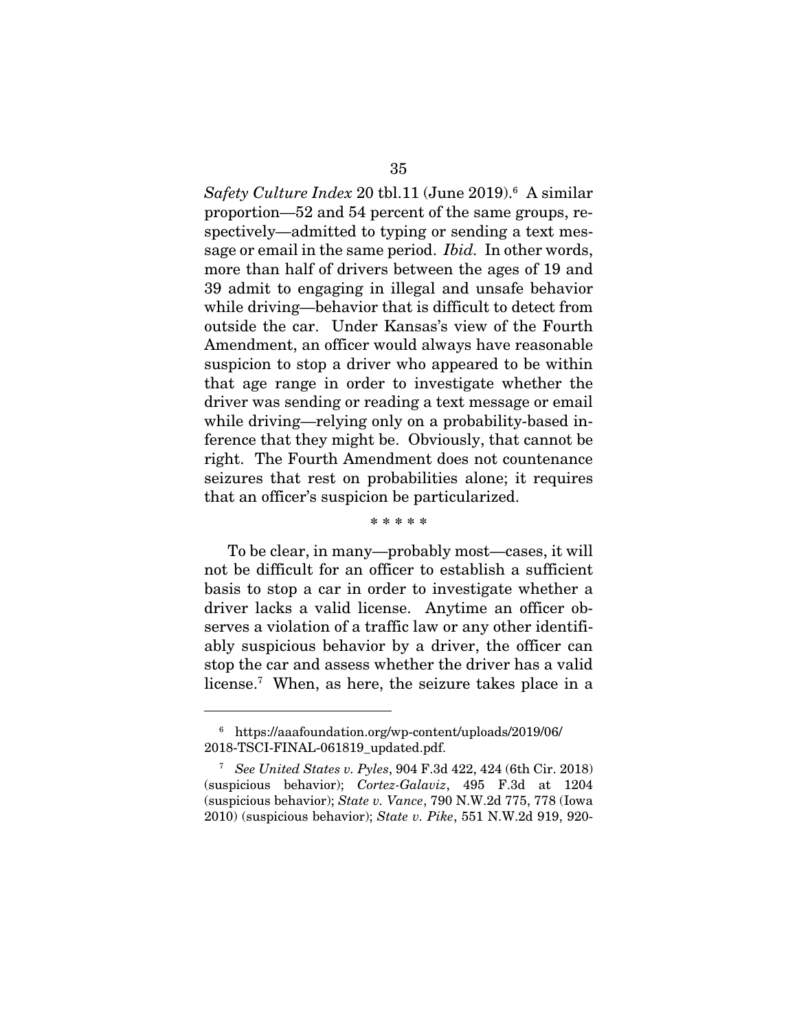*Safety Culture Index* 20 tbl.11 (June 2019).[6] A similar proportion—52 and 54 percent of the same groups, respectively—admitted to typing or sending a text message or email in the same period. *Ibid.* In other words, more than half of drivers between the ages of 19 and 39 admit to engaging in illegal and unsafe behavior while driving—behavior that is difficult to detect from outside the car. Under Kansas's view of the Fourth Amendment, an officer would always have reasonable suspicion to stop a driver who appeared to be within that age range in order to investigate whether the driver was sending or reading a text message or email while driving—relying only on a probability-based inference that they might be. Obviously, that cannot be right. The Fourth Amendment does not countenance seizures that rest on probabilities alone; it requires that an officer's suspicion be particularized.

\* \* \* \* \*

To be clear, in many—probably most—cases, it will not be difficult for an officer to establish a sufficient basis to stop a car in order to investigate whether a driver lacks a valid license. Anytime an officer observes a violation of a traffic law or any other identifiably suspicious behavior by a driver, the officer can stop the car and assess whether the driver has a valid license.[7] When, as here, the seizure takes place in a

---

[6] https://aaafoundation.org/wp-content/uploads/2019/06/2018-TSCI-FINAL-061819_updated.pdf.

[7] *See United States v. Pyles*, 904 F.3d 422, 424 (6th Cir. 2018) (suspicious behavior); *Cortez-Galaviz*, 495 F.3d at 1204 (suspicious behavior); *State v. Vance*, 790 N.W.2d 775, 778 (Iowa 2010) (suspicious behavior); *State v. Pike*, 551 N.W.2d 919, 920-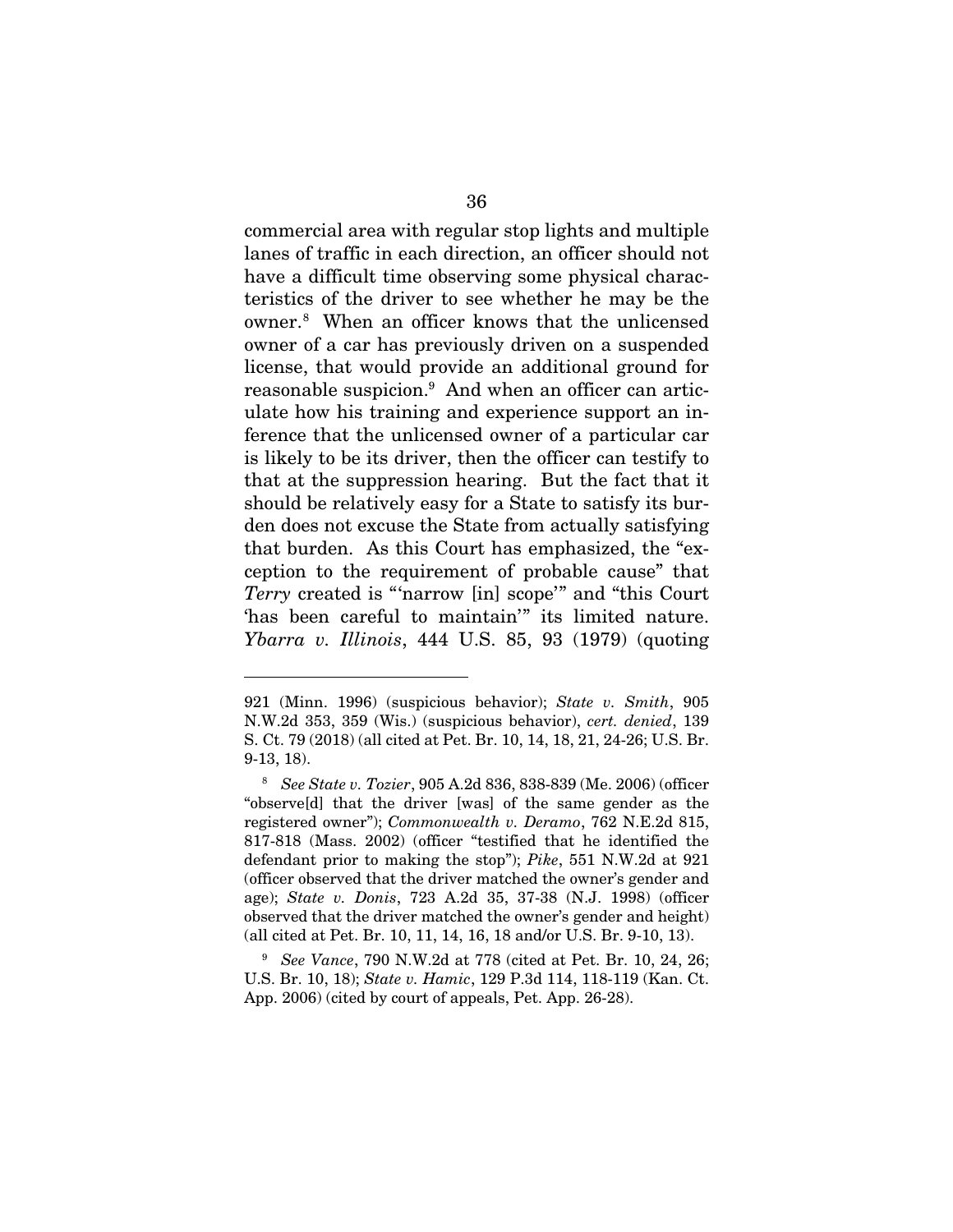commercial area with regular stop lights and multiple lanes of traffic in each direction, an officer should not have a difficult time observing some physical characteristics of the driver to see whether he may be the owner.[8] When an officer knows that the unlicensed owner of a car has previously driven on a suspended license, that would provide an additional ground for reasonable suspicion.[9] And when an officer can articulate how his training and experience support an inference that the unlicensed owner of a particular car is likely to be its driver, then the officer can testify to that at the suppression hearing. But the fact that it should be relatively easy for a State to satisfy its burden does not excuse the State from actually satisfying that burden. As this Court has emphasized, the "exception to the requirement of probable cause" that *Terry* created is "'narrow [in] scope'" and "this Court 'has been careful to maintain'" its limited nature. *Ybarra v. Illinois*, 444 U.S. 85, 93 (1979) (quoting

---

921 (Minn. 1996) (suspicious behavior); *State v. Smith*, 905 N.W.2d 353, 359 (Wis.) (suspicious behavior), *cert. denied*, 139 S. Ct. 79 (2018) (all cited at Pet. Br. 10, 14, 18, 21, 24-26; U.S. Br. 9-13, 18).

[8] *See State v. Tozier*, 905 A.2d 836, 838-839 (Me. 2006) (officer "observe[d] that the driver [was] of the same gender as the registered owner"); *Commonwealth v. Deramo*, 762 N.E.2d 815, 817-818 (Mass. 2002) (officer "testified that he identified the defendant prior to making the stop"); *Pike*, 551 N.W.2d at 921 (officer observed that the driver matched the owner's gender and age); *State v. Donis*, 723 A.2d 35, 37-38 (N.J. 1998) (officer observed that the driver matched the owner's gender and height) (all cited at Pet. Br. 10, 11, 14, 16, 18 and/or U.S. Br. 9-10, 13).

[9] *See Vance*, 790 N.W.2d at 778 (cited at Pet. Br. 10, 24, 26; U.S. Br. 10, 18); *State v. Hamic*, 129 P.3d 114, 118-119 (Kan. Ct. App. 2006) (cited by court of appeals, Pet. App. 26-28).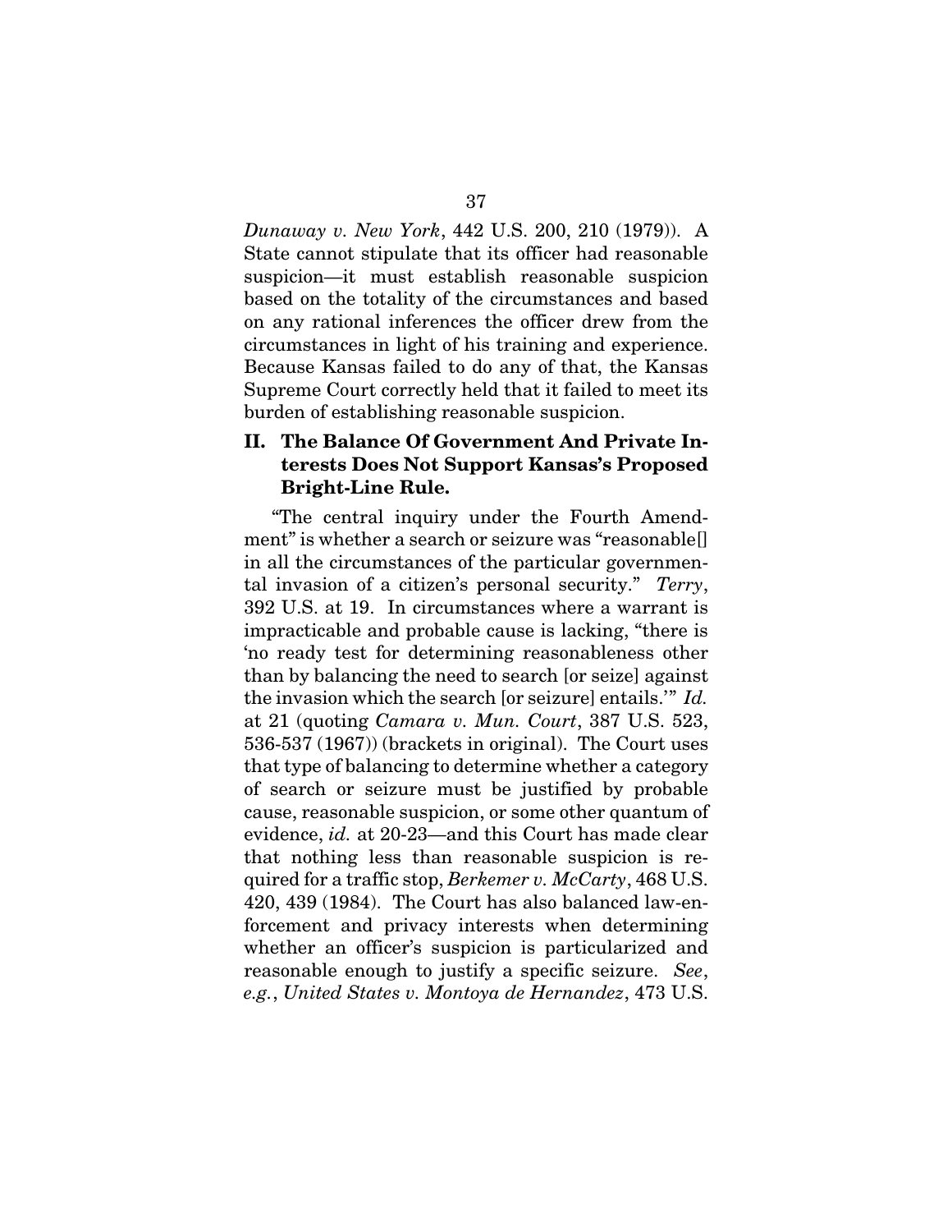*Dunaway v. New York*, 442 U.S. 200, 210 (1979)). A State cannot stipulate that its officer had reasonable suspicion—it must establish reasonable suspicion based on the totality of the circumstances and based on any rational inferences the officer drew from the circumstances in light of his training and experience. Because Kansas failed to do any of that, the Kansas Supreme Court correctly held that it failed to meet its burden of establishing reasonable suspicion.

## II. The Balance Of Government And Private Interests Does Not Support Kansas's Proposed Bright-Line Rule.

"The central inquiry under the Fourth Amendment" is whether a search or seizure was "reasonable[] in all the circumstances of the particular governmental invasion of a citizen's personal security." *Terry*, 392 U.S. at 19. In circumstances where a warrant is impracticable and probable cause is lacking, "there is 'no ready test for determining reasonableness other than by balancing the need to search [or seize] against the invasion which the search [or seizure] entails.'" *Id.* at 21 (quoting *Camara v. Mun. Court*, 387 U.S. 523, 536-537 (1967)) (brackets in original). The Court uses that type of balancing to determine whether a category of search or seizure must be justified by probable cause, reasonable suspicion, or some other quantum of evidence, *id.* at 20-23—and this Court has made clear that nothing less than reasonable suspicion is required for a traffic stop, *Berkemer v. McCarty*, 468 U.S. 420, 439 (1984). The Court has also balanced law-enforcement and privacy interests when determining whether an officer's suspicion is particularized and reasonable enough to justify a specific seizure. *See, e.g.*, *United States v. Montoya de Hernandez*, 473 U.S.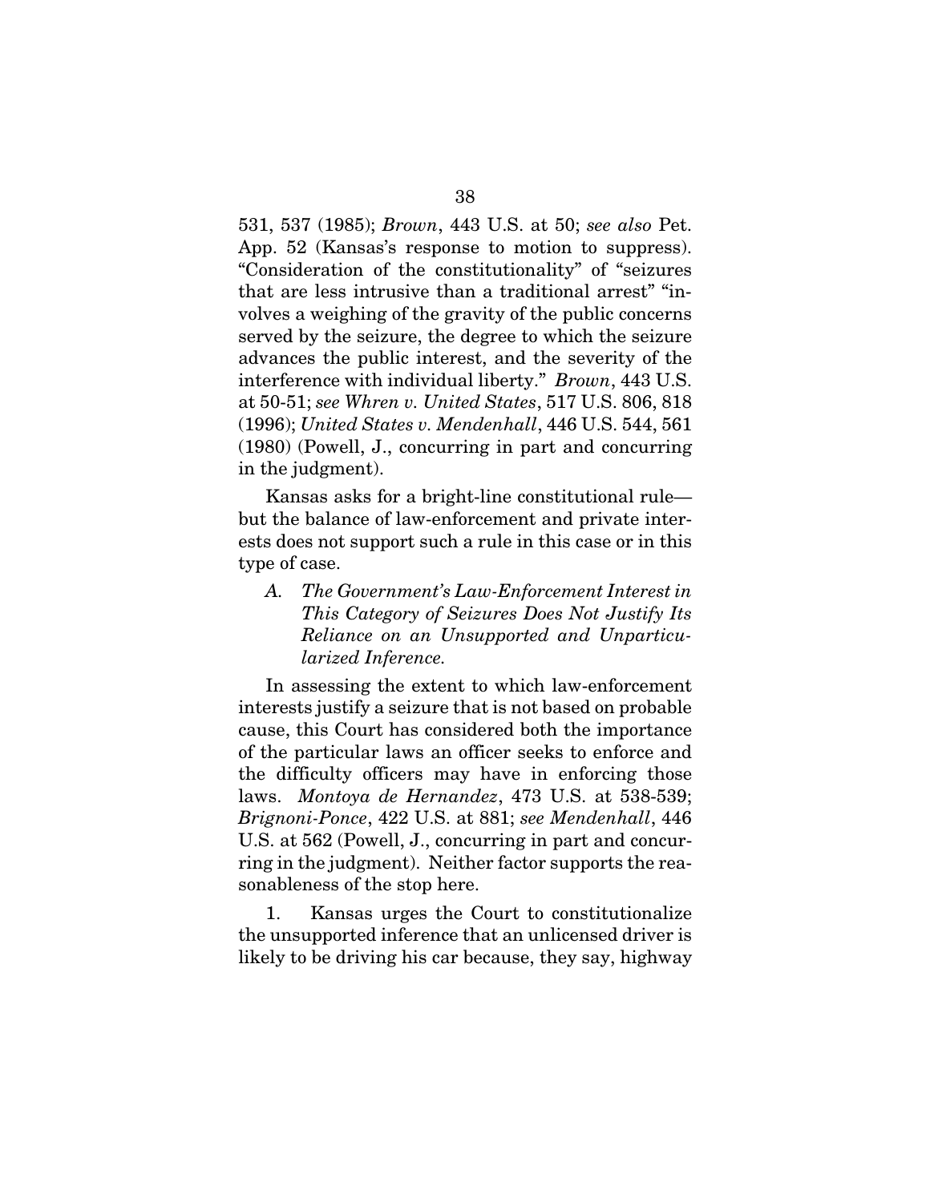531, 537 (1985); *Brown*, 443 U.S. at 50; *see also* Pet. App. 52 (Kansas's response to motion to suppress). "Consideration of the constitutionality" of "seizures that are less intrusive than a traditional arrest" "involves a weighing of the gravity of the public concerns served by the seizure, the degree to which the seizure advances the public interest, and the severity of the interference with individual liberty." *Brown*, 443 U.S. at 50-51; *see Whren v. United States*, 517 U.S. 806, 818 (1996); *United States v. Mendenhall*, 446 U.S. 544, 561 (1980) (Powell, J., concurring in part and concurring in the judgment).

Kansas asks for a bright-line constitutional rule—but the balance of law-enforcement and private interests does not support such a rule in this case or in this type of case.

### *A. The Government's Law-Enforcement Interest in This Category of Seizures Does Not Justify Its Reliance on an Unsupported and Unparticularized Inference.*

In assessing the extent to which law-enforcement interests justify a seizure that is not based on probable cause, this Court has considered both the importance of the particular laws an officer seeks to enforce and the difficulty officers may have in enforcing those laws. *Montoya de Hernandez*, 473 U.S. at 538-539; *Brignoni-Ponce*, 422 U.S. at 881; *see Mendenhall*, 446 U.S. at 562 (Powell, J., concurring in part and concurring in the judgment). Neither factor supports the reasonableness of the stop here.

1. Kansas urges the Court to constitutionalize the unsupported inference that an unlicensed driver is likely to be driving his car because, they say, highway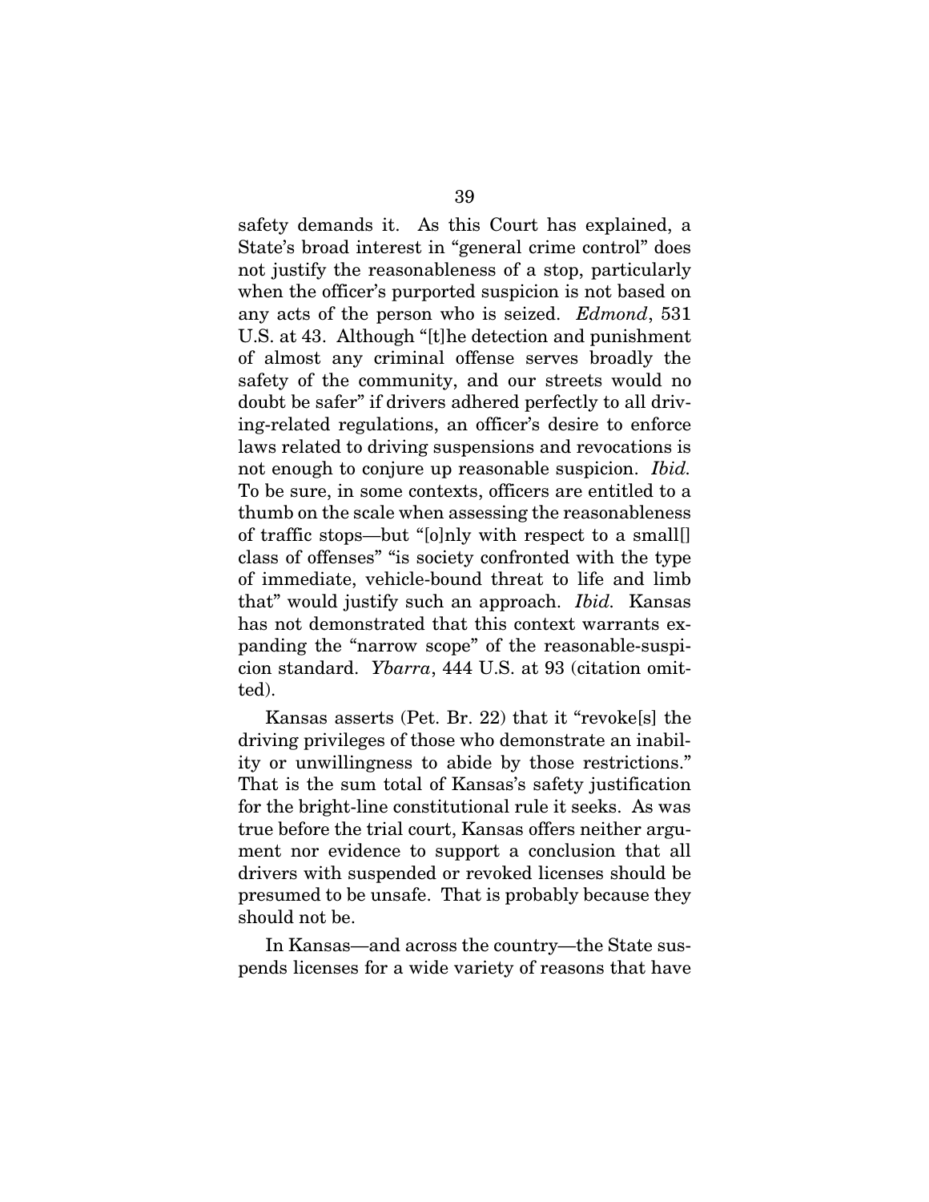safety demands it. As this Court has explained, a State's broad interest in "general crime control" does not justify the reasonableness of a stop, particularly when the officer's purported suspicion is not based on any acts of the person who is seized. *Edmond*, 531 U.S. at 43. Although "[t]he detection and punishment of almost any criminal offense serves broadly the safety of the community, and our streets would no doubt be safer" if drivers adhered perfectly to all driving-related regulations, an officer's desire to enforce laws related to driving suspensions and revocations is not enough to conjure up reasonable suspicion. *Ibid.* To be sure, in some contexts, officers are entitled to a thumb on the scale when assessing the reasonableness of traffic stops—but "[o]nly with respect to a small[] class of offenses" "is society confronted with the type of immediate, vehicle-bound threat to life and limb that" would justify such an approach. *Ibid.* Kansas has not demonstrated that this context warrants expanding the "narrow scope" of the reasonable-suspicion standard. *Ybarra*, 444 U.S. at 93 (citation omitted).

Kansas asserts (Pet. Br. 22) that it "revoke[s] the driving privileges of those who demonstrate an inability or unwillingness to abide by those restrictions." That is the sum total of Kansas's safety justification for the bright-line constitutional rule it seeks. As was true before the trial court, Kansas offers neither argument nor evidence to support a conclusion that all drivers with suspended or revoked licenses should be presumed to be unsafe. That is probably because they should not be.

In Kansas—and across the country—the State suspends licenses for a wide variety of reasons that have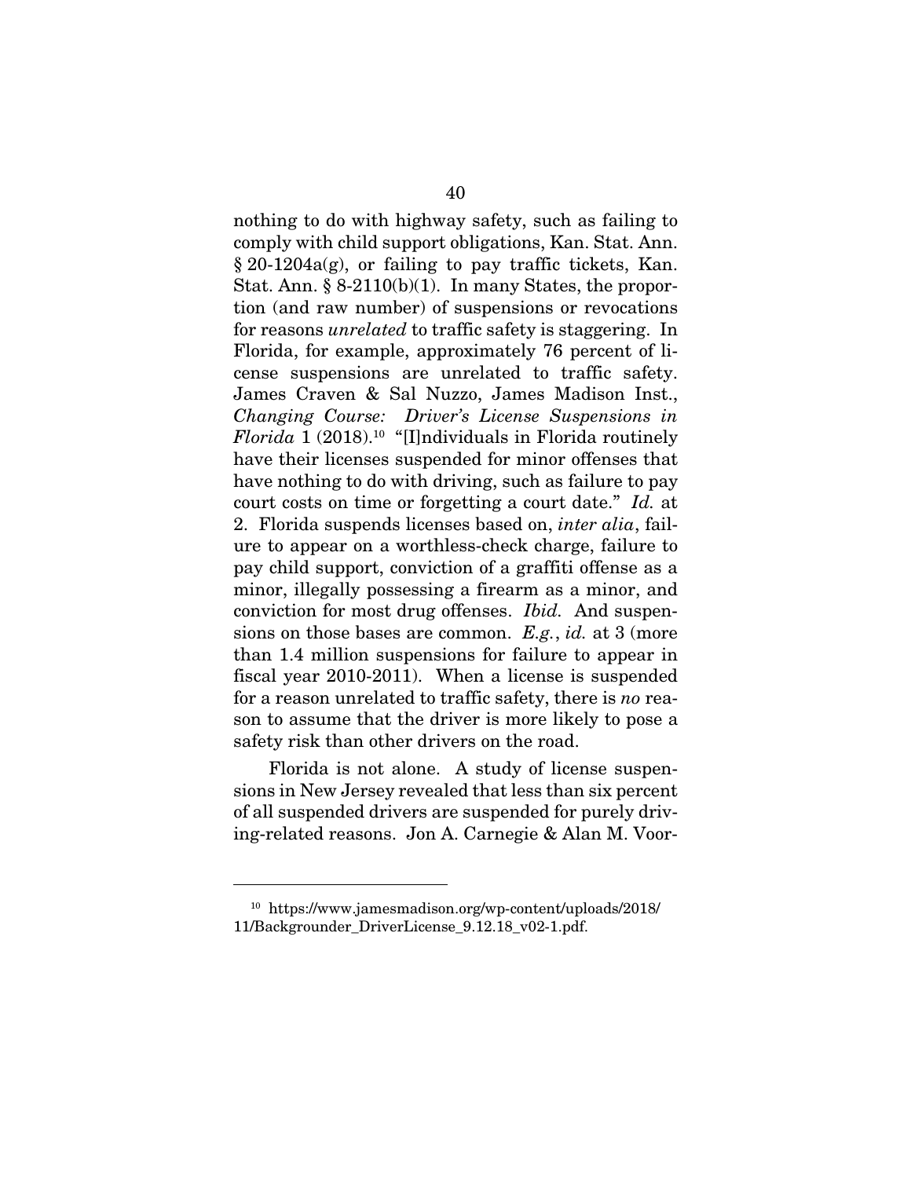nothing to do with highway safety, such as failing to comply with child support obligations, Kan. Stat. Ann. § 20-1204a(g), or failing to pay traffic tickets, Kan. Stat. Ann. § 8-2110(b)(1). In many States, the proportion (and raw number) of suspensions or revocations for reasons *unrelated* to traffic safety is staggering. In Florida, for example, approximately 76 percent of license suspensions are unrelated to traffic safety. James Craven & Sal Nuzzo, James Madison Inst., *Changing Course: Driver's License Suspensions in Florida* 1 (2018).[10] "[I]ndividuals in Florida routinely have their licenses suspended for minor offenses that have nothing to do with driving, such as failure to pay court costs on time or forgetting a court date." *Id.* at 2. Florida suspends licenses based on, *inter alia*, failure to appear on a worthless-check charge, failure to pay child support, conviction of a graffiti offense as a minor, illegally possessing a firearm as a minor, and conviction for most drug offenses. *Ibid.* And suspensions on those bases are common. *E.g.*, *id.* at 3 (more than 1.4 million suspensions for failure to appear in fiscal year 2010-2011). When a license is suspended for a reason unrelated to traffic safety, there is *no* reason to assume that the driver is more likely to pose a safety risk than other drivers on the road.

Florida is not alone. A study of license suspensions in New Jersey revealed that less than six percent of all suspended drivers are suspended for purely driving-related reasons. Jon A. Carnegie & Alan M. Voor-

---

[10] https://www.jamesmadison.org/wp-content/uploads/2018/11/Backgrounder_DriverLicense_9.12.18_v02-1.pdf.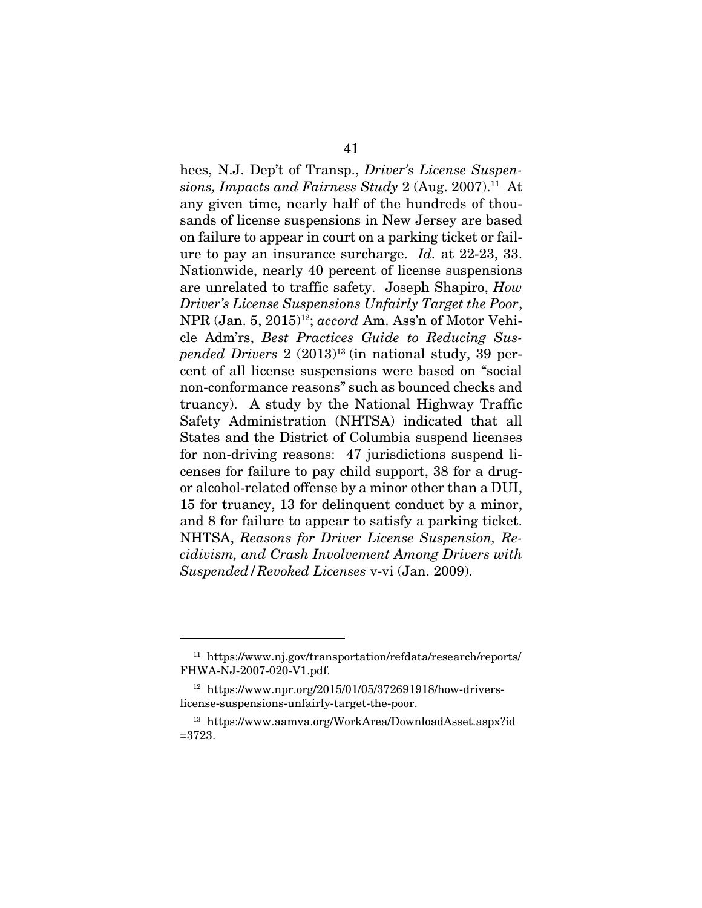hees, N.J. Dep't of Transp., *Driver's License Suspensions, Impacts and Fairness Study* 2 (Aug. 2007).[11] At any given time, nearly half of the hundreds of thousands of license suspensions in New Jersey are based on failure to appear in court on a parking ticket or failure to pay an insurance surcharge. *Id.* at 22-23, 33. Nationwide, nearly 40 percent of license suspensions are unrelated to traffic safety. Joseph Shapiro, *How Driver's License Suspensions Unfairly Target the Poor*, NPR (Jan. 5, 2015)[12]; *accord* Am. Ass'n of Motor Vehicle Adm'rs, *Best Practices Guide to Reducing Suspended Drivers* 2 (2013)[13] (in national study, 39 percent of all license suspensions were based on "social non-conformance reasons" such as bounced checks and truancy). A study by the National Highway Traffic Safety Administration (NHTSA) indicated that all States and the District of Columbia suspend licenses for non-driving reasons: 47 jurisdictions suspend licenses for failure to pay child support, 38 for a drug- or alcohol-related offense by a minor other than a DUI, 15 for truancy, 13 for delinquent conduct by a minor, and 8 for failure to appear to satisfy a parking ticket. NHTSA, *Reasons for Driver License Suspension, Recidivism, and Crash Involvement Among Drivers with Suspended/Revoked Licenses* v-vi (Jan. 2009).

---

[11] https://www.nj.gov/transportation/refdata/research/reports/FHWA-NJ-2007-020-V1.pdf.

[12] https://www.npr.org/2015/01/05/372691918/how-drivers-license-suspensions-unfairly-target-the-poor.

[13] https://www.aamva.org/WorkArea/DownloadAsset.aspx?id=3723.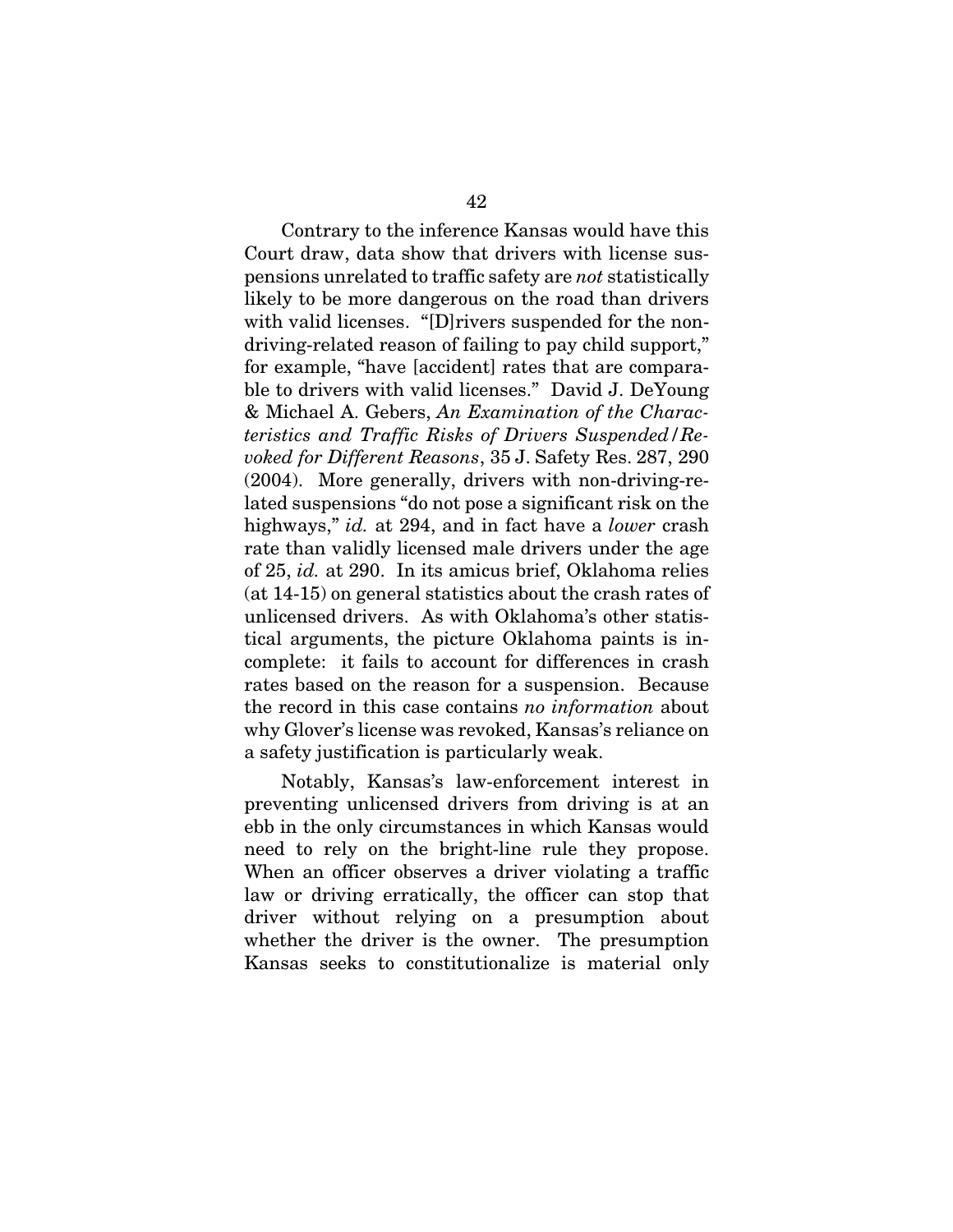Contrary to the inference Kansas would have this Court draw, data show that drivers with license suspensions unrelated to traffic safety are *not* statistically likely to be more dangerous on the road than drivers with valid licenses. "[D]rivers suspended for the non-driving-related reason of failing to pay child support," for example, "have [accident] rates that are comparable to drivers with valid licenses." David J. DeYoung & Michael A. Gebers, *An Examination of the Characteristics and Traffic Risks of Drivers Suspended/Revoked for Different Reasons*, 35 J. Safety Res. 287, 290 (2004). More generally, drivers with non-driving-related suspensions "do not pose a significant risk on the highways," *id.* at 294, and in fact have a *lower* crash rate than validly licensed male drivers under the age of 25, *id.* at 290. In its amicus brief, Oklahoma relies (at 14-15) on general statistics about the crash rates of unlicensed drivers. As with Oklahoma's other statistical arguments, the picture Oklahoma paints is incomplete: it fails to account for differences in crash rates based on the reason for a suspension. Because the record in this case contains *no information* about why Glover's license was revoked, Kansas's reliance on a safety justification is particularly weak.

Notably, Kansas's law-enforcement interest in preventing unlicensed drivers from driving is at an ebb in the only circumstances in which Kansas would need to rely on the bright-line rule they propose. When an officer observes a driver violating a traffic law or driving erratically, the officer can stop that driver without relying on a presumption about whether the driver is the owner. The presumption Kansas seeks to constitutionalize is material only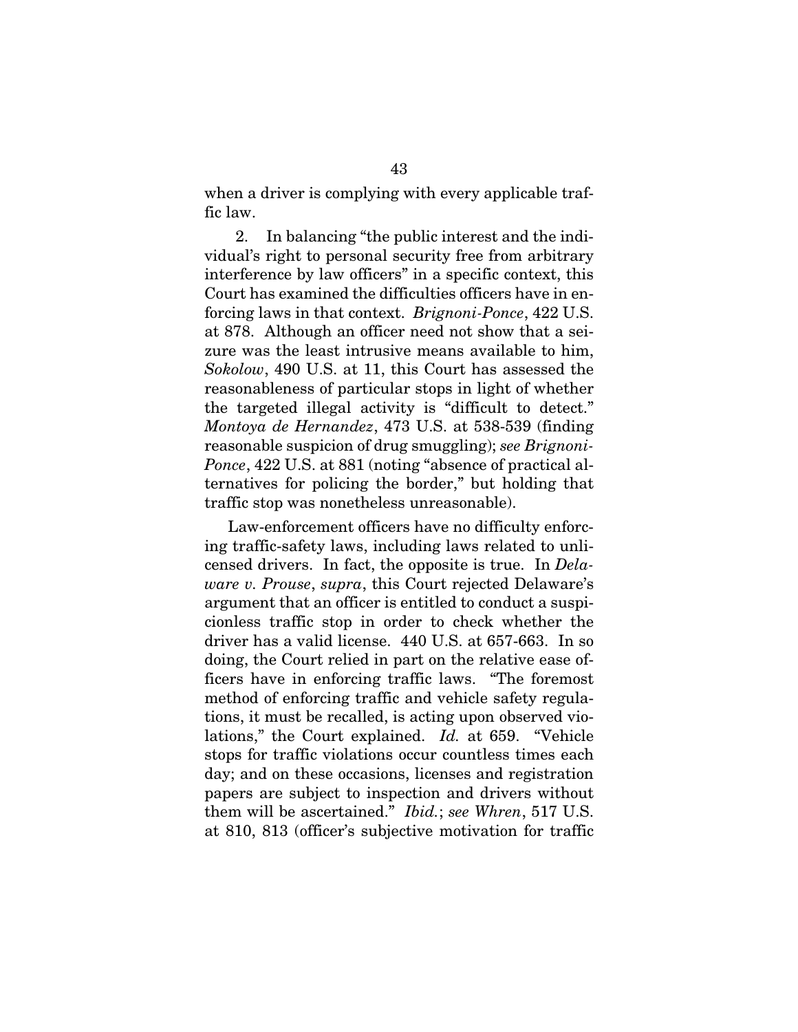when a driver is complying with every applicable traffic law.

2. In balancing "the public interest and the individual's right to personal security free from arbitrary interference by law officers" in a specific context, this Court has examined the difficulties officers have in enforcing laws in that context. *Brignoni-Ponce*, 422 U.S. at 878. Although an officer need not show that a seizure was the least intrusive means available to him, *Sokolow*, 490 U.S. at 11, this Court has assessed the reasonableness of particular stops in light of whether the targeted illegal activity is "difficult to detect." *Montoya de Hernandez*, 473 U.S. at 538-539 (finding reasonable suspicion of drug smuggling); *see Brignoni-Ponce*, 422 U.S. at 881 (noting "absence of practical alternatives for policing the border," but holding that traffic stop was nonetheless unreasonable).

Law-enforcement officers have no difficulty enforcing traffic-safety laws, including laws related to unlicensed drivers. In fact, the opposite is true. In *Delaware v. Prouse*, *supra*, this Court rejected Delaware's argument that an officer is entitled to conduct a suspicionless traffic stop in order to check whether the driver has a valid license. 440 U.S. at 657-663. In so doing, the Court relied in part on the relative ease officers have in enforcing traffic laws. "The foremost method of enforcing traffic and vehicle safety regulations, it must be recalled, is acting upon observed violations," the Court explained. *Id.* at 659. "Vehicle stops for traffic violations occur countless times each day; and on these occasions, licenses and registration papers are subject to inspection and drivers without them will be ascertained." *Ibid.*; *see Whren*, 517 U.S. at 810, 813 (officer's subjective motivation for traffic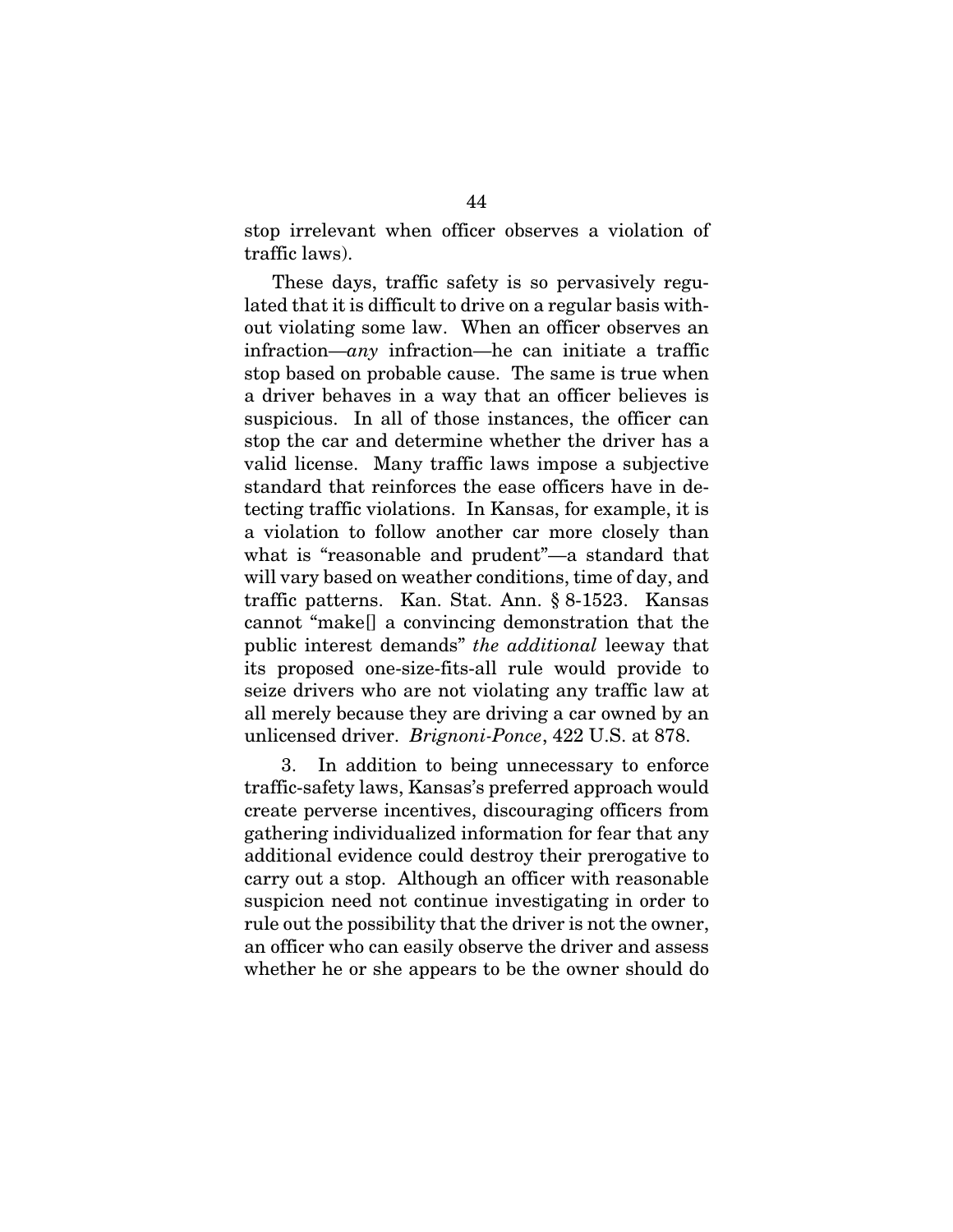stop irrelevant when officer observes a violation of traffic laws).

These days, traffic safety is so pervasively regulated that it is difficult to drive on a regular basis without violating some law. When an officer observes an infraction—*any* infraction—he can initiate a traffic stop based on probable cause. The same is true when a driver behaves in a way that an officer believes is suspicious. In all of those instances, the officer can stop the car and determine whether the driver has a valid license. Many traffic laws impose a subjective standard that reinforces the ease officers have in detecting traffic violations. In Kansas, for example, it is a violation to follow another car more closely than what is "reasonable and prudent"—a standard that will vary based on weather conditions, time of day, and traffic patterns. Kan. Stat. Ann. § 8-1523. Kansas cannot "make[] a convincing demonstration that the public interest demands" *the additional* leeway that its proposed one-size-fits-all rule would provide to seize drivers who are not violating any traffic law at all merely because they are driving a car owned by an unlicensed driver. *Brignoni-Ponce*, 422 U.S. at 878.

3. In addition to being unnecessary to enforce traffic-safety laws, Kansas's preferred approach would create perverse incentives, discouraging officers from gathering individualized information for fear that any additional evidence could destroy their prerogative to carry out a stop. Although an officer with reasonable suspicion need not continue investigating in order to rule out the possibility that the driver is not the owner, an officer who can easily observe the driver and assess whether he or she appears to be the owner should do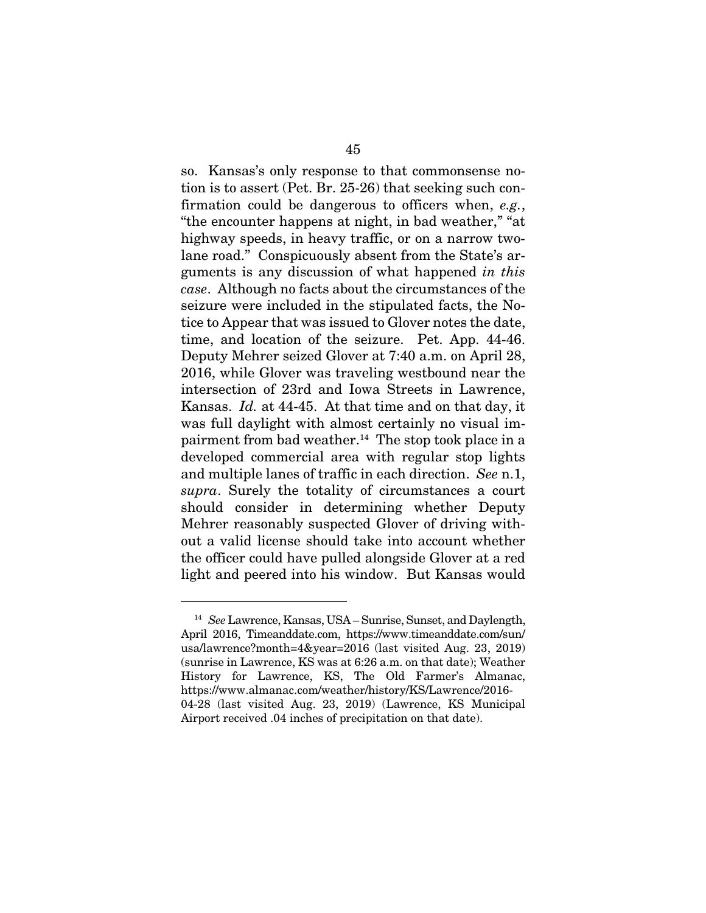so. Kansas's only response to that commonsense notion is to assert (Pet. Br. 25-26) that seeking such confirmation could be dangerous to officers when, *e.g.*, "the encounter happens at night, in bad weather," "at highway speeds, in heavy traffic, or on a narrow two-lane road." Conspicuously absent from the State's arguments is any discussion of what happened *in this case*. Although no facts about the circumstances of the seizure were included in the stipulated facts, the Notice to Appear that was issued to Glover notes the date, time, and location of the seizure. Pet. App. 44-46. Deputy Mehrer seized Glover at 7:40 a.m. on April 28, 2016, while Glover was traveling westbound near the intersection of 23rd and Iowa Streets in Lawrence, Kansas. *Id.* at 44-45. At that time and on that day, it was full daylight with almost certainly no visual impairment from bad weather.[14] The stop took place in a developed commercial area with regular stop lights and multiple lanes of traffic in each direction. *See* n.1, *supra*. Surely the totality of circumstances a court should consider in determining whether Deputy Mehrer reasonably suspected Glover of driving without a valid license should take into account whether the officer could have pulled alongside Glover at a red light and peered into his window. But Kansas would

---

[14] *See* Lawrence, Kansas, USA – Sunrise, Sunset, and Daylength, April 2016, Timeanddate.com, https://www.timeanddate.com/sun/usa/lawrence?month=4&year=2016 (last visited Aug. 23, 2019) (sunrise in Lawrence, KS was at 6:26 a.m. on that date); Weather History for Lawrence, KS, The Old Farmer's Almanac, https://www.almanac.com/weather/history/KS/Lawrence/2016-04-28 (last visited Aug. 23, 2019) (Lawrence, KS Municipal Airport received .04 inches of precipitation on that date).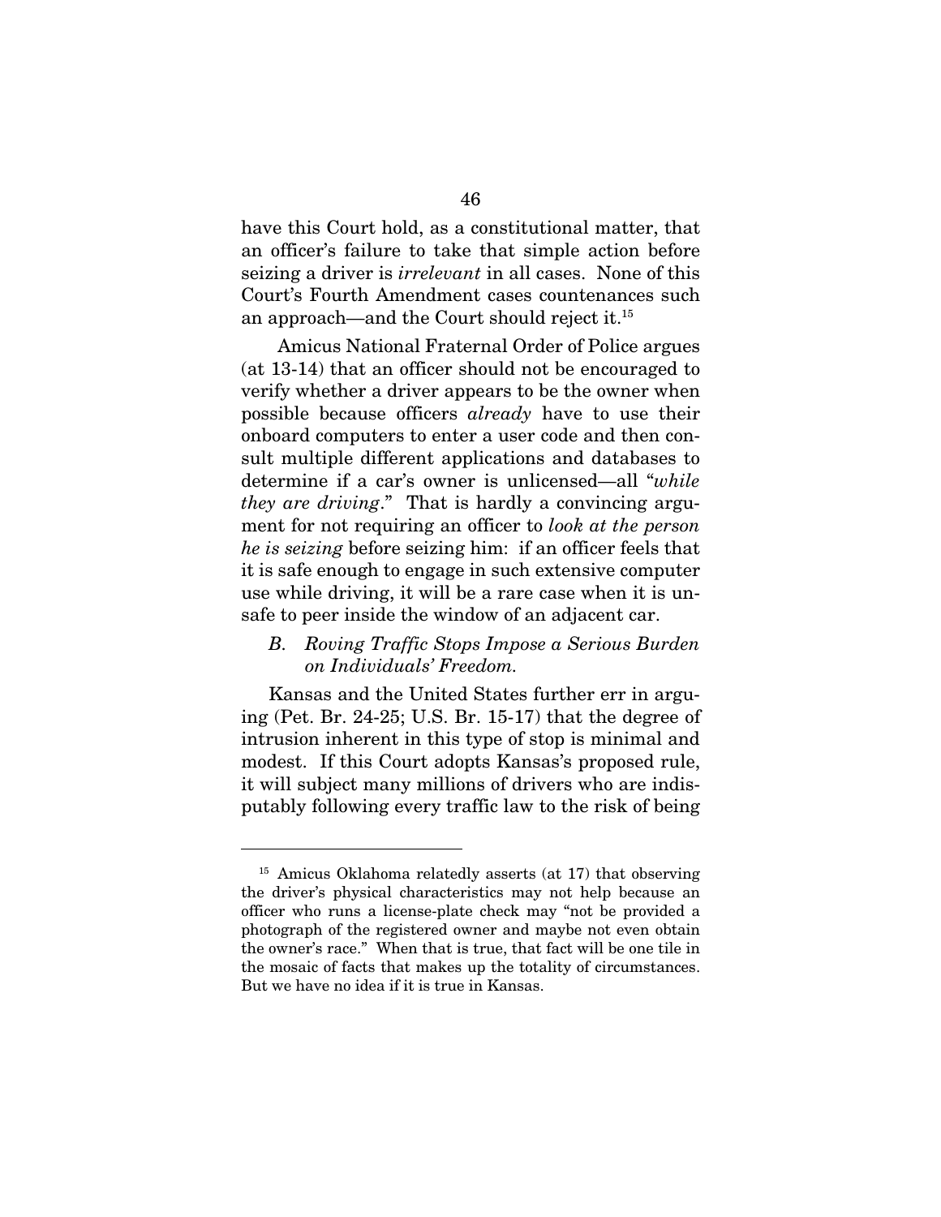have this Court hold, as a constitutional matter, that an officer's failure to take that simple action before seizing a driver is *irrelevant* in all cases. None of this Court's Fourth Amendment cases countenances such an approach—and the Court should reject it.[15]

Amicus National Fraternal Order of Police argues (at 13-14) that an officer should not be encouraged to verify whether a driver appears to be the owner when possible because officers *already* have to use their onboard computers to enter a user code and then consult multiple different applications and databases to determine if a car's owner is unlicensed—all "*while they are driving*." That is hardly a convincing argument for not requiring an officer to *look at the person he is seizing* before seizing him: if an officer feels that it is safe enough to engage in such extensive computer use while driving, it will be a rare case when it is unsafe to peer inside the window of an adjacent car.

### *B. Roving Traffic Stops Impose a Serious Burden on Individuals' Freedom.*

Kansas and the United States further err in arguing (Pet. Br. 24-25; U.S. Br. 15-17) that the degree of intrusion inherent in this type of stop is minimal and modest. If this Court adopts Kansas's proposed rule, it will subject many millions of drivers who are indisputably following every traffic law to the risk of being

---

[15] Amicus Oklahoma relatedly asserts (at 17) that observing the driver's physical characteristics may not help because an officer who runs a license-plate check may "not be provided a photograph of the registered owner and maybe not even obtain the owner's race." When that is true, that fact will be one tile in the mosaic of facts that makes up the totality of circumstances. But we have no idea if it is true in Kansas.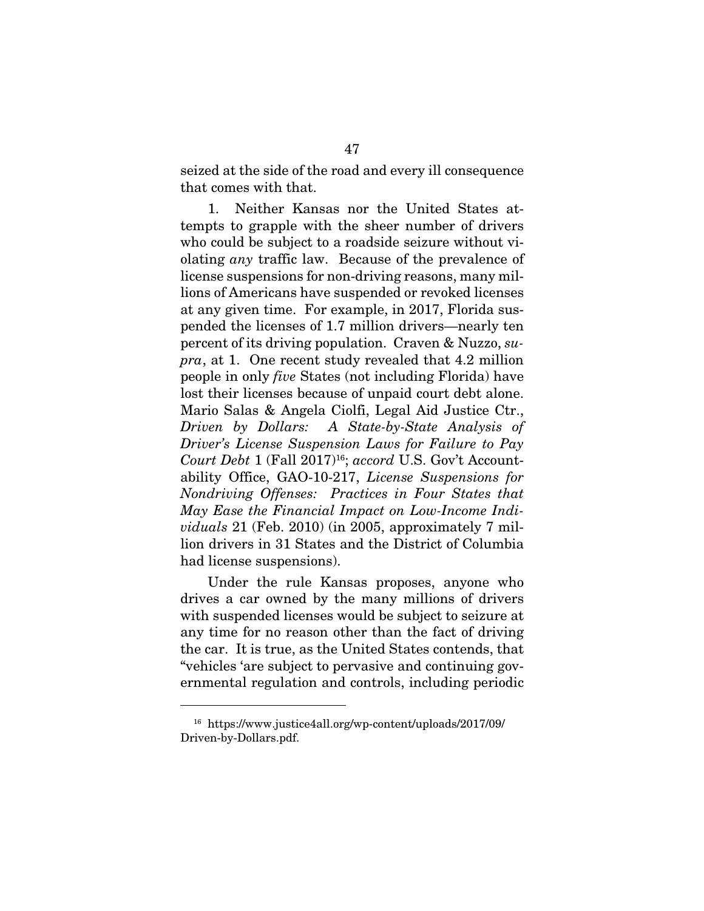seized at the side of the road and every ill consequence that comes with that.

1. Neither Kansas nor the United States attempts to grapple with the sheer number of drivers who could be subject to a roadside seizure without violating *any* traffic law. Because of the prevalence of license suspensions for non-driving reasons, many millions of Americans have suspended or revoked licenses at any given time. For example, in 2017, Florida suspended the licenses of 1.7 million drivers—nearly ten percent of its driving population. Craven & Nuzzo, *supra*, at 1. One recent study revealed that 4.2 million people in only *five* States (not including Florida) have lost their licenses because of unpaid court debt alone. Mario Salas & Angela Ciolfi, Legal Aid Justice Ctr., *Driven by Dollars: A State-by-State Analysis of Driver's License Suspension Laws for Failure to Pay Court Debt* 1 (Fall 2017)[16]; *accord* U.S. Gov't Accountability Office, GAO-10-217, *License Suspensions for Nondriving Offenses: Practices in Four States that May Ease the Financial Impact on Low-Income Individuals* 21 (Feb. 2010) (in 2005, approximately 7 million drivers in 31 States and the District of Columbia had license suspensions).

Under the rule Kansas proposes, anyone who drives a car owned by the many millions of drivers with suspended licenses would be subject to seizure at any time for no reason other than the fact of driving the car. It is true, as the United States contends, that "vehicles 'are subject to pervasive and continuing governmental regulation and controls, including periodic

---

[16] https://www.justice4all.org/wp-content/uploads/2017/09/Driven-by-Dollars.pdf.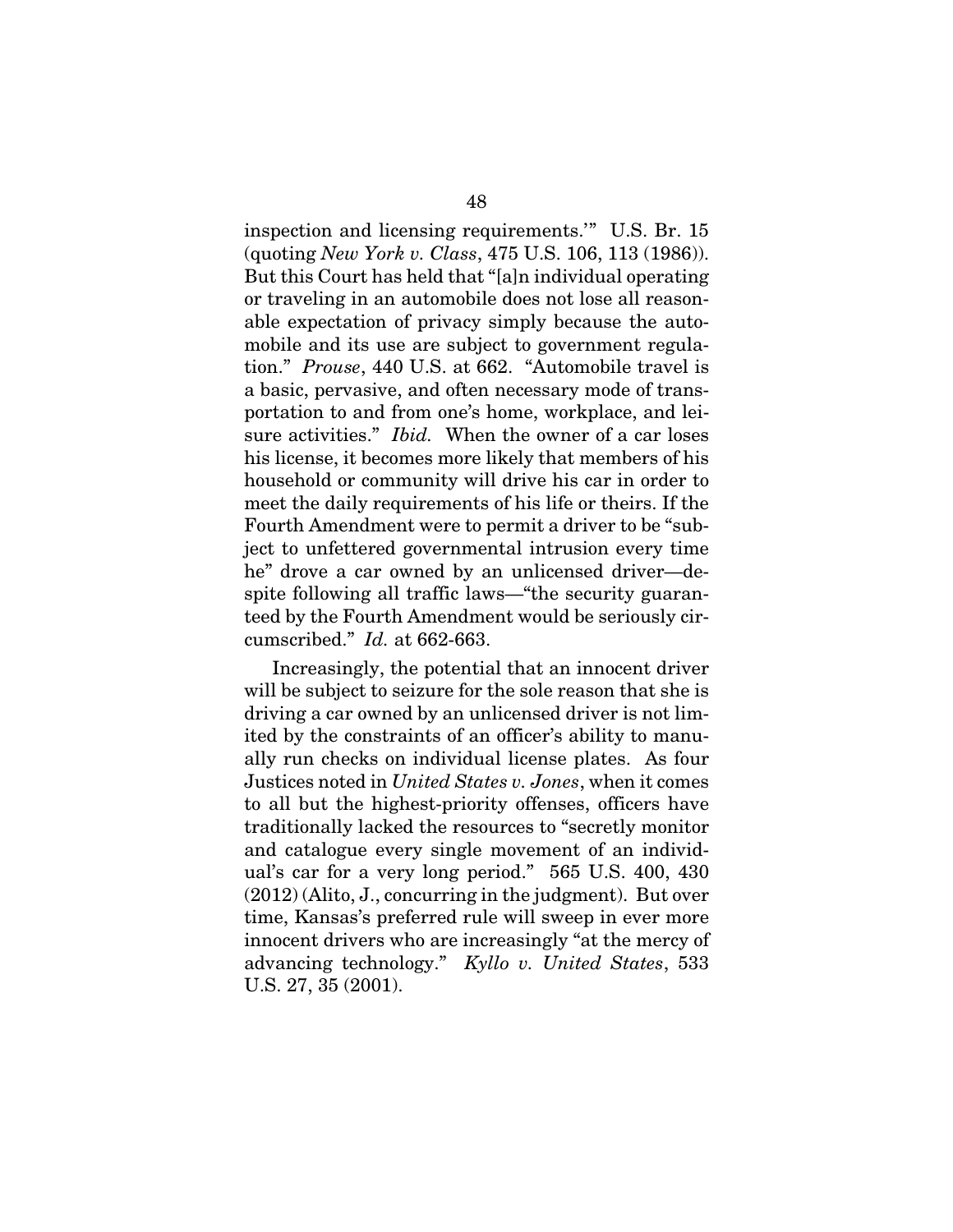inspection and licensing requirements.'" U.S. Br. 15 (quoting *New York v. Class*, 475 U.S. 106, 113 (1986)). But this Court has held that "[a]n individual operating or traveling in an automobile does not lose all reasonable expectation of privacy simply because the automobile and its use are subject to government regulation." *Prouse*, 440 U.S. at 662. "Automobile travel is a basic, pervasive, and often necessary mode of transportation to and from one's home, workplace, and leisure activities." *Ibid.* When the owner of a car loses his license, it becomes more likely that members of his household or community will drive his car in order to meet the daily requirements of his life or theirs. If the Fourth Amendment were to permit a driver to be "subject to unfettered governmental intrusion every time he" drove a car owned by an unlicensed driver—despite following all traffic laws—"the security guaranteed by the Fourth Amendment would be seriously circumscribed." *Id.* at 662-663.

Increasingly, the potential that an innocent driver will be subject to seizure for the sole reason that she is driving a car owned by an unlicensed driver is not limited by the constraints of an officer's ability to manually run checks on individual license plates. As four Justices noted in *United States v. Jones*, when it comes to all but the highest-priority offenses, officers have traditionally lacked the resources to "secretly monitor and catalogue every single movement of an individual's car for a very long period." 565 U.S. 400, 430 (2012) (Alito, J., concurring in the judgment). But over time, Kansas's preferred rule will sweep in ever more innocent drivers who are increasingly "at the mercy of advancing technology." *Kyllo v. United States*, 533 U.S. 27, 35 (2001).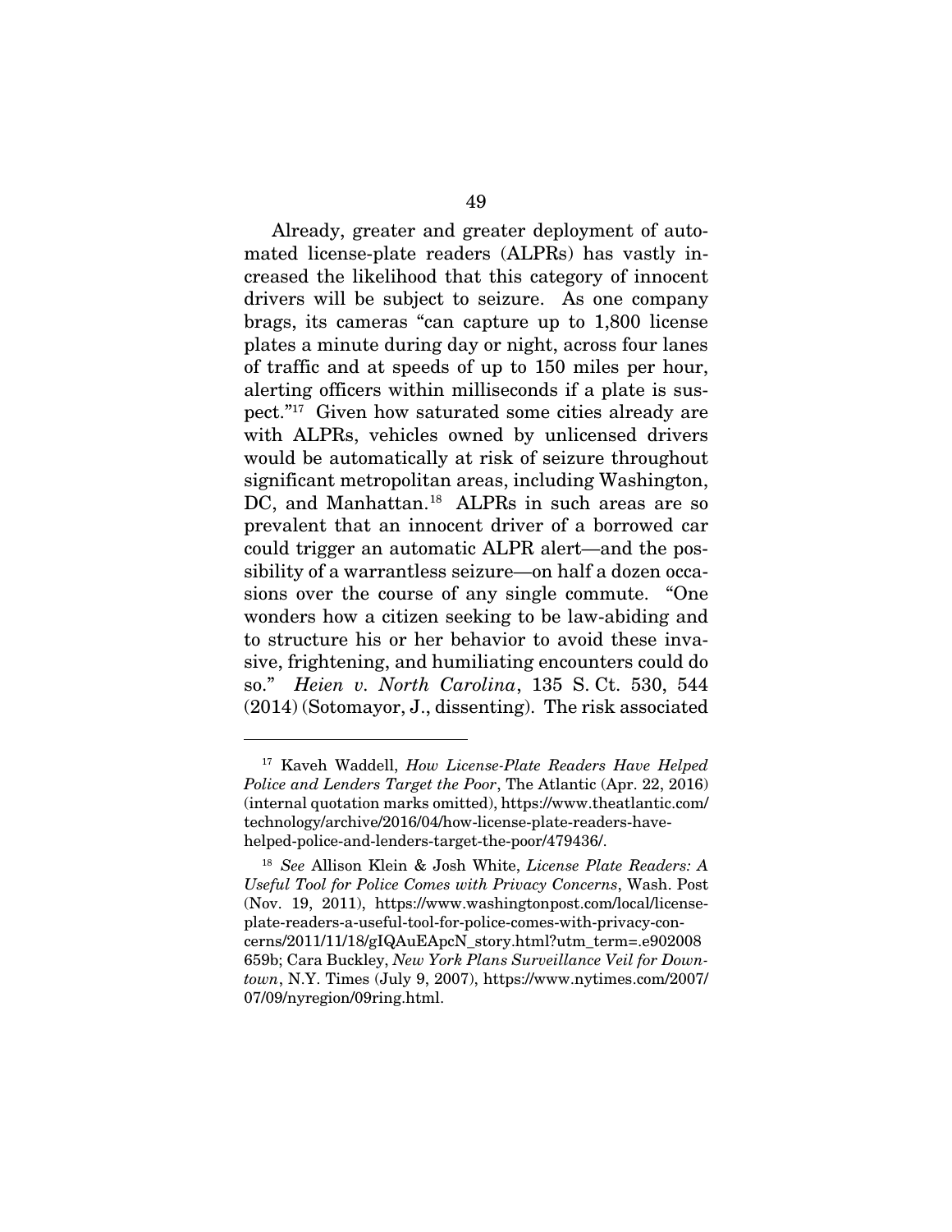Already, greater and greater deployment of automated license-plate readers (ALPRs) has vastly increased the likelihood that this category of innocent drivers will be subject to seizure. As one company brags, its cameras "can capture up to 1,800 license plates a minute during day or night, across four lanes of traffic and at speeds of up to 150 miles per hour, alerting officers within milliseconds if a plate is suspect."[17] Given how saturated some cities already are with ALPRs, vehicles owned by unlicensed drivers would be automatically at risk of seizure throughout significant metropolitan areas, including Washington, DC, and Manhattan.[18] ALPRs in such areas are so prevalent that an innocent driver of a borrowed car could trigger an automatic ALPR alert—and the possibility of a warrantless seizure—on half a dozen occasions over the course of any single commute. "One wonders how a citizen seeking to be law-abiding and to structure his or her behavior to avoid these invasive, frightening, and humiliating encounters could do so." *Heien v. North Carolina*, 135 S. Ct. 530, 544 (2014) (Sotomayor, J., dissenting). The risk associated

---

[17] Kaveh Waddell, *How License-Plate Readers Have Helped Police and Lenders Target the Poor*, The Atlantic (Apr. 22, 2016) (internal quotation marks omitted), https://www.theatlantic.com/technology/archive/2016/04/how-license-plate-readers-have-helped-police-and-lenders-target-the-poor/479436/.

[18] *See* Allison Klein & Josh White, *License Plate Readers: A Useful Tool for Police Comes with Privacy Concerns*, Wash. Post (Nov. 19, 2011), https://www.washingtonpost.com/local/license-plate-readers-a-useful-tool-for-police-comes-with-privacy-concerns/2011/11/18/gIQAuEApcN_story.html?utm_term=.e902008659b; Cara Buckley, *New York Plans Surveillance Veil for Downtown*, N.Y. Times (July 9, 2007), https://www.nytimes.com/2007/07/09/nyregion/09ring.html.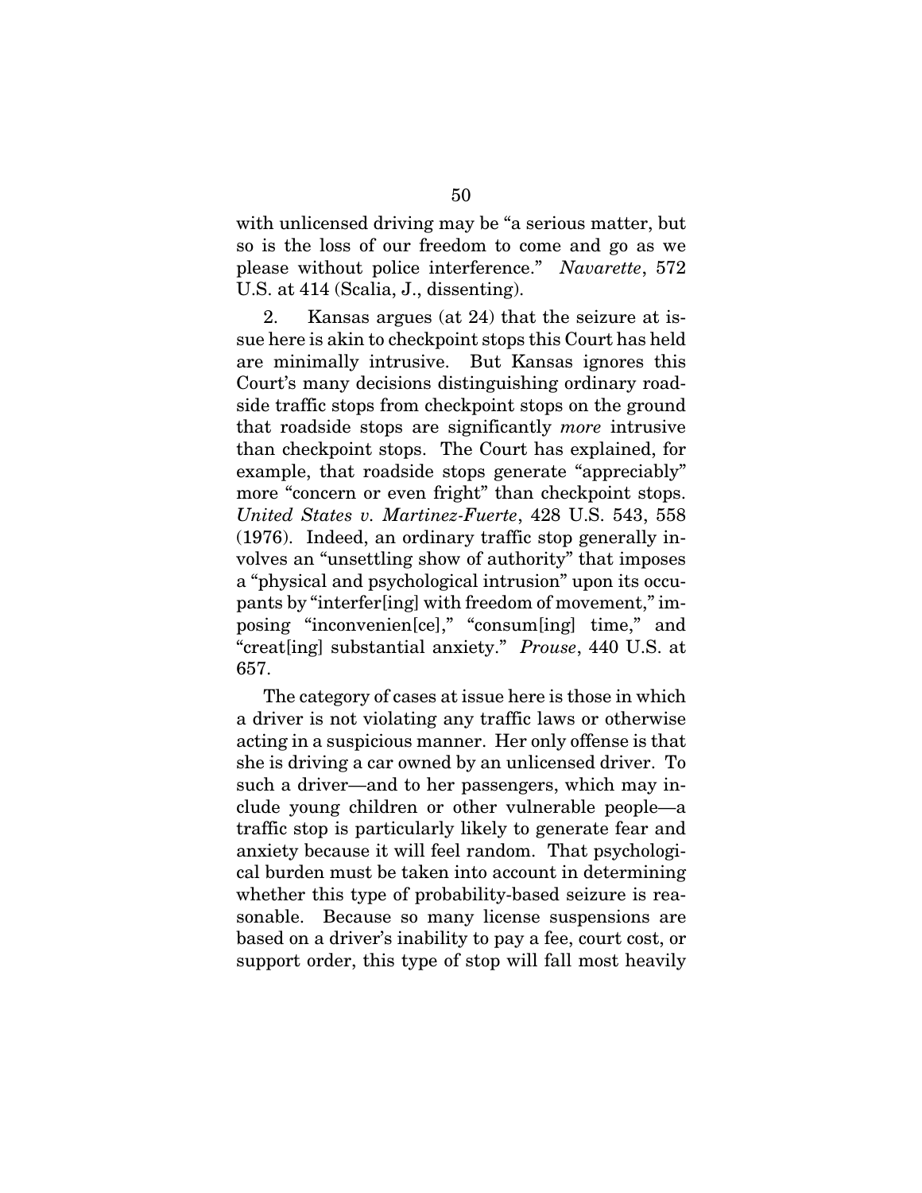with unlicensed driving may be "a serious matter, but so is the loss of our freedom to come and go as we please without police interference." *Navarette*, 572 U.S. at 414 (Scalia, J., dissenting).

2. Kansas argues (at 24) that the seizure at issue here is akin to checkpoint stops this Court has held are minimally intrusive. But Kansas ignores this Court's many decisions distinguishing ordinary roadside traffic stops from checkpoint stops on the ground that roadside stops are significantly *more* intrusive than checkpoint stops. The Court has explained, for example, that roadside stops generate "appreciably" more "concern or even fright" than checkpoint stops. *United States v. Martinez-Fuerte*, 428 U.S. 543, 558 (1976). Indeed, an ordinary traffic stop generally involves an "unsettling show of authority" that imposes a "physical and psychological intrusion" upon its occupants by "interfer[ing] with freedom of movement," imposing "inconvenien[ce]," "consum[ing] time," and "creat[ing] substantial anxiety." *Prouse*, 440 U.S. at 657.

The category of cases at issue here is those in which a driver is not violating any traffic laws or otherwise acting in a suspicious manner. Her only offense is that she is driving a car owned by an unlicensed driver. To such a driver—and to her passengers, which may include young children or other vulnerable people—a traffic stop is particularly likely to generate fear and anxiety because it will feel random. That psychological burden must be taken into account in determining whether this type of probability-based seizure is reasonable. Because so many license suspensions are based on a driver's inability to pay a fee, court cost, or support order, this type of stop will fall most heavily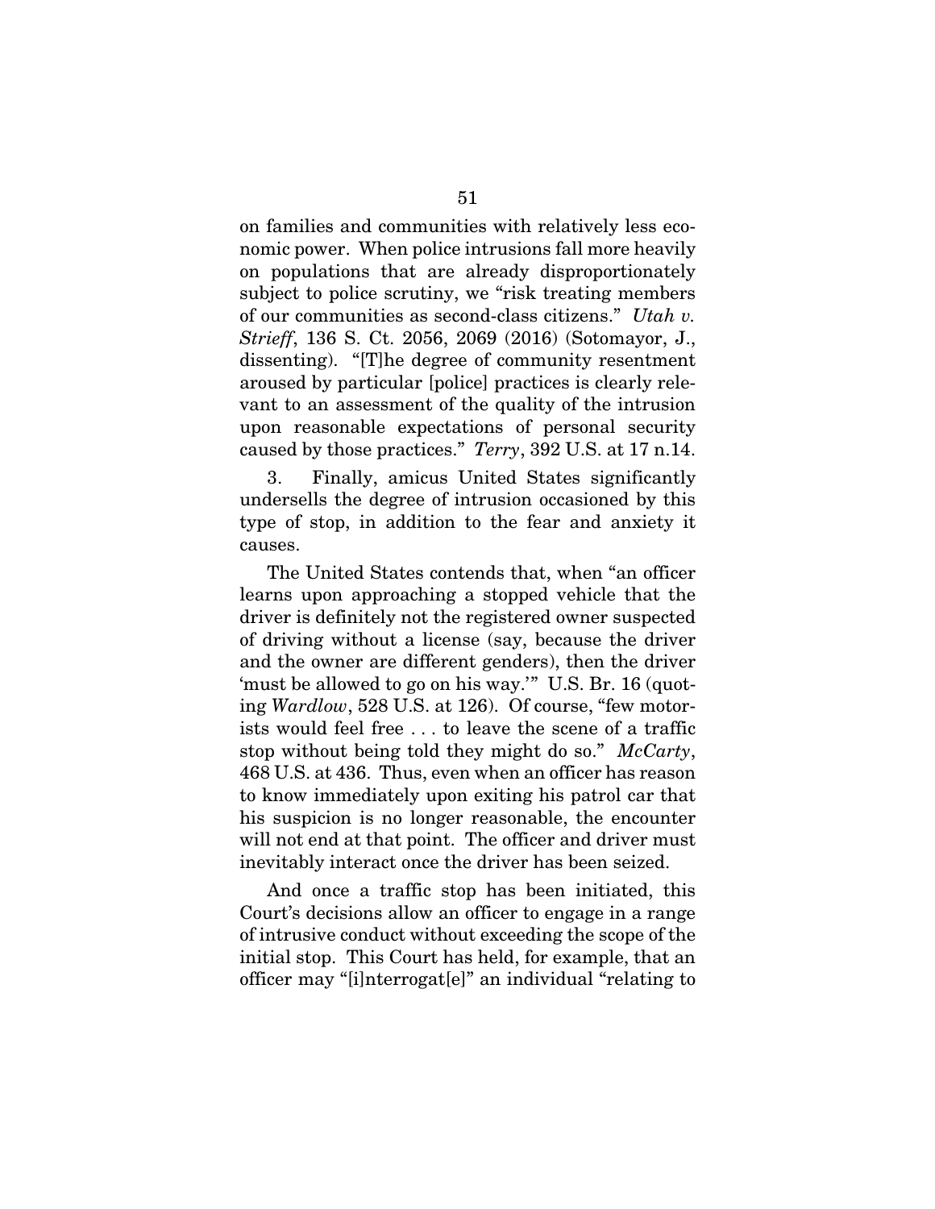on families and communities with relatively less economic power. When police intrusions fall more heavily on populations that are already disproportionately subject to police scrutiny, we "risk treating members of our communities as second-class citizens." *Utah v. Strieff*, 136 S. Ct. 2056, 2069 (2016) (Sotomayor, J., dissenting). "[T]he degree of community resentment aroused by particular [police] practices is clearly relevant to an assessment of the quality of the intrusion upon reasonable expectations of personal security caused by those practices." *Terry*, 392 U.S. at 17 n.14.

3. Finally, amicus United States significantly undersells the degree of intrusion occasioned by this type of stop, in addition to the fear and anxiety it causes.

The United States contends that, when "an officer learns upon approaching a stopped vehicle that the driver is definitely not the registered owner suspected of driving without a license (say, because the driver and the owner are different genders), then the driver 'must be allowed to go on his way.'" U.S. Br. 16 (quoting *Wardlow*, 528 U.S. at 126). Of course, "few motorists would feel free . . . to leave the scene of a traffic stop without being told they might do so." *McCarty*, 468 U.S. at 436. Thus, even when an officer has reason to know immediately upon exiting his patrol car that his suspicion is no longer reasonable, the encounter will not end at that point. The officer and driver must inevitably interact once the driver has been seized.

And once a traffic stop has been initiated, this Court's decisions allow an officer to engage in a range of intrusive conduct without exceeding the scope of the initial stop. This Court has held, for example, that an officer may "[i]nterrogat[e]" an individual "relating to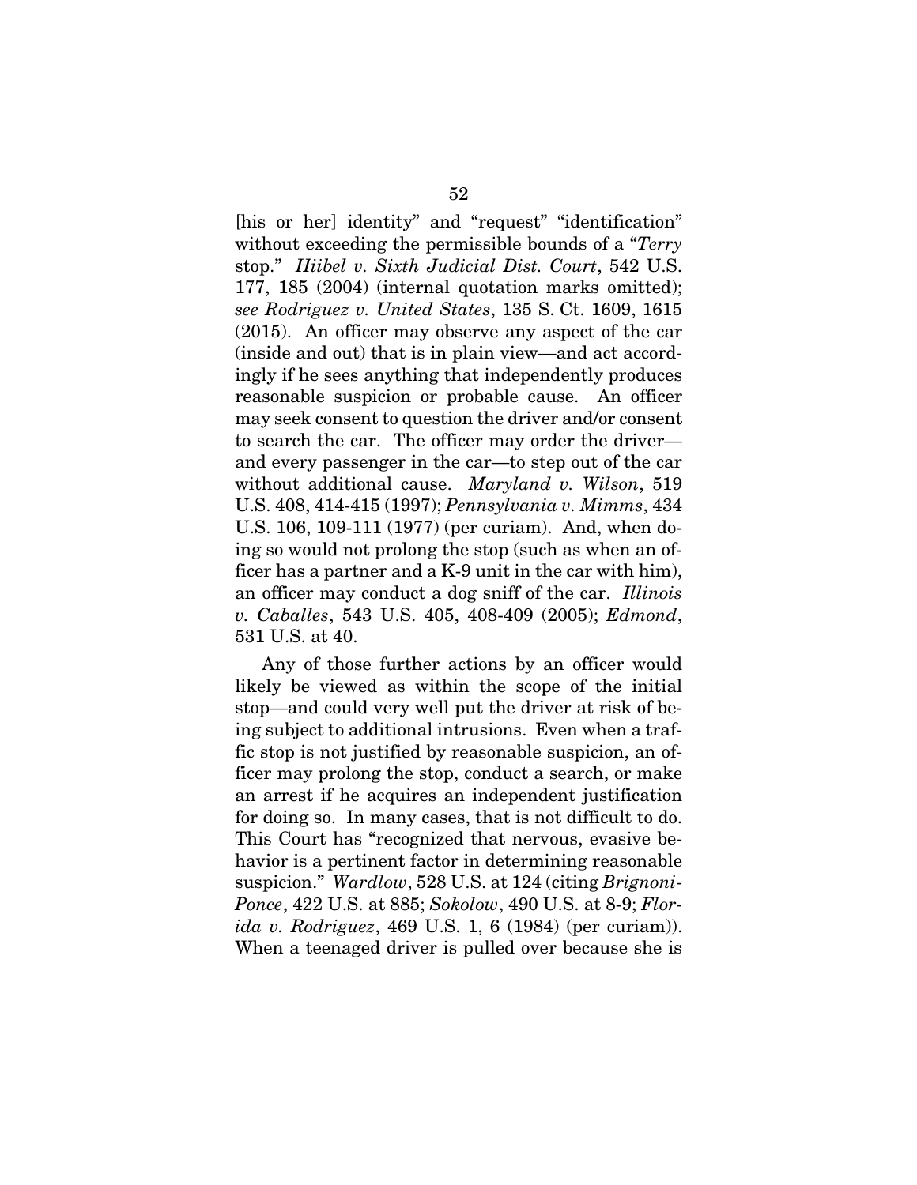[his or her] identity" and "request" "identification" without exceeding the permissible bounds of a "*Terry* stop." *Hiibel v. Sixth Judicial Dist. Court*, 542 U.S. 177, 185 (2004) (internal quotation marks omitted); *see Rodriguez v. United States*, 135 S. Ct. 1609, 1615 (2015). An officer may observe any aspect of the car (inside and out) that is in plain view—and act accordingly if he sees anything that independently produces reasonable suspicion or probable cause. An officer may seek consent to question the driver and/or consent to search the car. The officer may order the driver—and every passenger in the car—to step out of the car without additional cause. *Maryland v. Wilson*, 519 U.S. 408, 414-415 (1997); *Pennsylvania v. Mimms*, 434 U.S. 106, 109-111 (1977) (per curiam). And, when doing so would not prolong the stop (such as when an officer has a partner and a K-9 unit in the car with him), an officer may conduct a dog sniff of the car. *Illinois v. Caballes*, 543 U.S. 405, 408-409 (2005); *Edmond*, 531 U.S. at 40.

Any of those further actions by an officer would likely be viewed as within the scope of the initial stop—and could very well put the driver at risk of being subject to additional intrusions. Even when a traffic stop is not justified by reasonable suspicion, an officer may prolong the stop, conduct a search, or make an arrest if he acquires an independent justification for doing so. In many cases, that is not difficult to do. This Court has "recognized that nervous, evasive behavior is a pertinent factor in determining reasonable suspicion." *Wardlow*, 528 U.S. at 124 (citing *Brignoni-Ponce*, 422 U.S. at 885; *Sokolow*, 490 U.S. at 8-9; *Florida v. Rodriguez*, 469 U.S. 1, 6 (1984) (per curiam)). When a teenaged driver is pulled over because she is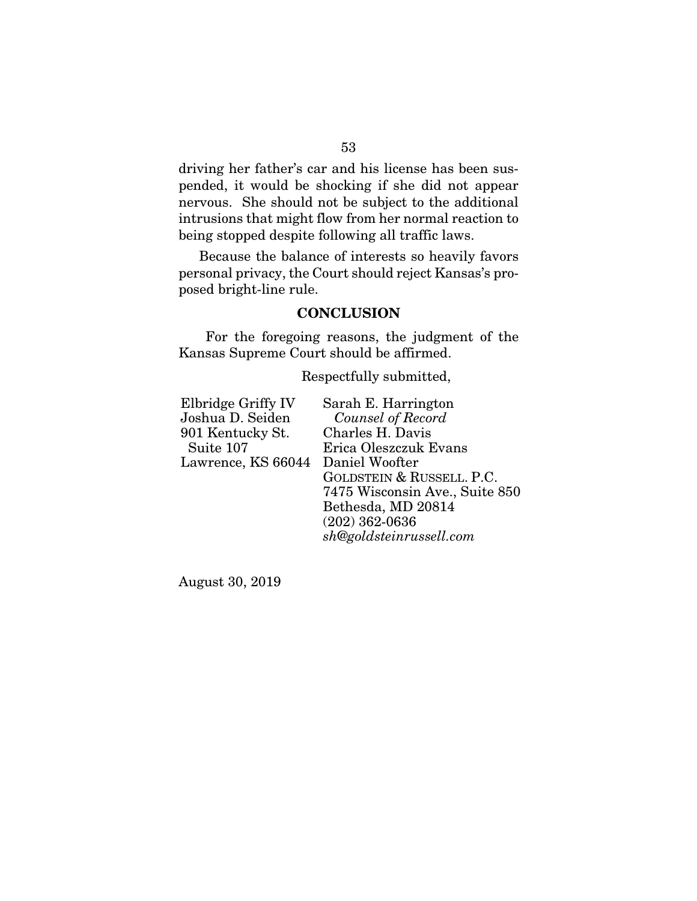driving her father's car and his license has been suspended, it would be shocking if she did not appear nervous. She should not be subject to the additional intrusions that might flow from her normal reaction to being stopped despite following all traffic laws.

Because the balance of interests so heavily favors personal privacy, the Court should reject Kansas's proposed bright-line rule.

## CONCLUSION

For the foregoing reasons, the judgment of the Kansas Supreme Court should be affirmed.

Respectfully submitted,

Elbridge Griffy IV
Joshua D. Seiden
901 Kentucky St.
Suite 107
Lawrence, KS 66044

Sarah E. Harrington
*Counsel of Record*
Charles H. Davis
Erica Oleszczuk Evans
Daniel Woofter
GOLDSTEIN & RUSSELL. P.C.
7475 Wisconsin Ave., Suite 850
Bethesda, MD 20814
(202) 362-0636
*sh@goldsteinrussell.com*

August 30, 2019